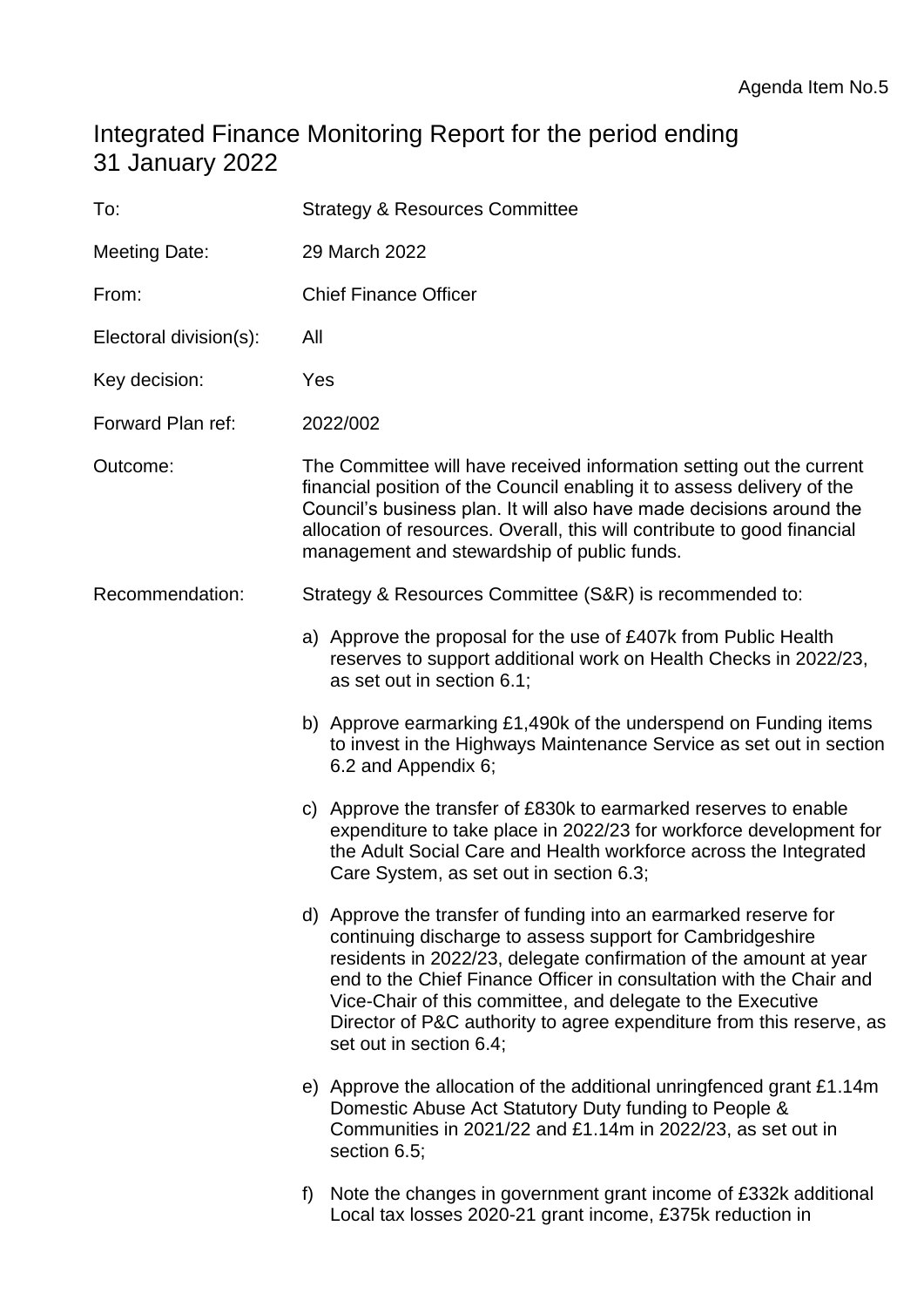Agenda Item No.5

# Integrated Finance Monitoring Report for the period ending 31 January 2022

| | |
|---|---|
| To: | Strategy & Resources Committee |
| Meeting Date: | 29 March 2022 |
| From: | Chief Finance Officer |
| Electoral division(s): | All |
| Key decision: | Yes |
| Forward Plan ref: | 2022/002 |
| Outcome: | The Committee will have received information setting out the current financial position of the Council enabling it to assess delivery of the Council's business plan. It will also have made decisions around the allocation of resources. Overall, this will contribute to good financial management and stewardship of public funds. |
| Recommendation: | Strategy & Resources Committee (S&R) is recommended to: |

a) Approve the proposal for the use of £407k from Public Health reserves to support additional work on Health Checks in 2022/23, as set out in section 6.1;

b) Approve earmarking £1,490k of the underspend on Funding items to invest in the Highways Maintenance Service as set out in section 6.2 and Appendix 6;

c) Approve the transfer of £830k to earmarked reserves to enable expenditure to take place in 2022/23 for workforce development for the Adult Social Care and Health workforce across the Integrated Care System, as set out in section 6.3;

d) Approve the transfer of funding into an earmarked reserve for continuing discharge to assess support for Cambridgeshire residents in 2022/23, delegate confirmation of the amount at year end to the Chief Finance Officer in consultation with the Chair and Vice-Chair of this committee, and delegate to the Executive Director of P&C authority to agree expenditure from this reserve, as set out in section 6.4;

e) Approve the allocation of the additional unringfenced grant £1.14m Domestic Abuse Act Statutory Duty funding to People & Communities in 2021/22 and £1.14m in 2022/23, as set out in section 6.5;

f) Note the changes in government grant income of £332k additional Local tax losses 2020-21 grant income, £375k reduction in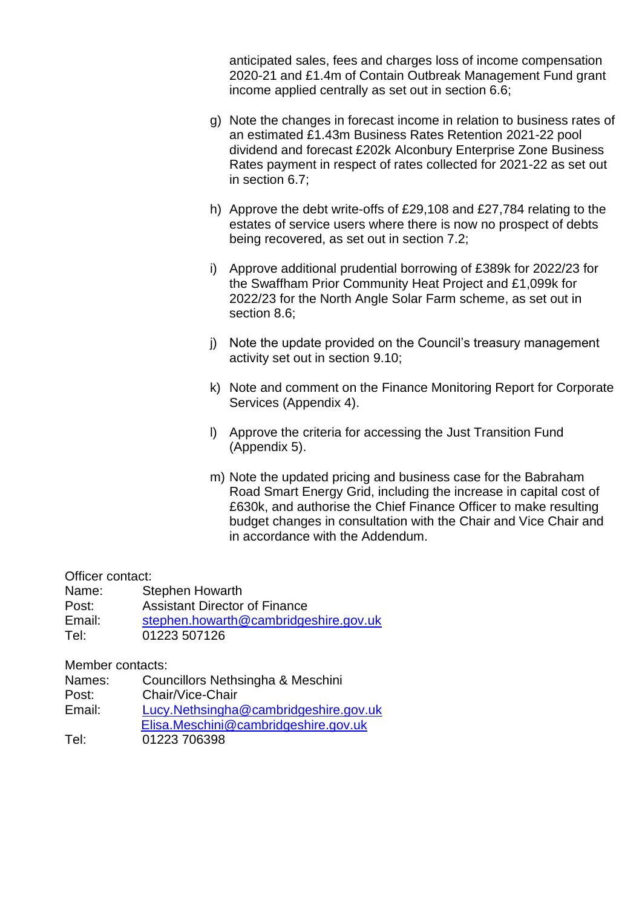anticipated sales, fees and charges loss of income compensation 2020-21 and £1.4m of Contain Outbreak Management Fund grant income applied centrally as set out in section 6.6;

g) Note the changes in forecast income in relation to business rates of an estimated £1.43m Business Rates Retention 2021-22 pool dividend and forecast £202k Alconbury Enterprise Zone Business Rates payment in respect of rates collected for 2021-22 as set out in section 6.7;

h) Approve the debt write-offs of £29,108 and £27,784 relating to the estates of service users where there is now no prospect of debts being recovered, as set out in section 7.2;

i) Approve additional prudential borrowing of £389k for 2022/23 for the Swaffham Prior Community Heat Project and £1,099k for 2022/23 for the North Angle Solar Farm scheme, as set out in section 8.6;

j) Note the update provided on the Council's treasury management activity set out in section 9.10;

k) Note and comment on the Finance Monitoring Report for Corporate Services (Appendix 4).

l) Approve the criteria for accessing the Just Transition Fund (Appendix 5).

m) Note the updated pricing and business case for the Babraham Road Smart Energy Grid, including the increase in capital cost of £630k, and authorise the Chief Finance Officer to make resulting budget changes in consultation with the Chair and Vice Chair and in accordance with the Addendum.

Officer contact:
Name: Stephen Howarth
Post: Assistant Director of Finance
Email: stephen.howarth@cambridgeshire.gov.uk
Tel: 01223 507126

Member contacts:
Names: Councillors Nethsingha & Meschini
Post: Chair/Vice-Chair
Email: Lucy.Nethsingha@cambridgeshire.gov.uk
Elisa.Meschini@cambridgeshire.gov.uk
Tel: 01223 706398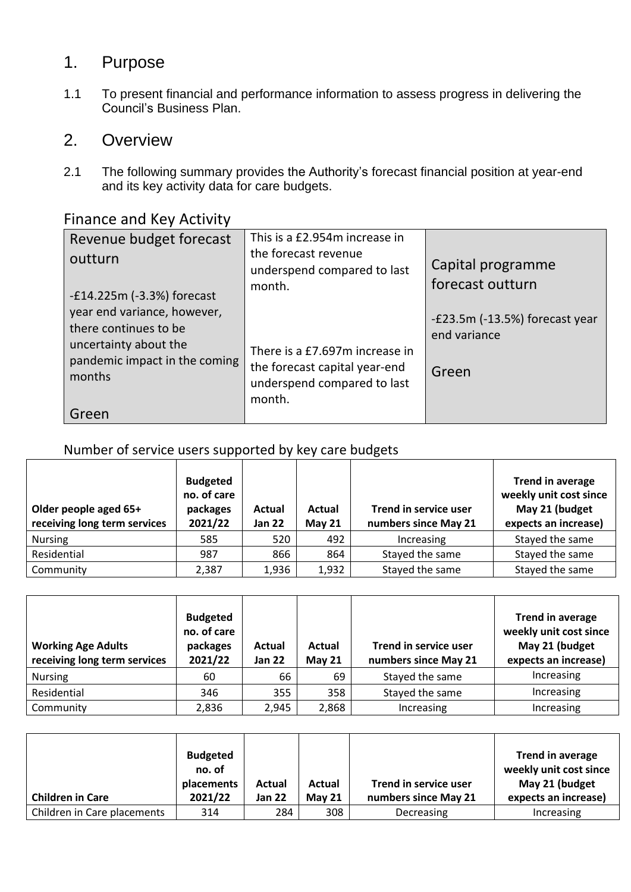## 1. Purpose

1.1 To present financial and performance information to assess progress in delivering the Council's Business Plan.

## 2. Overview

2.1 The following summary provides the Authority's forecast financial position at year-end and its key activity data for care budgets.

### Finance and Key Activity

| Revenue budget forecast outturn | This is a £2.954m increase in the forecast revenue underspend compared to last month. | Capital programme forecast outturn |
|---|---|---|
| -£14.225m (-3.3%) forecast year end variance, however, there continues to be uncertainty about the pandemic impact in the coming months | There is a £7.697m increase in the forecast capital year-end underspend compared to last month. | -£23.5m (-13.5%) forecast year end variance |
| Green | | Green |

### Number of service users supported by key care budgets

| Older people aged 65+ receiving long term services | Budgeted no. of care packages 2021/22 | Actual Jan 22 | Actual May 21 | Trend in service user numbers since May 21 | Trend in average weekly unit cost since May 21 (budget expects an increase) |
|---|---|---|---|---|---|
| Nursing | 585 | 520 | 492 | Increasing | Stayed the same |
| Residential | 987 | 866 | 864 | Stayed the same | Stayed the same |
| Community | 2,387 | 1,936 | 1,932 | Stayed the same | Stayed the same |

| Working Age Adults receiving long term services | Budgeted no. of care packages 2021/22 | Actual Jan 22 | Actual May 21 | Trend in service user numbers since May 21 | Trend in average weekly unit cost since May 21 (budget expects an increase) |
|---|---|---|---|---|---|
| Nursing | 60 | 66 | 69 | Stayed the same | Increasing |
| Residential | 346 | 355 | 358 | Stayed the same | Increasing |
| Community | 2,836 | 2,945 | 2,868 | Increasing | Increasing |

| Children in Care | Budgeted no. of placements 2021/22 | Actual Jan 22 | Actual May 21 | Trend in service user numbers since May 21 | Trend in average weekly unit cost since May 21 (budget expects an increase) |
|---|---|---|---|---|---|
| Children in Care placements | 314 | 284 | 308 | Decreasing | Increasing |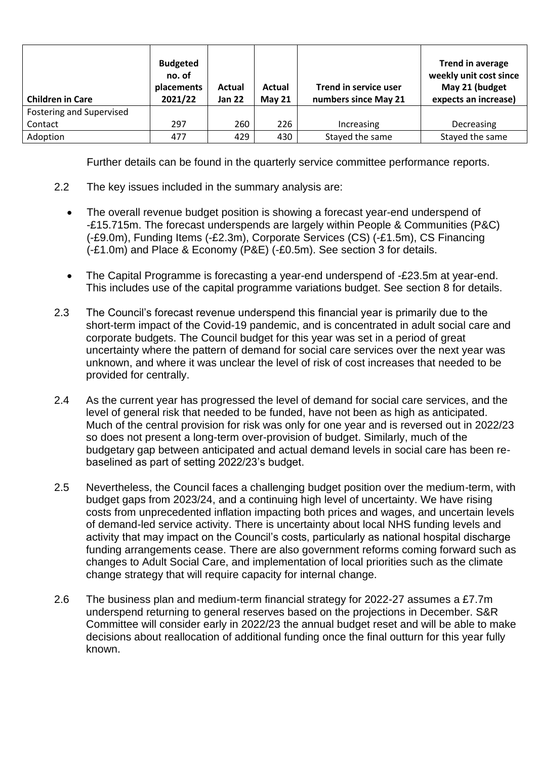| Children in Care | Budgeted no. of placements 2021/22 | Actual Jan 22 | Actual May 21 | Trend in service user numbers since May 21 | Trend in average weekly unit cost since May 21 (budget expects an increase) |
|---|---|---|---|---|---|
| Fostering and Supervised Contact | 297 | 260 | 226 | Increasing | Decreasing |
| Adoption | 477 | 429 | 430 | Stayed the same | Stayed the same |

Further details can be found in the quarterly service committee performance reports.

2.2 The key issues included in the summary analysis are:

- The overall revenue budget position is showing a forecast year-end underspend of -£15.715m. The forecast underspends are largely within People & Communities (P&C) (-£9.0m), Funding Items (-£2.3m), Corporate Services (CS) (-£1.5m), CS Financing (-£1.0m) and Place & Economy (P&E) (-£0.5m). See section 3 for details.
- The Capital Programme is forecasting a year-end underspend of -£23.5m at year-end. This includes use of the capital programme variations budget. See section 8 for details.

2.3 The Council's forecast revenue underspend this financial year is primarily due to the short-term impact of the Covid-19 pandemic, and is concentrated in adult social care and corporate budgets. The Council budget for this year was set in a period of great uncertainty where the pattern of demand for social care services over the next year was unknown, and where it was unclear the level of risk of cost increases that needed to be provided for centrally.

2.4 As the current year has progressed the level of demand for social care services, and the level of general risk that needed to be funded, have not been as high as anticipated. Much of the central provision for risk was only for one year and is reversed out in 2022/23 so does not present a long-term over-provision of budget. Similarly, much of the budgetary gap between anticipated and actual demand levels in social care has been re-baselined as part of setting 2022/23's budget.

2.5 Nevertheless, the Council faces a challenging budget position over the medium-term, with budget gaps from 2023/24, and a continuing high level of uncertainty. We have rising costs from unprecedented inflation impacting both prices and wages, and uncertain levels of demand-led service activity. There is uncertainty about local NHS funding levels and activity that may impact on the Council's costs, particularly as national hospital discharge funding arrangements cease. There are also government reforms coming forward such as changes to Adult Social Care, and implementation of local priorities such as the climate change strategy that will require capacity for internal change.

2.6 The business plan and medium-term financial strategy for 2022-27 assumes a £7.7m underspend returning to general reserves based on the projections in December. S&R Committee will consider early in 2022/23 the annual budget reset and will be able to make decisions about reallocation of additional funding once the final outturn for this year fully known.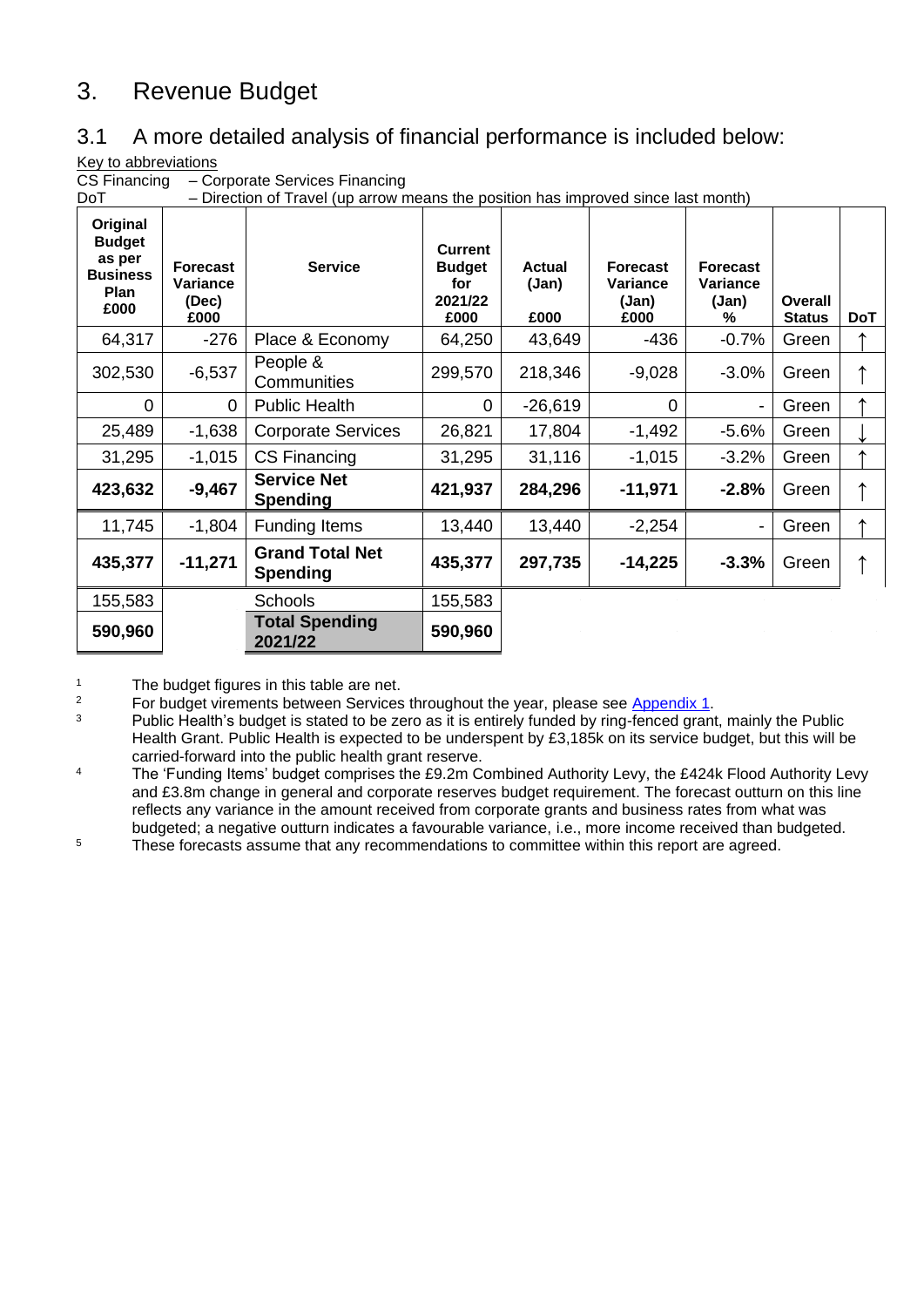# 3. Revenue Budget

## 3.1 A more detailed analysis of financial performance is included below:

Key to abbreviations

CS Financing – Corporate Services Financing

DoT – Direction of Travel (up arrow means the position has improved since last month)

| Original Budget as per Business Plan £000 | Forecast Variance (Dec) £000 | Service | Current Budget for 2021/22 £000 | Actual (Jan) £000 | Forecast Variance (Jan) £000 | Forecast Variance (Jan) % | Overall Status | DoT |
|---|---|---|---|---|---|---|---|---|
| 64,317 | -276 | Place & Economy | 64,250 | 43,649 | -436 | -0.7% | Green | ↑ |
| 302,530 | -6,537 | People & Communities | 299,570 | 218,346 | -9,028 | -3.0% | Green | ↑ |
| 0 | 0 | Public Health | 0 | -26,619 | 0 | - | Green | ↑ |
| 25,489 | -1,638 | Corporate Services | 26,821 | 17,804 | -1,492 | -5.6% | Green | ↓ |
| 31,295 | -1,015 | CS Financing | 31,295 | 31,116 | -1,015 | -3.2% | Green | ↑ |
| **423,632** | **-9,467** | **Service Net Spending** | **421,937** | **284,296** | **-11,971** | **-2.8%** | Green | ↑ |
| 11,745 | -1,804 | Funding Items | 13,440 | 13,440 | -2,254 | - | Green | ↑ |
| **435,377** | **-11,271** | **Grand Total Net Spending** | **435,377** | **297,735** | **-14,225** | **-3.3%** | Green | ↑ |
| 155,583 | | Schools | 155,583 | | | | | |
| **590,960** | | **Total Spending 2021/22** | **590,960** | | | | | |

1. The budget figures in this table are net.
2. For budget virements between Services throughout the year, please see Appendix 1.
3. Public Health's budget is stated to be zero as it is entirely funded by ring-fenced grant, mainly the Public Health Grant. Public Health is expected to be underspent by £3,185k on its service budget, but this will be carried-forward into the public health grant reserve.
4. The 'Funding Items' budget comprises the £9.2m Combined Authority Levy, the £424k Flood Authority Levy and £3.8m change in general and corporate reserves budget requirement. The forecast outturn on this line reflects any variance in the amount received from corporate grants and business rates from what was budgeted; a negative outturn indicates a favourable variance, i.e., more income received than budgeted.
5. These forecasts assume that any recommendations to committee within this report are agreed.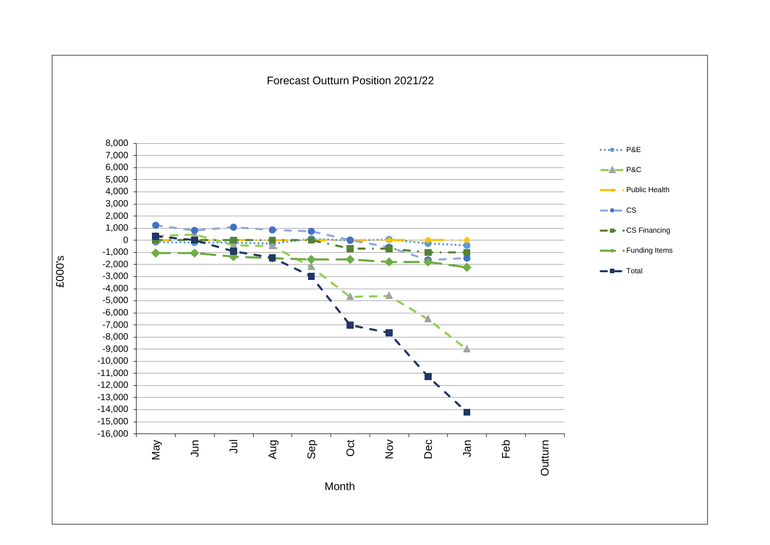Forecast Outturn Position 2021/22

£000's

Month

Legend: P&E, P&C, Public Health, CS, CS Financing, Funding Items, Total

Months: May, Jun, Jul, Aug, Sep, Oct, Nov, Dec, Jan, Feb, Outturn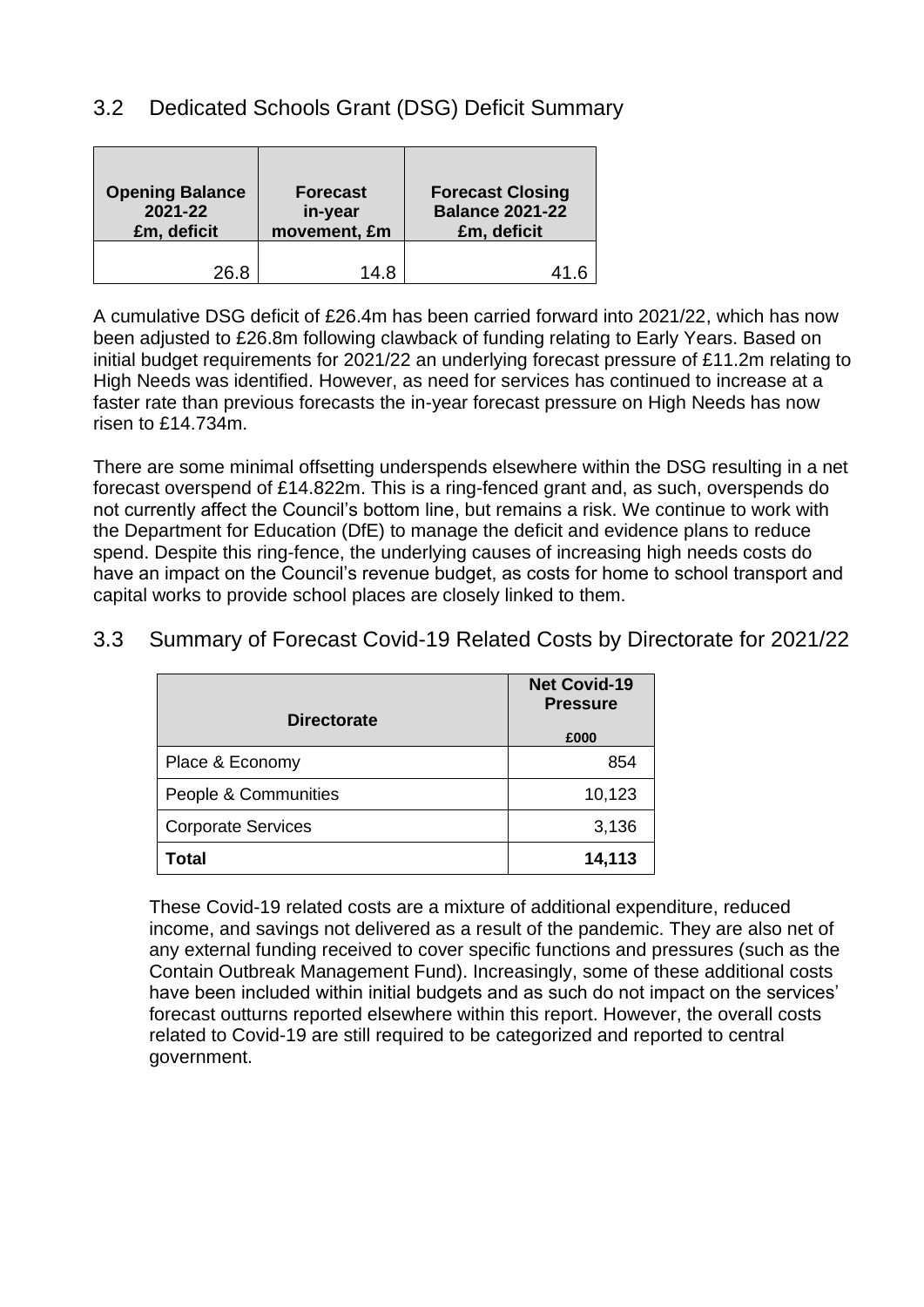## 3.2 Dedicated Schools Grant (DSG) Deficit Summary

| Opening Balance 2021-22 £m, deficit | Forecast in-year movement, £m | Forecast Closing Balance 2021-22 £m, deficit |
|---|---|---|
| 26.8 | 14.8 | 41.6 |

A cumulative DSG deficit of £26.4m has been carried forward into 2021/22, which has now been adjusted to £26.8m following clawback of funding relating to Early Years. Based on initial budget requirements for 2021/22 an underlying forecast pressure of £11.2m relating to High Needs was identified. However, as need for services has continued to increase at a faster rate than previous forecasts the in-year forecast pressure on High Needs has now risen to £14.734m.

There are some minimal offsetting underspends elsewhere within the DSG resulting in a net forecast overspend of £14.822m. This is a ring-fenced grant and, as such, overspends do not currently affect the Council's bottom line, but remains a risk. We continue to work with the Department for Education (DfE) to manage the deficit and evidence plans to reduce spend. Despite this ring-fence, the underlying causes of increasing high needs costs do have an impact on the Council's revenue budget, as costs for home to school transport and capital works to provide school places are closely linked to them.

## 3.3 Summary of Forecast Covid-19 Related Costs by Directorate for 2021/22

| Directorate | Net Covid-19 Pressure £000 |
|---|---|
| Place & Economy | 854 |
| People & Communities | 10,123 |
| Corporate Services | 3,136 |
| **Total** | **14,113** |

These Covid-19 related costs are a mixture of additional expenditure, reduced income, and savings not delivered as a result of the pandemic. They are also net of any external funding received to cover specific functions and pressures (such as the Contain Outbreak Management Fund). Increasingly, some of these additional costs have been included within initial budgets and as such do not impact on the services' forecast outturns reported elsewhere within this report. However, the overall costs related to Covid-19 are still required to be categorized and reported to central government.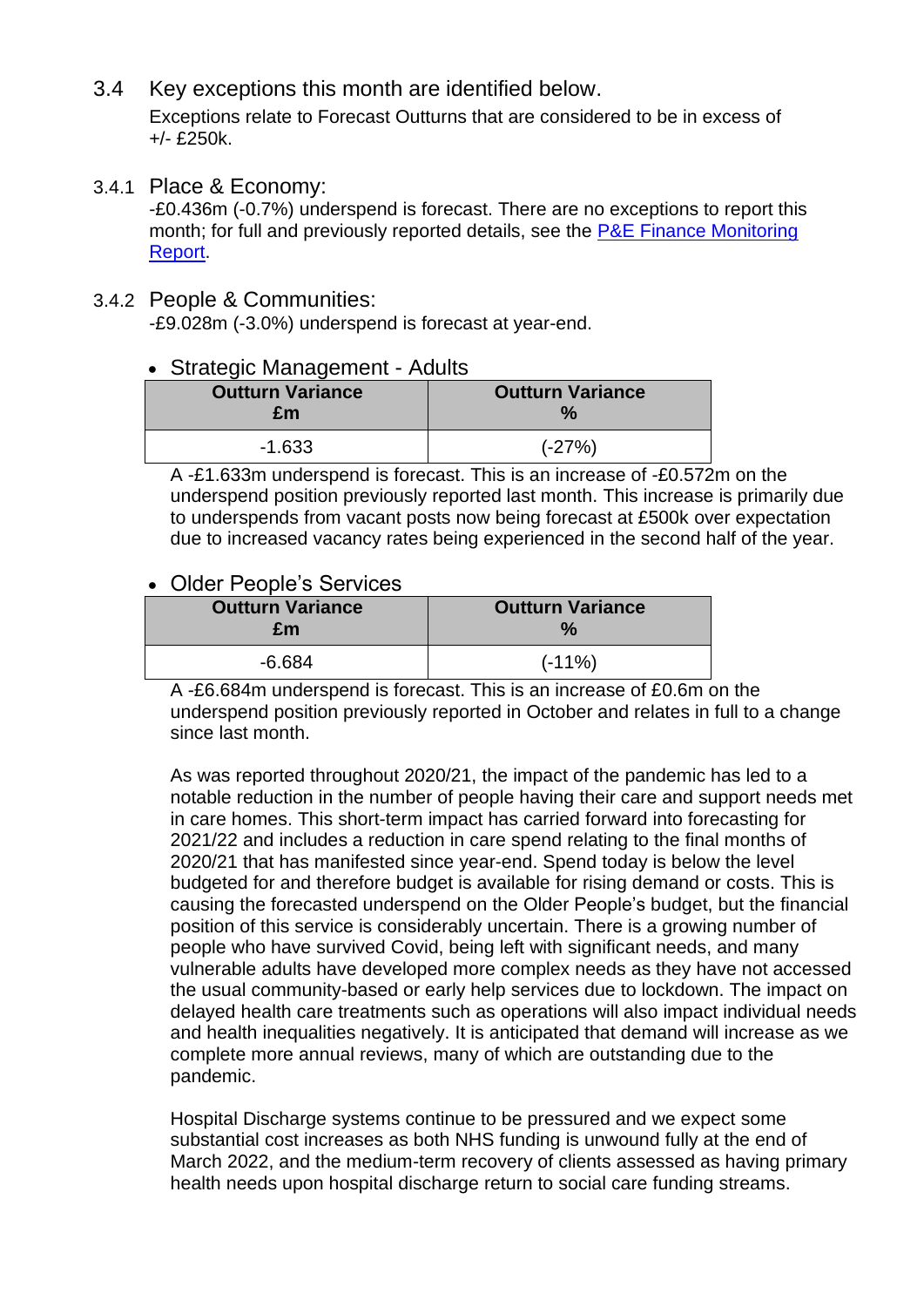## 3.4 Key exceptions this month are identified below.

Exceptions relate to Forecast Outturns that are considered to be in excess of +/- £250k.

### 3.4.1 Place & Economy:

-£0.436m (-0.7%) underspend is forecast. There are no exceptions to report this month; for full and previously reported details, see the [P&E Finance Monitoring Report](#).

### 3.4.2 People & Communities:

-£9.028m (-3.0%) underspend is forecast at year-end.

- Strategic Management - Adults

| Outturn Variance £m | Outturn Variance % |
|---|---|
| -1.633 | (-27%) |

A -£1.633m underspend is forecast. This is an increase of -£0.572m on the underspend position previously reported last month. This increase is primarily due to underspends from vacant posts now being forecast at £500k over expectation due to increased vacancy rates being experienced in the second half of the year.

- Older People's Services

| Outturn Variance £m | Outturn Variance % |
|---|---|
| -6.684 | (-11%) |

A -£6.684m underspend is forecast. This is an increase of £0.6m on the underspend position previously reported in October and relates in full to a change since last month.

As was reported throughout 2020/21, the impact of the pandemic has led to a notable reduction in the number of people having their care and support needs met in care homes. This short-term impact has carried forward into forecasting for 2021/22 and includes a reduction in care spend relating to the final months of 2020/21 that has manifested since year-end. Spend today is below the level budgeted for and therefore budget is available for rising demand or costs. This is causing the forecasted underspend on the Older People's budget, but the financial position of this service is considerably uncertain. There is a growing number of people who have survived Covid, being left with significant needs, and many vulnerable adults have developed more complex needs as they have not accessed the usual community-based or early help services due to lockdown. The impact on delayed health care treatments such as operations will also impact individual needs and health inequalities negatively. It is anticipated that demand will increase as we complete more annual reviews, many of which are outstanding due to the pandemic.

Hospital Discharge systems continue to be pressured and we expect some substantial cost increases as both NHS funding is unwound fully at the end of March 2022, and the medium-term recovery of clients assessed as having primary health needs upon hospital discharge return to social care funding streams.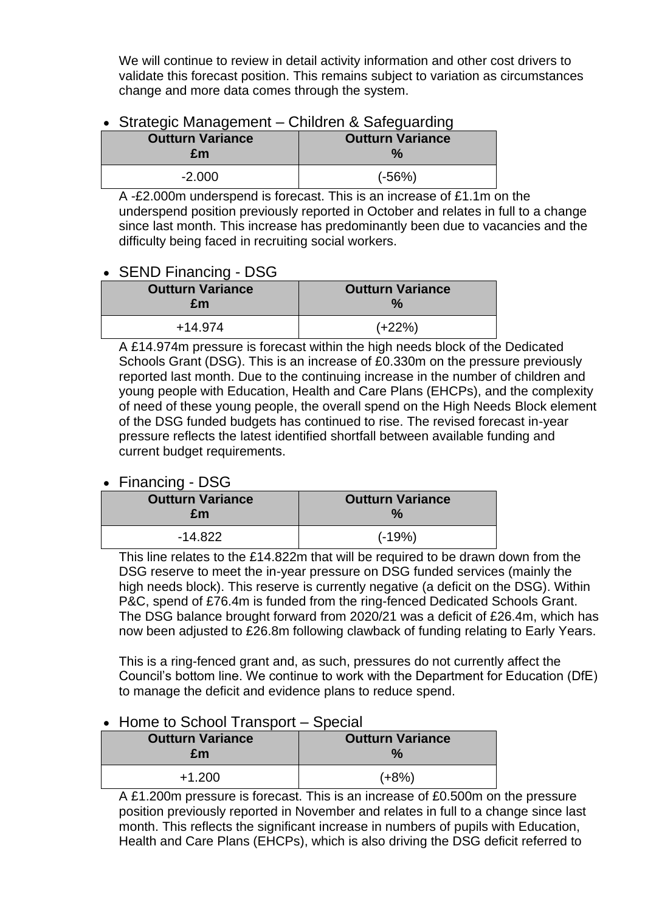We will continue to review in detail activity information and other cost drivers to validate this forecast position. This remains subject to variation as circumstances change and more data comes through the system.

- Strategic Management – Children & Safeguarding

| Outturn Variance £m | Outturn Variance % |
|---|---|
| -2.000 | (-56%) |

A -£2.000m underspend is forecast. This is an increase of £1.1m on the underspend position previously reported in October and relates in full to a change since last month. This increase has predominantly been due to vacancies and the difficulty being faced in recruiting social workers.

- SEND Financing - DSG

| Outturn Variance £m | Outturn Variance % |
|---|---|
| +14.974 | (+22%) |

A £14.974m pressure is forecast within the high needs block of the Dedicated Schools Grant (DSG). This is an increase of £0.330m on the pressure previously reported last month. Due to the continuing increase in the number of children and young people with Education, Health and Care Plans (EHCPs), and the complexity of need of these young people, the overall spend on the High Needs Block element of the DSG funded budgets has continued to rise. The revised forecast in-year pressure reflects the latest identified shortfall between available funding and current budget requirements.

- Financing - DSG

| Outturn Variance £m | Outturn Variance % |
|---|---|
| -14.822 | (-19%) |

This line relates to the £14.822m that will be required to be drawn down from the DSG reserve to meet the in-year pressure on DSG funded services (mainly the high needs block). This reserve is currently negative (a deficit on the DSG). Within P&C, spend of £76.4m is funded from the ring-fenced Dedicated Schools Grant. The DSG balance brought forward from 2020/21 was a deficit of £26.4m, which has now been adjusted to £26.8m following clawback of funding relating to Early Years.

This is a ring-fenced grant and, as such, pressures do not currently affect the Council's bottom line. We continue to work with the Department for Education (DfE) to manage the deficit and evidence plans to reduce spend.

- Home to School Transport – Special

| Outturn Variance £m | Outturn Variance % |
|---|---|
| +1.200 | (+8%) |

A £1.200m pressure is forecast. This is an increase of £0.500m on the pressure position previously reported in November and relates in full to a change since last month. This reflects the significant increase in numbers of pupils with Education, Health and Care Plans (EHCPs), which is also driving the DSG deficit referred to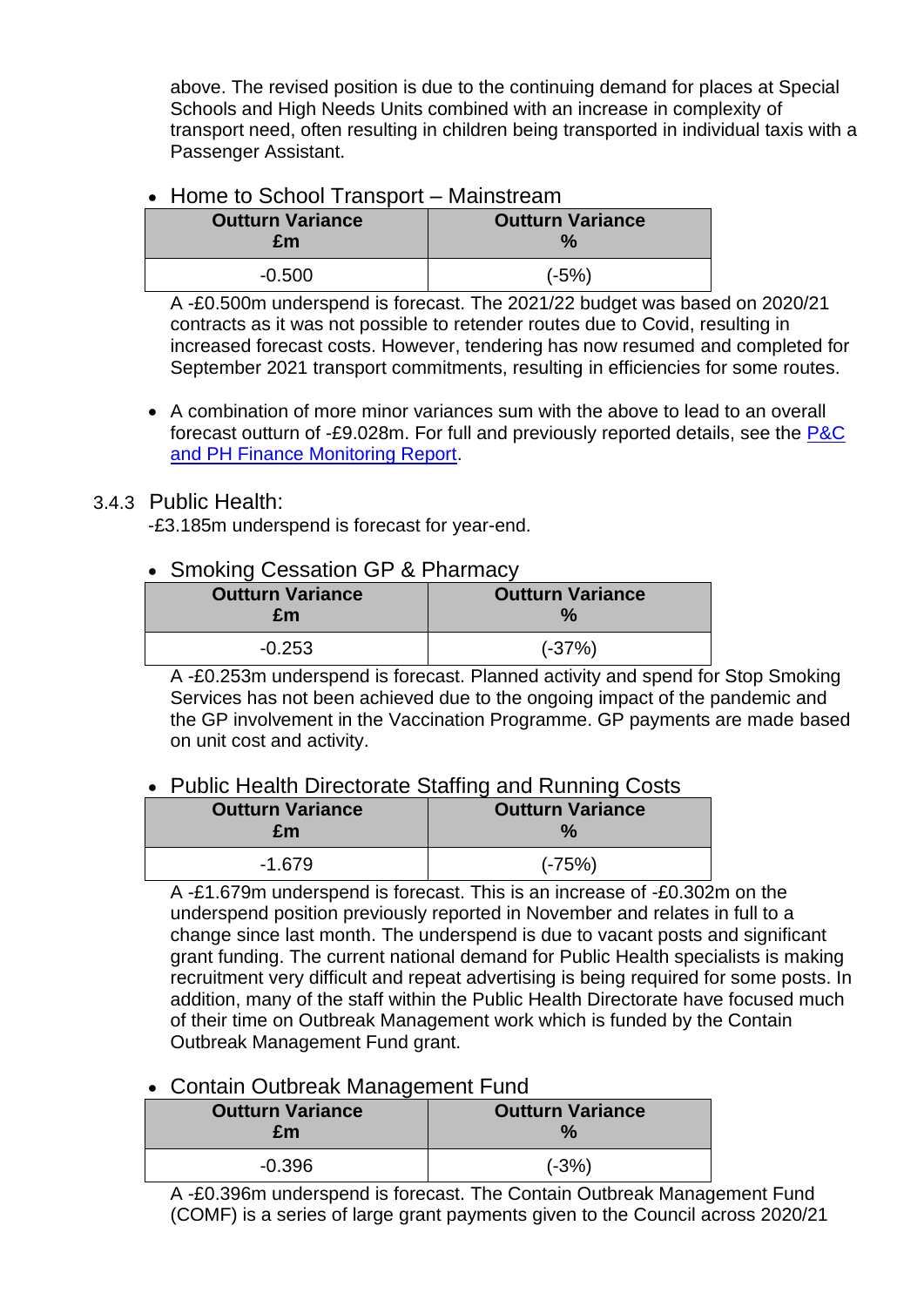above. The revised position is due to the continuing demand for places at Special Schools and High Needs Units combined with an increase in complexity of transport need, often resulting in children being transported in individual taxis with a Passenger Assistant.

- Home to School Transport – Mainstream

| Outturn Variance £m | Outturn Variance % |
|---|---|
| -0.500 | (-5%) |

A -£0.500m underspend is forecast. The 2021/22 budget was based on 2020/21 contracts as it was not possible to retender routes due to Covid, resulting in increased forecast costs. However, tendering has now resumed and completed for September 2021 transport commitments, resulting in efficiencies for some routes.

- A combination of more minor variances sum with the above to lead to an overall forecast outturn of -£9.028m. For full and previously reported details, see the [P&C and PH Finance Monitoring Report](#).

### 3.4.3 Public Health:

-£3.185m underspend is forecast for year-end.

- Smoking Cessation GP & Pharmacy

| Outturn Variance £m | Outturn Variance % |
|---|---|
| -0.253 | (-37%) |

A -£0.253m underspend is forecast. Planned activity and spend for Stop Smoking Services has not been achieved due to the ongoing impact of the pandemic and the GP involvement in the Vaccination Programme. GP payments are made based on unit cost and activity.

- Public Health Directorate Staffing and Running Costs

| Outturn Variance £m | Outturn Variance % |
|---|---|
| -1.679 | (-75%) |

A -£1.679m underspend is forecast. This is an increase of -£0.302m on the underspend position previously reported in November and relates in full to a change since last month. The underspend is due to vacant posts and significant grant funding. The current national demand for Public Health specialists is making recruitment very difficult and repeat advertising is being required for some posts. In addition, many of the staff within the Public Health Directorate have focused much of their time on Outbreak Management work which is funded by the Contain Outbreak Management Fund grant.

- Contain Outbreak Management Fund

| Outturn Variance £m | Outturn Variance % |
|---|---|
| -0.396 | (-3%) |

A -£0.396m underspend is forecast. The Contain Outbreak Management Fund (COMF) is a series of large grant payments given to the Council across 2020/21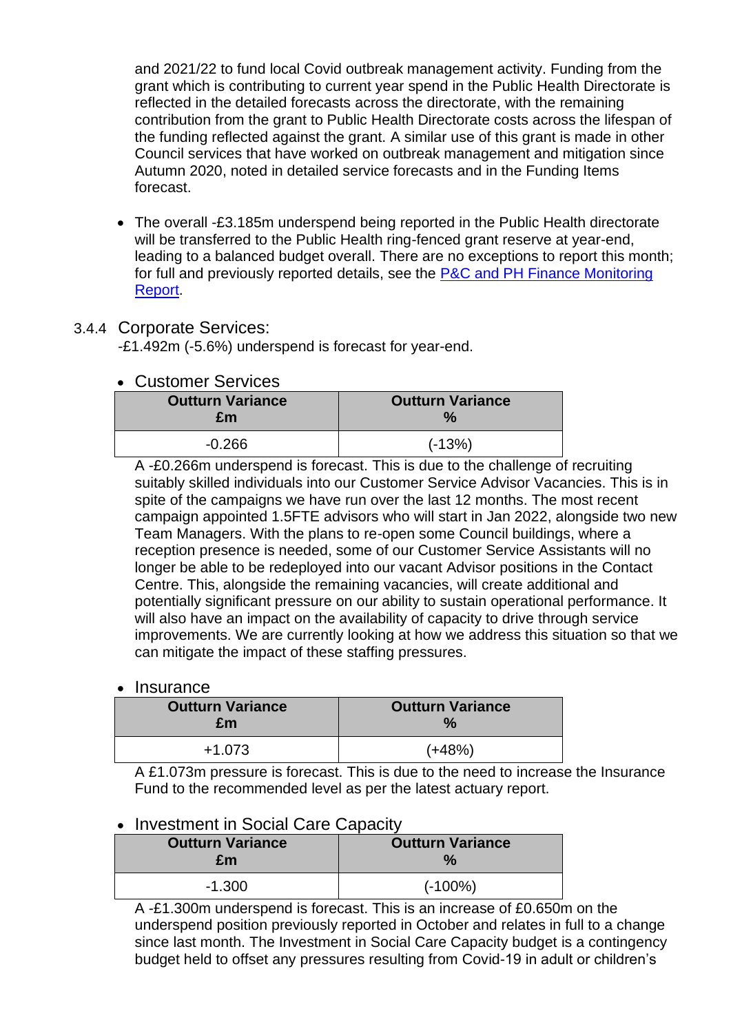and 2021/22 to fund local Covid outbreak management activity. Funding from the grant which is contributing to current year spend in the Public Health Directorate is reflected in the detailed forecasts across the directorate, with the remaining contribution from the grant to Public Health Directorate costs across the lifespan of the funding reflected against the grant. A similar use of this grant is made in other Council services that have worked on outbreak management and mitigation since Autumn 2020, noted in detailed service forecasts and in the Funding Items forecast.

- The overall -£3.185m underspend being reported in the Public Health directorate will be transferred to the Public Health ring-fenced grant reserve at year-end, leading to a balanced budget overall. There are no exceptions to report this month; for full and previously reported details, see the [P&C and PH Finance Monitoring Report](P&C and PH Finance Monitoring Report).

### 3.4.4 Corporate Services:

-£1.492m (-5.6%) underspend is forecast for year-end.

- Customer Services

| Outturn Variance £m | Outturn Variance % |
|---|---|
| -0.266 | (-13%) |

A -£0.266m underspend is forecast. This is due to the challenge of recruiting suitably skilled individuals into our Customer Service Advisor Vacancies. This is in spite of the campaigns we have run over the last 12 months. The most recent campaign appointed 1.5FTE advisors who will start in Jan 2022, alongside two new Team Managers. With the plans to re-open some Council buildings, where a reception presence is needed, some of our Customer Service Assistants will no longer be able to be redeployed into our vacant Advisor positions in the Contact Centre. This, alongside the remaining vacancies, will create additional and potentially significant pressure on our ability to sustain operational performance. It will also have an impact on the availability of capacity to drive through service improvements. We are currently looking at how we address this situation so that we can mitigate the impact of these staffing pressures.

- Insurance

| Outturn Variance £m | Outturn Variance % |
|---|---|
| +1.073 | (+48%) |

A £1.073m pressure is forecast. This is due to the need to increase the Insurance Fund to the recommended level as per the latest actuary report.

- Investment in Social Care Capacity

| Outturn Variance £m | Outturn Variance % |
|---|---|
| -1.300 | (-100%) |

A -£1.300m underspend is forecast. This is an increase of £0.650m on the underspend position previously reported in October and relates in full to a change since last month. The Investment in Social Care Capacity budget is a contingency budget held to offset any pressures resulting from Covid-19 in adult or children's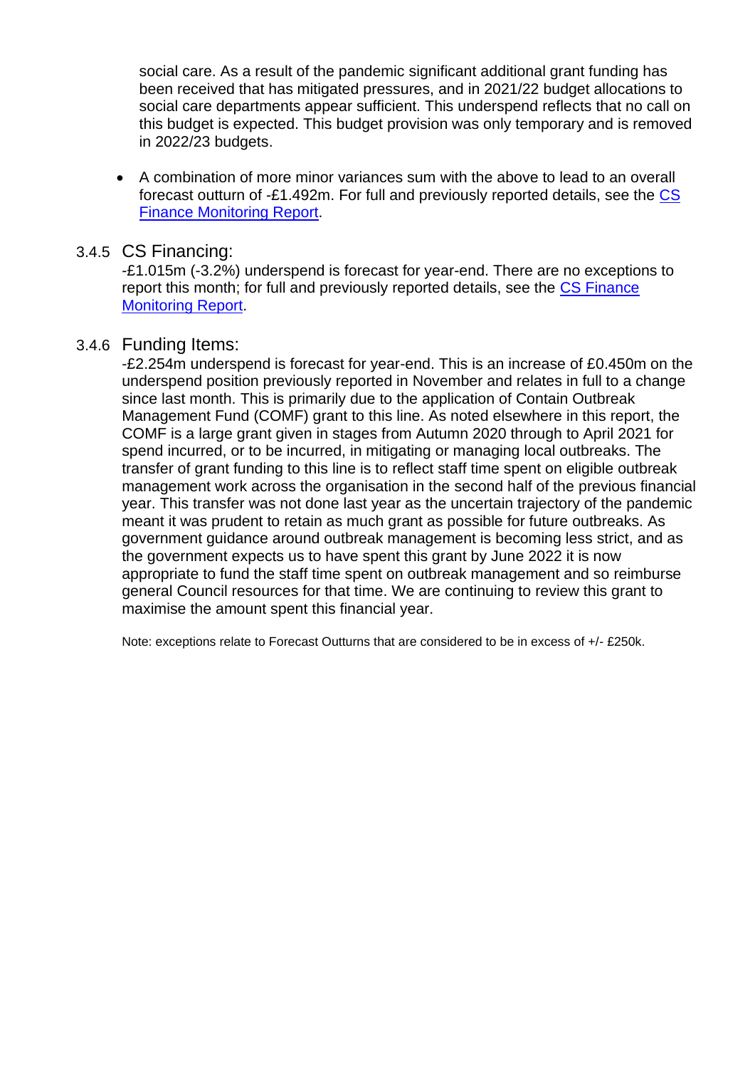social care. As a result of the pandemic significant additional grant funding has been received that has mitigated pressures, and in 2021/22 budget allocations to social care departments appear sufficient. This underspend reflects that no call on this budget is expected. This budget provision was only temporary and is removed in 2022/23 budgets.

- A combination of more minor variances sum with the above to lead to an overall forecast outturn of -£1.492m. For full and previously reported details, see the [CS Finance Monitoring Report](CS Finance Monitoring Report).

### 3.4.5 CS Financing:

-£1.015m (-3.2%) underspend is forecast for year-end. There are no exceptions to report this month; for full and previously reported details, see the [CS Finance Monitoring Report](CS Finance Monitoring Report).

### 3.4.6 Funding Items:

-£2.254m underspend is forecast for year-end. This is an increase of £0.450m on the underspend position previously reported in November and relates in full to a change since last month. This is primarily due to the application of Contain Outbreak Management Fund (COMF) grant to this line. As noted elsewhere in this report, the COMF is a large grant given in stages from Autumn 2020 through to April 2021 for spend incurred, or to be incurred, in mitigating or managing local outbreaks. The transfer of grant funding to this line is to reflect staff time spent on eligible outbreak management work across the organisation in the second half of the previous financial year. This transfer was not done last year as the uncertain trajectory of the pandemic meant it was prudent to retain as much grant as possible for future outbreaks. As government guidance around outbreak management is becoming less strict, and as the government expects us to have spent this grant by June 2022 it is now appropriate to fund the staff time spent on outbreak management and so reimburse general Council resources for that time. We are continuing to review this grant to maximise the amount spent this financial year.

Note: exceptions relate to Forecast Outturns that are considered to be in excess of +/- £250k.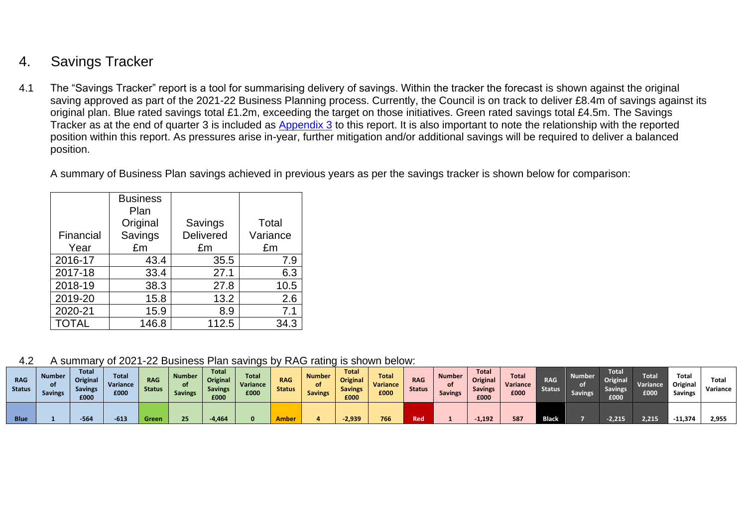## 4. Savings Tracker

4.1 The "Savings Tracker" report is a tool for summarising delivery of savings. Within the tracker the forecast is shown against the original saving approved as part of the 2021-22 Business Planning process. Currently, the Council is on track to deliver £8.4m of savings against its original plan. Blue rated savings total £1.2m, exceeding the target on those initiatives. Green rated savings total £4.5m. The Savings Tracker as at the end of quarter 3 is included as [Appendix 3](#) to this report. It is also important to note the relationship with the reported position within this report. As pressures arise in-year, further mitigation and/or additional savings will be required to deliver a balanced position.

A summary of Business Plan savings achieved in previous years as per the savings tracker is shown below for comparison:

| Financial Year | Business Plan Original Savings £m | Savings Delivered £m | Total Variance £m |
|---|---|---|---|
| 2016-17 | 43.4 | 35.5 | 7.9 |
| 2017-18 | 33.4 | 27.1 | 6.3 |
| 2018-19 | 38.3 | 27.8 | 10.5 |
| 2019-20 | 15.8 | 13.2 | 2.6 |
| 2020-21 | 15.9 | 8.9 | 7.1 |
| TOTAL | 146.8 | 112.5 | 34.3 |

4.2 A summary of 2021-22 Business Plan savings by RAG rating is shown below:

| RAG Status | Number of Savings | Total Original Savings £000 | Total Variance £000 | RAG Status | Number of Savings | Total Original Savings £000 | Total Variance £000 | RAG Status | Number of Savings | Total Original Savings £000 | Total Variance £000 | RAG Status | Number of Savings | Total Original Savings £000 | Total Variance £000 | RAG Status | Number of Savings | Total Original Savings £000 | Total Variance £000 | Total Original Savings | Total Variance |
|---|---|---|---|---|---|---|---|---|---|---|---|---|---|---|---|---|---|---|---|---|---|
| Blue | 1 | -564 | -613 | Green | 25 | -4,464 | 0 | Amber | 4 | -2,939 | 766 | Red | 1 | -1,192 | 587 | Black | 7 | -2,215 | 2,215 | -11,374 | 2,955 |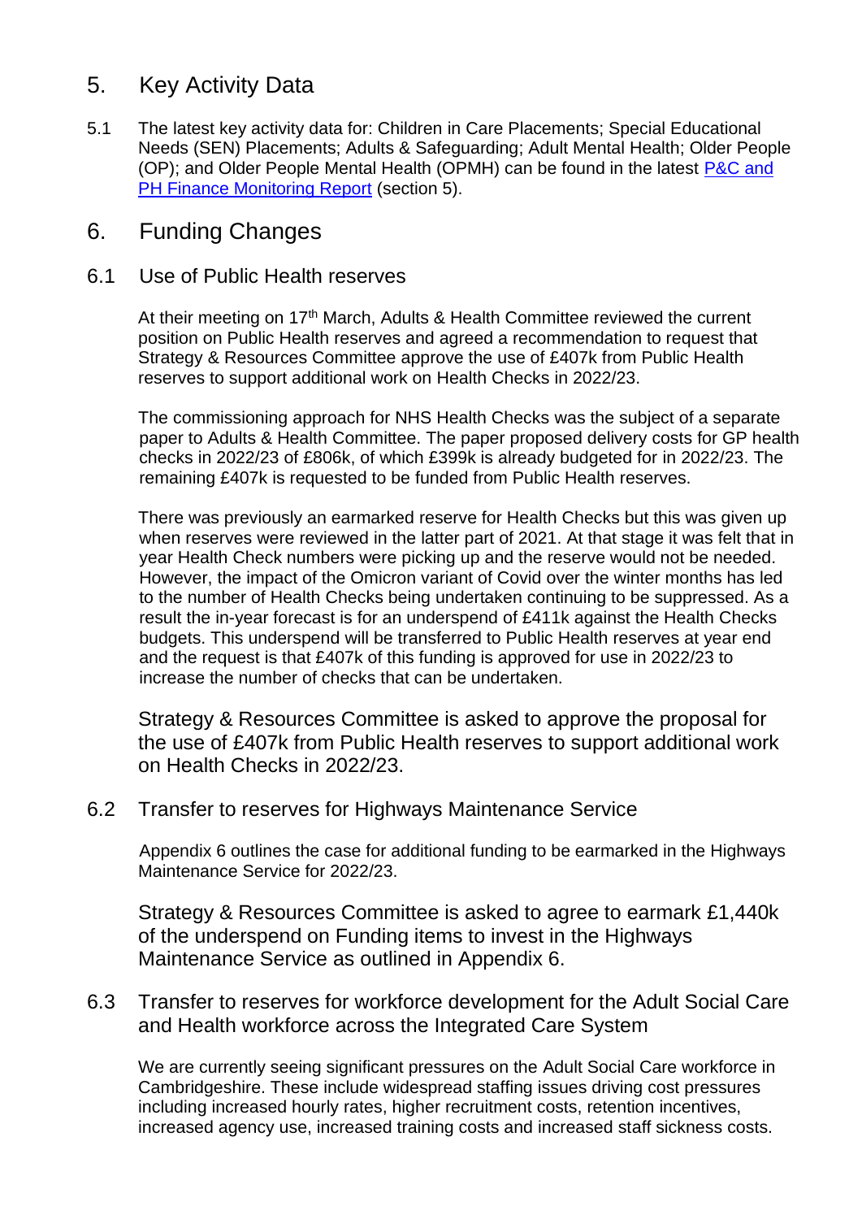## 5. Key Activity Data

5.1 The latest key activity data for: Children in Care Placements; Special Educational Needs (SEN) Placements; Adults & Safeguarding; Adult Mental Health; Older People (OP); and Older People Mental Health (OPMH) can be found in the latest [P&C and PH Finance Monitoring Report](#) (section 5).

## 6. Funding Changes

### 6.1 Use of Public Health reserves

At their meeting on 17th March, Adults & Health Committee reviewed the current position on Public Health reserves and agreed a recommendation to request that Strategy & Resources Committee approve the use of £407k from Public Health reserves to support additional work on Health Checks in 2022/23.

The commissioning approach for NHS Health Checks was the subject of a separate paper to Adults & Health Committee. The paper proposed delivery costs for GP health checks in 2022/23 of £806k, of which £399k is already budgeted for in 2022/23. The remaining £407k is requested to be funded from Public Health reserves.

There was previously an earmarked reserve for Health Checks but this was given up when reserves were reviewed in the latter part of 2021. At that stage it was felt that in year Health Check numbers were picking up and the reserve would not be needed. However, the impact of the Omicron variant of Covid over the winter months has led to the number of Health Checks being undertaken continuing to be suppressed. As a result the in-year forecast is for an underspend of £411k against the Health Checks budgets. This underspend will be transferred to Public Health reserves at year end and the request is that £407k of this funding is approved for use in 2022/23 to increase the number of checks that can be undertaken.

Strategy & Resources Committee is asked to approve the proposal for the use of £407k from Public Health reserves to support additional work on Health Checks in 2022/23.

### 6.2 Transfer to reserves for Highways Maintenance Service

Appendix 6 outlines the case for additional funding to be earmarked in the Highways Maintenance Service for 2022/23.

Strategy & Resources Committee is asked to agree to earmark £1,440k of the underspend on Funding items to invest in the Highways Maintenance Service as outlined in Appendix 6.

### 6.3 Transfer to reserves for workforce development for the Adult Social Care and Health workforce across the Integrated Care System

We are currently seeing significant pressures on the Adult Social Care workforce in Cambridgeshire. These include widespread staffing issues driving cost pressures including increased hourly rates, higher recruitment costs, retention incentives, increased agency use, increased training costs and increased staff sickness costs.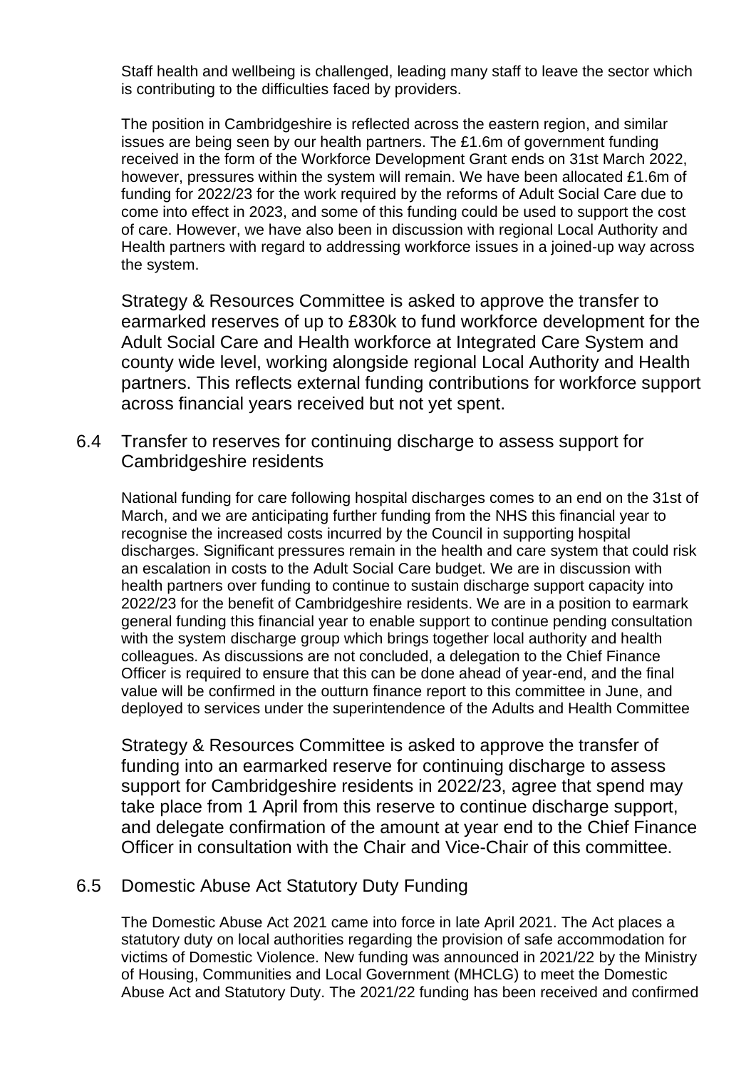Staff health and wellbeing is challenged, leading many staff to leave the sector which is contributing to the difficulties faced by providers.

The position in Cambridgeshire is reflected across the eastern region, and similar issues are being seen by our health partners. The £1.6m of government funding received in the form of the Workforce Development Grant ends on 31st March 2022, however, pressures within the system will remain. We have been allocated £1.6m of funding for 2022/23 for the work required by the reforms of Adult Social Care due to come into effect in 2023, and some of this funding could be used to support the cost of care. However, we have also been in discussion with regional Local Authority and Health partners with regard to addressing workforce issues in a joined-up way across the system.

Strategy & Resources Committee is asked to approve the transfer to earmarked reserves of up to £830k to fund workforce development for the Adult Social Care and Health workforce at Integrated Care System and county wide level, working alongside regional Local Authority and Health partners. This reflects external funding contributions for workforce support across financial years received but not yet spent.

## 6.4 Transfer to reserves for continuing discharge to assess support for Cambridgeshire residents

National funding for care following hospital discharges comes to an end on the 31st of March, and we are anticipating further funding from the NHS this financial year to recognise the increased costs incurred by the Council in supporting hospital discharges. Significant pressures remain in the health and care system that could risk an escalation in costs to the Adult Social Care budget. We are in discussion with health partners over funding to continue to sustain discharge support capacity into 2022/23 for the benefit of Cambridgeshire residents. We are in a position to earmark general funding this financial year to enable support to continue pending consultation with the system discharge group which brings together local authority and health colleagues. As discussions are not concluded, a delegation to the Chief Finance Officer is required to ensure that this can be done ahead of year-end, and the final value will be confirmed in the outturn finance report to this committee in June, and deployed to services under the superintendence of the Adults and Health Committee

Strategy & Resources Committee is asked to approve the transfer of funding into an earmarked reserve for continuing discharge to assess support for Cambridgeshire residents in 2022/23, agree that spend may take place from 1 April from this reserve to continue discharge support, and delegate confirmation of the amount at year end to the Chief Finance Officer in consultation with the Chair and Vice-Chair of this committee.

## 6.5 Domestic Abuse Act Statutory Duty Funding

The Domestic Abuse Act 2021 came into force in late April 2021. The Act places a statutory duty on local authorities regarding the provision of safe accommodation for victims of Domestic Violence. New funding was announced in 2021/22 by the Ministry of Housing, Communities and Local Government (MHCLG) to meet the Domestic Abuse Act and Statutory Duty. The 2021/22 funding has been received and confirmed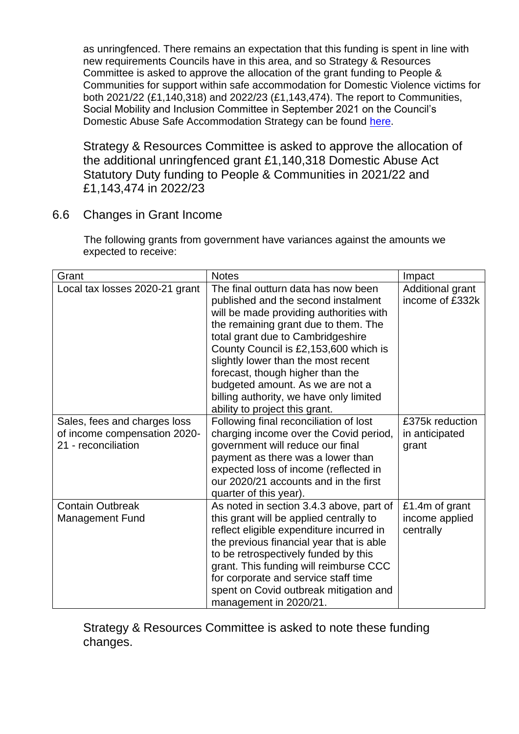as unringfenced. There remains an expectation that this funding is spent in line with new requirements Councils have in this area, and so Strategy & Resources Committee is asked to approve the allocation of the grant funding to People & Communities for support within safe accommodation for Domestic Violence victims for both 2021/22 (£1,140,318) and 2022/23 (£1,143,474). The report to Communities, Social Mobility and Inclusion Committee in September 2021 on the Council's Domestic Abuse Safe Accommodation Strategy can be found here.

Strategy & Resources Committee is asked to approve the allocation of the additional unringfenced grant £1,140,318 Domestic Abuse Act Statutory Duty funding to People & Communities in 2021/22 and £1,143,474 in 2022/23

## 6.6 Changes in Grant Income

The following grants from government have variances against the amounts we expected to receive:

| Grant | Notes | Impact |
|---|---|---|
| Local tax losses 2020-21 grant | The final outturn data has now been published and the second instalment will be made providing authorities with the remaining grant due to them. The total grant due to Cambridgeshire County Council is £2,153,600 which is slightly lower than the most recent forecast, though higher than the budgeted amount. As we are not a billing authority, we have only limited ability to project this grant. | Additional grant income of £332k |
| Sales, fees and charges loss of income compensation 2020-21 - reconciliation | Following final reconciliation of lost charging income over the Covid period, government will reduce our final payment as there was a lower than expected loss of income (reflected in our 2020/21 accounts and in the first quarter of this year). | £375k reduction in anticipated grant |
| Contain Outbreak Management Fund | As noted in section 3.4.3 above, part of this grant will be applied centrally to reflect eligible expenditure incurred in the previous financial year that is able to be retrospectively funded by this grant. This funding will reimburse CCC for corporate and service staff time spent on Covid outbreak mitigation and management in 2020/21. | £1.4m of grant income applied centrally |

Strategy & Resources Committee is asked to note these funding changes.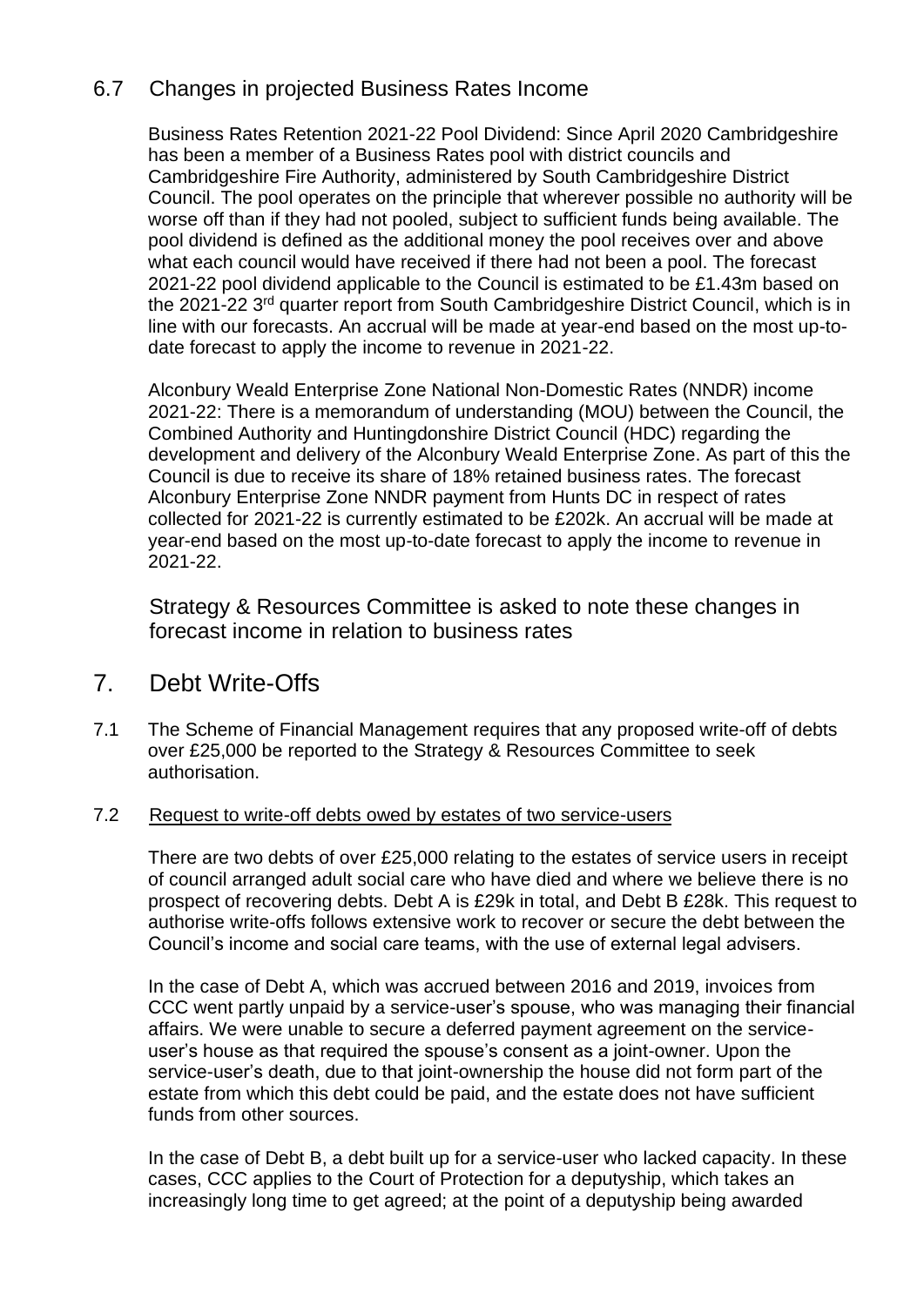## 6.7 Changes in projected Business Rates Income

Business Rates Retention 2021-22 Pool Dividend: Since April 2020 Cambridgeshire has been a member of a Business Rates pool with district councils and Cambridgeshire Fire Authority, administered by South Cambridgeshire District Council. The pool operates on the principle that wherever possible no authority will be worse off than if they had not pooled, subject to sufficient funds being available. The pool dividend is defined as the additional money the pool receives over and above what each council would have received if there had not been a pool. The forecast 2021-22 pool dividend applicable to the Council is estimated to be £1.43m based on the 2021-22 3rd quarter report from South Cambridgeshire District Council, which is in line with our forecasts. An accrual will be made at year-end based on the most up-to-date forecast to apply the income to revenue in 2021-22.

Alconbury Weald Enterprise Zone National Non-Domestic Rates (NNDR) income 2021-22: There is a memorandum of understanding (MOU) between the Council, the Combined Authority and Huntingdonshire District Council (HDC) regarding the development and delivery of the Alconbury Weald Enterprise Zone. As part of this the Council is due to receive its share of 18% retained business rates. The forecast Alconbury Enterprise Zone NNDR payment from Hunts DC in respect of rates collected for 2021-22 is currently estimated to be £202k. An accrual will be made at year-end based on the most up-to-date forecast to apply the income to revenue in 2021-22.

Strategy & Resources Committee is asked to note these changes in forecast income in relation to business rates

# 7. Debt Write-Offs

7.1 The Scheme of Financial Management requires that any proposed write-off of debts over £25,000 be reported to the Strategy & Resources Committee to seek authorisation.

7.2 Request to write-off debts owed by estates of two service-users

There are two debts of over £25,000 relating to the estates of service users in receipt of council arranged adult social care who have died and where we believe there is no prospect of recovering debts. Debt A is £29k in total, and Debt B £28k. This request to authorise write-offs follows extensive work to recover or secure the debt between the Council's income and social care teams, with the use of external legal advisers.

In the case of Debt A, which was accrued between 2016 and 2019, invoices from CCC went partly unpaid by a service-user's spouse, who was managing their financial affairs. We were unable to secure a deferred payment agreement on the service-user's house as that required the spouse's consent as a joint-owner. Upon the service-user's death, due to that joint-ownership the house did not form part of the estate from which this debt could be paid, and the estate does not have sufficient funds from other sources.

In the case of Debt B, a debt built up for a service-user who lacked capacity. In these cases, CCC applies to the Court of Protection for a deputyship, which takes an increasingly long time to get agreed; at the point of a deputyship being awarded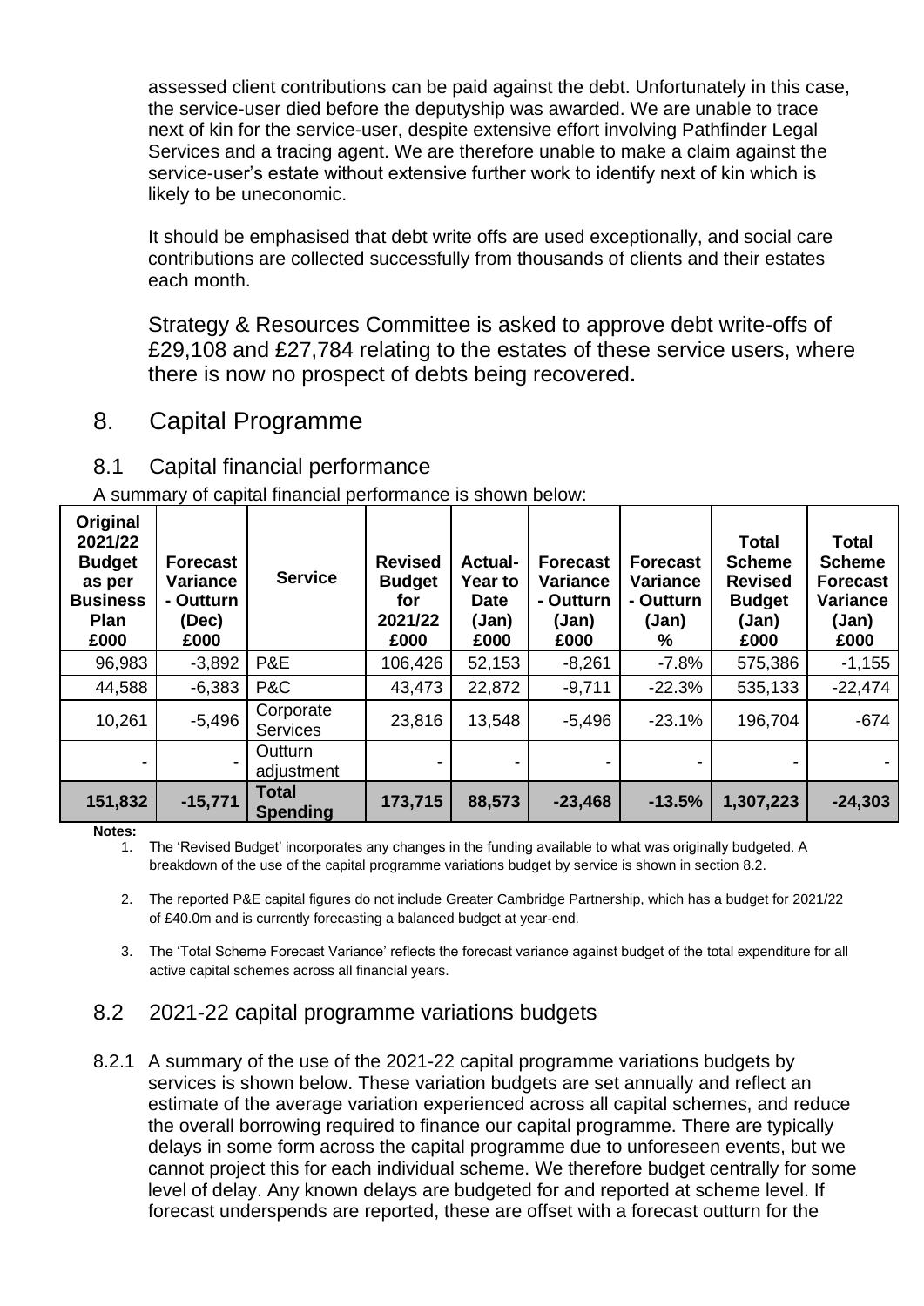assessed client contributions can be paid against the debt. Unfortunately in this case, the service-user died before the deputyship was awarded. We are unable to trace next of kin for the service-user, despite extensive effort involving Pathfinder Legal Services and a tracing agent. We are therefore unable to make a claim against the service-user's estate without extensive further work to identify next of kin which is likely to be uneconomic.

It should be emphasised that debt write offs are used exceptionally, and social care contributions are collected successfully from thousands of clients and their estates each month.

Strategy & Resources Committee is asked to approve debt write-offs of £29,108 and £27,784 relating to the estates of these service users, where there is now no prospect of debts being recovered.

# 8. Capital Programme

## 8.1 Capital financial performance

A summary of capital financial performance is shown below:

| Original 2021/22 Budget as per Business Plan £000 | Forecast Variance - Outturn (Dec) £000 | Service | Revised Budget for 2021/22 £000 | Actual-Year to Date (Jan) £000 | Forecast Variance - Outturn (Jan) £000 | Forecast Variance - Outturn (Jan) % | Total Scheme Revised Budget (Jan) £000 | Total Scheme Forecast Variance (Jan) £000 |
|---|---|---|---|---|---|---|---|---|
| 96,983 | -3,892 | P&E | 106,426 | 52,153 | -8,261 | -7.8% | 575,386 | -1,155 |
| 44,588 | -6,383 | P&C | 43,473 | 22,872 | -9,711 | -22.3% | 535,133 | -22,474 |
| 10,261 | -5,496 | Corporate Services | 23,816 | 13,548 | -5,496 | -23.1% | 196,704 | -674 |
| - | - | Outturn adjustment | - | - | - | - | - | - |
| **151,832** | **-15,771** | **Total Spending** | **173,715** | **88,573** | **-23,468** | **-13.5%** | **1,307,223** | **-24,303** |

**Notes:**

1. The 'Revised Budget' incorporates any changes in the funding available to what was originally budgeted. A breakdown of the use of the capital programme variations budget by service is shown in section 8.2.
2. The reported P&E capital figures do not include Greater Cambridge Partnership, which has a budget for 2021/22 of £40.0m and is currently forecasting a balanced budget at year-end.
3. The 'Total Scheme Forecast Variance' reflects the forecast variance against budget of the total expenditure for all active capital schemes across all financial years.

## 8.2 2021-22 capital programme variations budgets

8.2.1 A summary of the use of the 2021-22 capital programme variations budgets by services is shown below. These variation budgets are set annually and reflect an estimate of the average variation experienced across all capital schemes, and reduce the overall borrowing required to finance our capital programme. There are typically delays in some form across the capital programme due to unforeseen events, but we cannot project this for each individual scheme. We therefore budget centrally for some level of delay. Any known delays are budgeted for and reported at scheme level. If forecast underspends are reported, these are offset with a forecast outturn for the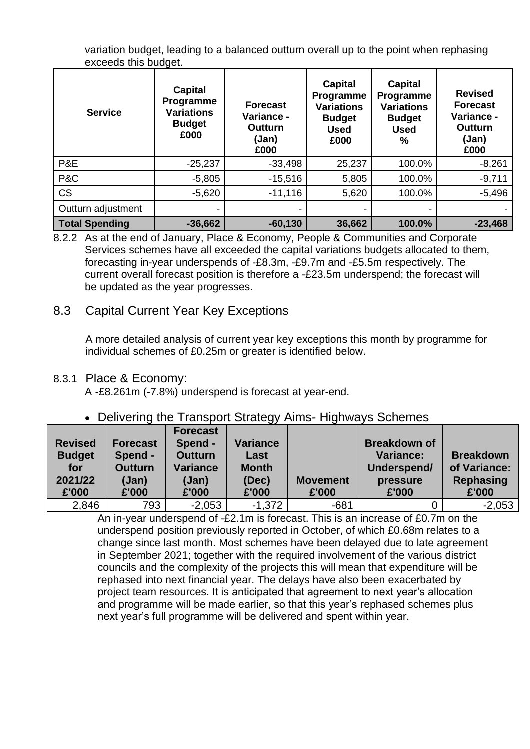variation budget, leading to a balanced outturn overall up to the point when rephasing exceeds this budget.

| Service | Capital Programme Variations Budget £000 | Forecast Variance - Outturn (Jan) £000 | Capital Programme Variations Budget Used £000 | Capital Programme Variations Budget Used % | Revised Forecast Variance - Outturn (Jan) £000 |
|---|---|---|---|---|---|
| P&E | -25,237 | -33,498 | 25,237 | 100.0% | -8,261 |
| P&C | -5,805 | -15,516 | 5,805 | 100.0% | -9,711 |
| CS | -5,620 | -11,116 | 5,620 | 100.0% | -5,496 |
| Outturn adjustment | - | - | - | - | - |
| **Total Spending** | **-36,662** | **-60,130** | **36,662** | **100.0%** | **-23,468** |

8.2.2 As at the end of January, Place & Economy, People & Communities and Corporate Services schemes have all exceeded the capital variations budgets allocated to them, forecasting in-year underspends of -£8.3m, -£9.7m and -£5.5m respectively. The current overall forecast position is therefore a -£23.5m underspend; the forecast will be updated as the year progresses.

## 8.3 Capital Current Year Key Exceptions

A more detailed analysis of current year key exceptions this month by programme for individual schemes of £0.25m or greater is identified below.

### 8.3.1 Place & Economy:

A -£8.261m (-7.8%) underspend is forecast at year-end.

- Delivering the Transport Strategy Aims- Highways Schemes

| Revised Budget for 2021/22 £'000 | Forecast Spend - Outturn (Jan) £'000 | Forecast Spend - Outturn Variance (Jan) £'000 | Variance Last Month (Dec) £'000 | Movement £'000 | Breakdown of Variance: Underspend/ pressure £'000 | Breakdown of Variance: Rephasing £'000 |
|---|---|---|---|---|---|---|
| 2,846 | 793 | -2,053 | -1,372 | -681 | 0 | -2,053 |

An in-year underspend of -£2.1m is forecast. This is an increase of £0.7m on the underspend position previously reported in October, of which £0.68m relates to a change since last month. Most schemes have been delayed due to late agreement in September 2021; together with the required involvement of the various district councils and the complexity of the projects this will mean that expenditure will be rephased into next financial year. The delays have also been exacerbated by project team resources. It is anticipated that agreement to next year's allocation and programme will be made earlier, so that this year's rephased schemes plus next year's full programme will be delivered and spent within year.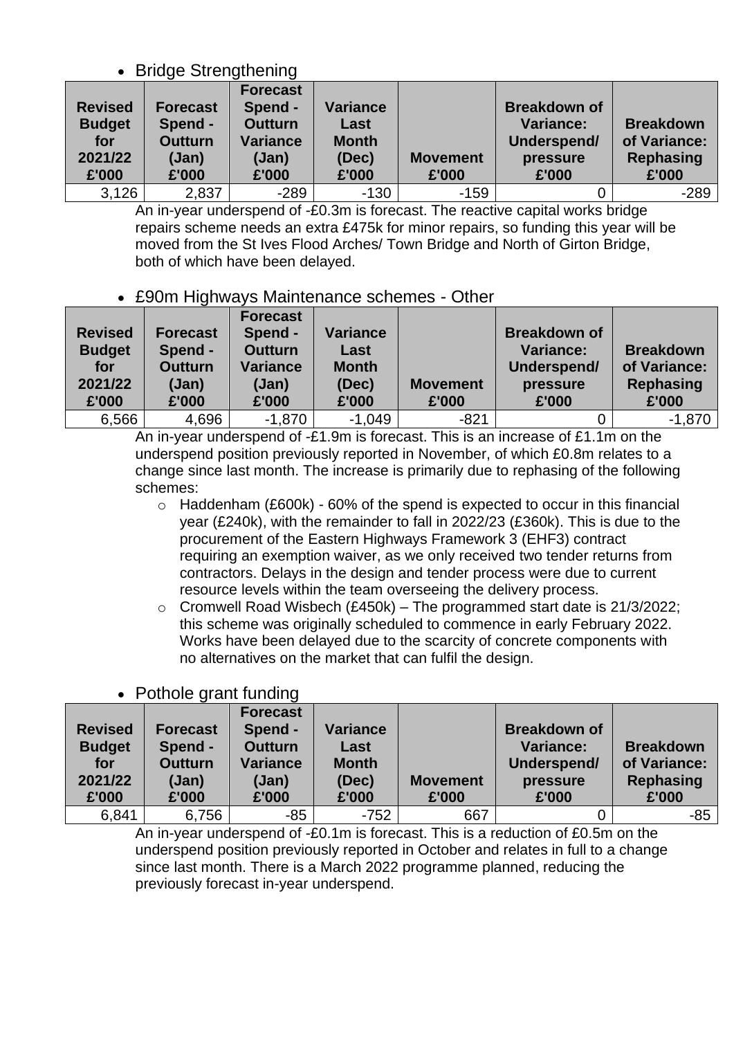- Bridge Strengthening

| Revised Budget for 2021/22 £'000 | Forecast Spend - Outturn (Jan) £'000 | Forecast Spend - Outturn Variance (Jan) £'000 | Variance Last Month (Dec) £'000 | Movement £'000 | Breakdown of Variance: Underspend/ pressure £'000 | Breakdown of Variance: Rephasing £'000 |
|---|---|---|---|---|---|---|
| 3,126 | 2,837 | -289 | -130 | -159 | 0 | -289 |

An in-year underspend of -£0.3m is forecast. The reactive capital works bridge repairs scheme needs an extra £475k for minor repairs, so funding this year will be moved from the St Ives Flood Arches/ Town Bridge and North of Girton Bridge, both of which have been delayed.

- £90m Highways Maintenance schemes - Other

| Revised Budget for 2021/22 £'000 | Forecast Spend - Outturn (Jan) £'000 | Forecast Spend - Outturn Variance (Jan) £'000 | Variance Last Month (Dec) £'000 | Movement £'000 | Breakdown of Variance: Underspend/ pressure £'000 | Breakdown of Variance: Rephasing £'000 |
|---|---|---|---|---|---|---|
| 6,566 | 4,696 | -1,870 | -1,049 | -821 | 0 | -1,870 |

An in-year underspend of -£1.9m is forecast. This is an increase of £1.1m on the underspend position previously reported in November, of which £0.8m relates to a change since last month. The increase is primarily due to rephasing of the following schemes:

- Haddenham (£600k) - 60% of the spend is expected to occur in this financial year (£240k), with the remainder to fall in 2022/23 (£360k). This is due to the procurement of the Eastern Highways Framework 3 (EHF3) contract requiring an exemption waiver, as we only received two tender returns from contractors. Delays in the design and tender process were due to current resource levels within the team overseeing the delivery process.
- Cromwell Road Wisbech (£450k) – The programmed start date is 21/3/2022; this scheme was originally scheduled to commence in early February 2022. Works have been delayed due to the scarcity of concrete components with no alternatives on the market that can fulfil the design.

- Pothole grant funding

| Revised Budget for 2021/22 £'000 | Forecast Spend - Outturn (Jan) £'000 | Forecast Spend - Outturn Variance (Jan) £'000 | Variance Last Month (Dec) £'000 | Movement £'000 | Breakdown of Variance: Underspend/ pressure £'000 | Breakdown of Variance: Rephasing £'000 |
|---|---|---|---|---|---|---|
| 6,841 | 6,756 | -85 | -752 | 667 | 0 | -85 |

An in-year underspend of -£0.1m is forecast. This is a reduction of £0.5m on the underspend position previously reported in October and relates in full to a change since last month. There is a March 2022 programme planned, reducing the previously forecast in-year underspend.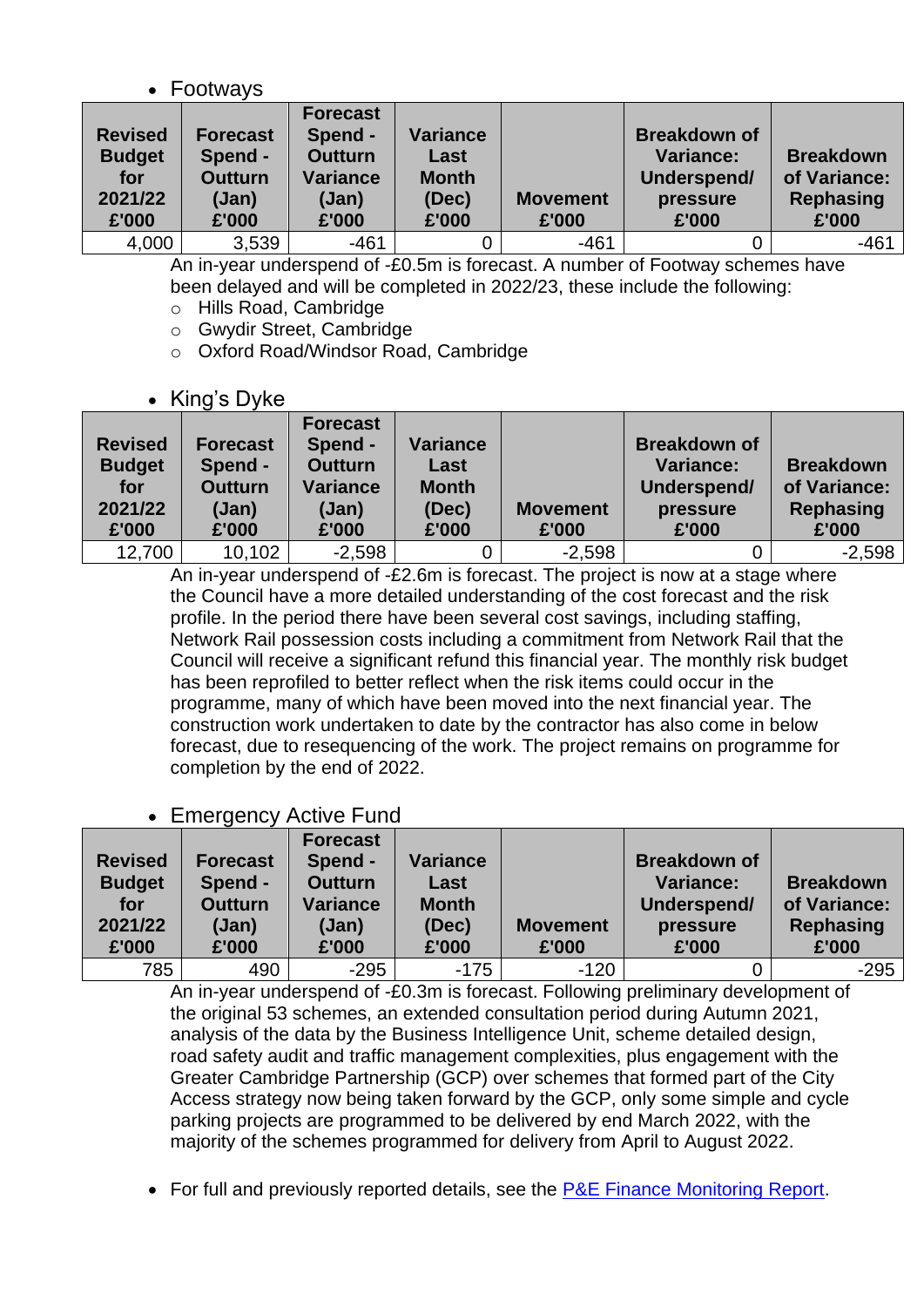- Footways

| Revised Budget for 2021/22 £'000 | Forecast Spend - Outturn (Jan) £'000 | Forecast Spend - Outturn Variance (Jan) £'000 | Variance Last Month (Dec) £'000 | Movement £'000 | Breakdown of Variance: Underspend/ pressure £'000 | Breakdown of Variance: Rephasing £'000 |
|---|---|---|---|---|---|---|
| 4,000 | 3,539 | -461 | 0 | -461 | 0 | -461 |

An in-year underspend of -£0.5m is forecast. A number of Footway schemes have been delayed and will be completed in 2022/23, these include the following:

- Hills Road, Cambridge
- Gwydir Street, Cambridge
- Oxford Road/Windsor Road, Cambridge

- King's Dyke

| Revised Budget for 2021/22 £'000 | Forecast Spend - Outturn (Jan) £'000 | Forecast Spend - Outturn Variance (Jan) £'000 | Variance Last Month (Dec) £'000 | Movement £'000 | Breakdown of Variance: Underspend/ pressure £'000 | Breakdown of Variance: Rephasing £'000 |
|---|---|---|---|---|---|---|
| 12,700 | 10,102 | -2,598 | 0 | -2,598 | 0 | -2,598 |

An in-year underspend of -£2.6m is forecast. The project is now at a stage where the Council have a more detailed understanding of the cost forecast and the risk profile. In the period there have been several cost savings, including staffing, Network Rail possession costs including a commitment from Network Rail that the Council will receive a significant refund this financial year. The monthly risk budget has been reprofiled to better reflect when the risk items could occur in the programme, many of which have been moved into the next financial year. The construction work undertaken to date by the contractor has also come in below forecast, due to resequencing of the work. The project remains on programme for completion by the end of 2022.

- Emergency Active Fund

| Revised Budget for 2021/22 £'000 | Forecast Spend - Outturn (Jan) £'000 | Forecast Spend - Outturn Variance (Jan) £'000 | Variance Last Month (Dec) £'000 | Movement £'000 | Breakdown of Variance: Underspend/ pressure £'000 | Breakdown of Variance: Rephasing £'000 |
|---|---|---|---|---|---|---|
| 785 | 490 | -295 | -175 | -120 | 0 | -295 |

An in-year underspend of -£0.3m is forecast. Following preliminary development of the original 53 schemes, an extended consultation period during Autumn 2021, analysis of the data by the Business Intelligence Unit, scheme detailed design, road safety audit and traffic management complexities, plus engagement with the Greater Cambridge Partnership (GCP) over schemes that formed part of the City Access strategy now being taken forward by the GCP, only some simple and cycle parking projects are programmed to be delivered by end March 2022, with the majority of the schemes programmed for delivery from April to August 2022.

- For full and previously reported details, see the P&E Finance Monitoring Report.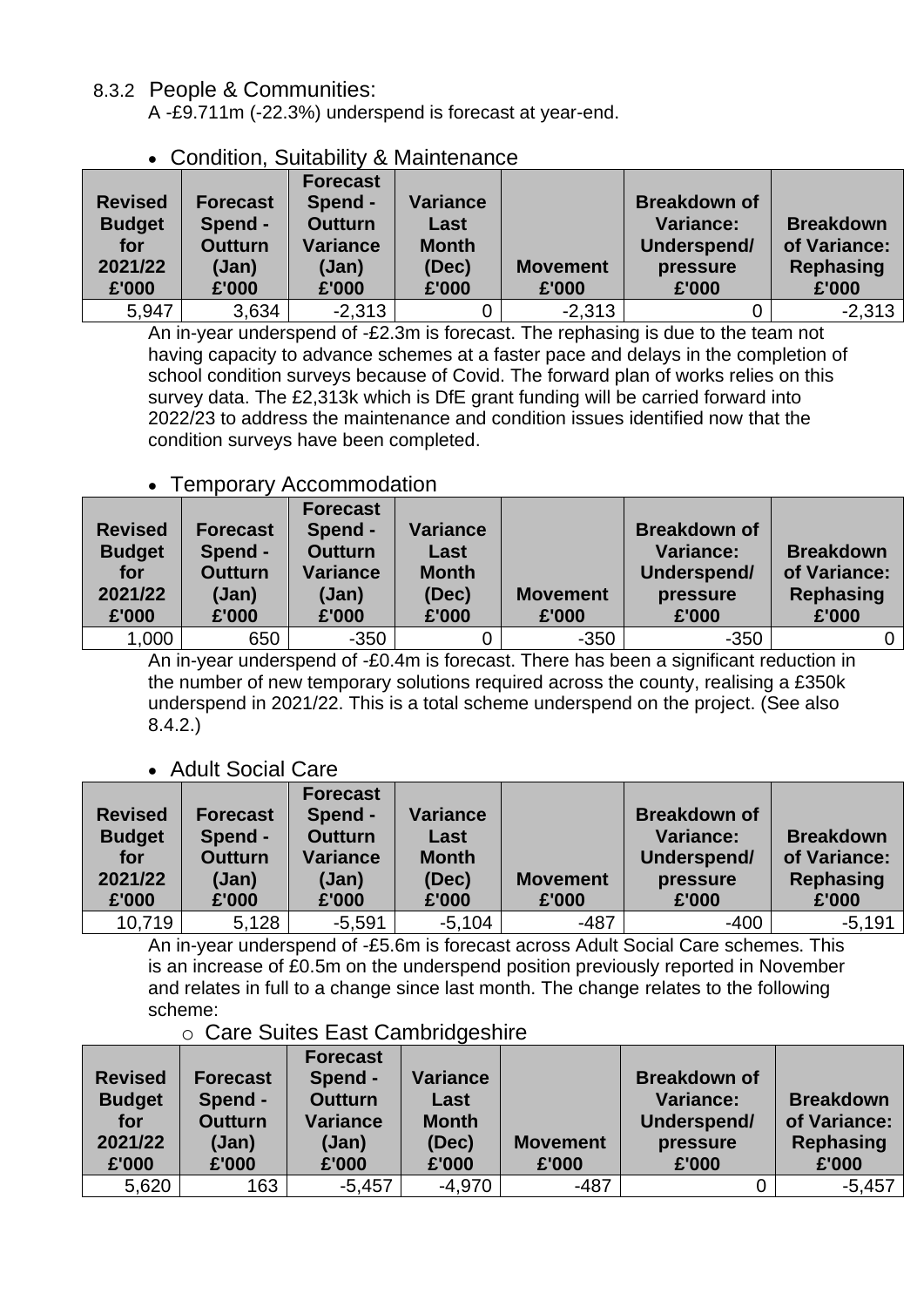#### 8.3.2 People & Communities:

A -£9.711m (-22.3%) underspend is forecast at year-end.

- Condition, Suitability & Maintenance

| Revised Budget for 2021/22 £'000 | Forecast Spend - Outturn (Jan) £'000 | Forecast Spend - Outturn Variance (Jan) £'000 | Variance Last Month (Dec) £'000 | Movement £'000 | Breakdown of Variance: Underspend/ pressure £'000 | Breakdown of Variance: Rephasing £'000 |
|---|---|---|---|---|---|---|
| 5,947 | 3,634 | -2,313 | 0 | -2,313 | 0 | -2,313 |

An in-year underspend of -£2.3m is forecast. The rephasing is due to the team not having capacity to advance schemes at a faster pace and delays in the completion of school condition surveys because of Covid. The forward plan of works relies on this survey data. The £2,313k which is DfE grant funding will be carried forward into 2022/23 to address the maintenance and condition issues identified now that the condition surveys have been completed.

- Temporary Accommodation

| Revised Budget for 2021/22 £'000 | Forecast Spend - Outturn (Jan) £'000 | Forecast Spend - Outturn Variance (Jan) £'000 | Variance Last Month (Dec) £'000 | Movement £'000 | Breakdown of Variance: Underspend/ pressure £'000 | Breakdown of Variance: Rephasing £'000 |
|---|---|---|---|---|---|---|
| 1,000 | 650 | -350 | 0 | -350 | -350 | 0 |

An in-year underspend of -£0.4m is forecast. There has been a significant reduction in the number of new temporary solutions required across the county, realising a £350k underspend in 2021/22. This is a total scheme underspend on the project. (See also 8.4.2.)

- Adult Social Care

| Revised Budget for 2021/22 £'000 | Forecast Spend - Outturn (Jan) £'000 | Forecast Spend - Outturn Variance (Jan) £'000 | Variance Last Month (Dec) £'000 | Movement £'000 | Breakdown of Variance: Underspend/ pressure £'000 | Breakdown of Variance: Rephasing £'000 |
|---|---|---|---|---|---|---|
| 10,719 | 5,128 | -5,591 | -5,104 | -487 | -400 | -5,191 |

An in-year underspend of -£5.6m is forecast across Adult Social Care schemes. This is an increase of £0.5m on the underspend position previously reported in November and relates in full to a change since last month. The change relates to the following scheme:

- Care Suites East Cambridgeshire

| Revised Budget for 2021/22 £'000 | Forecast Spend - Outturn (Jan) £'000 | Forecast Spend - Outturn Variance (Jan) £'000 | Variance Last Month (Dec) £'000 | Movement £'000 | Breakdown of Variance: Underspend/ pressure £'000 | Breakdown of Variance: Rephasing £'000 |
|---|---|---|---|---|---|---|
| 5,620 | 163 | -5,457 | -4,970 | -487 | 0 | -5,457 |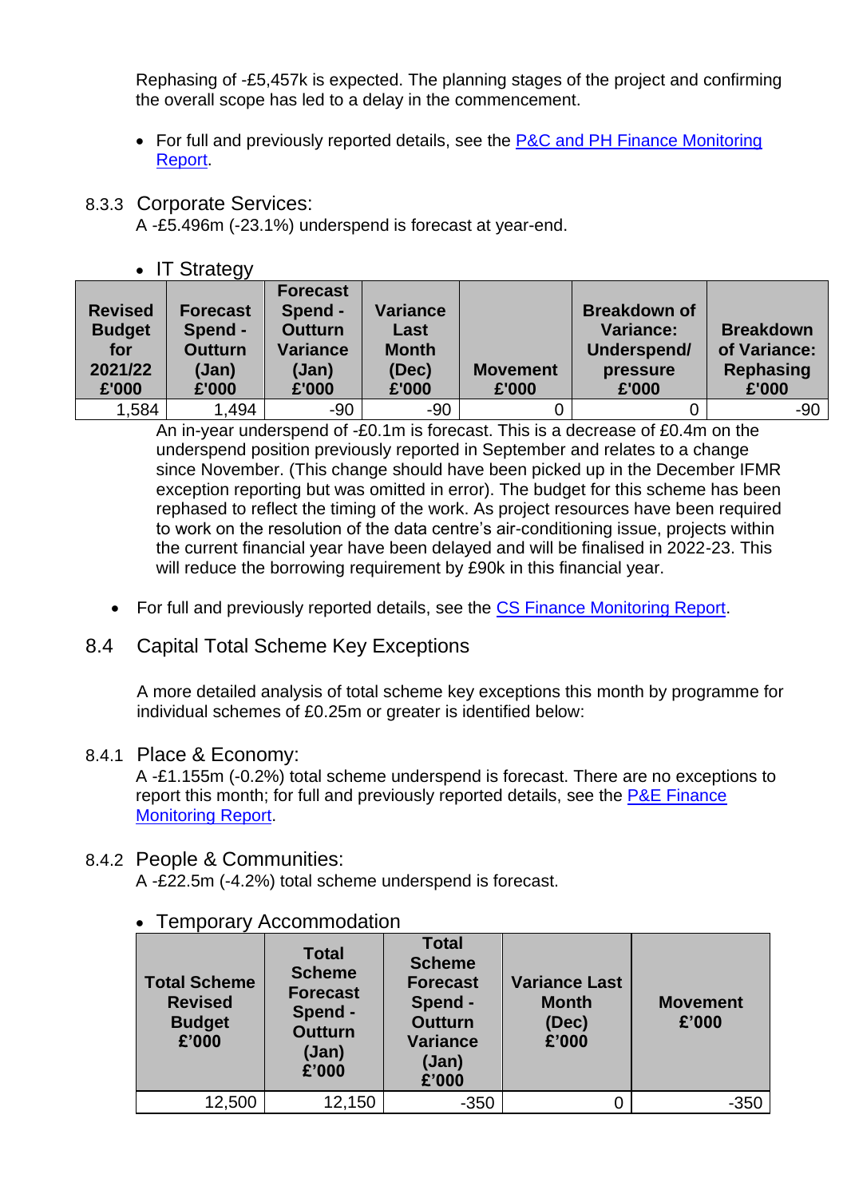Rephasing of -£5,457k is expected. The planning stages of the project and confirming the overall scope has led to a delay in the commencement.

- For full and previously reported details, see the P&C and PH Finance Monitoring Report.

### 8.3.3 Corporate Services:

A -£5.496m (-23.1%) underspend is forecast at year-end.

- IT Strategy

| Revised Budget for 2021/22 £'000 | Forecast Spend - Outturn (Jan) £'000 | Forecast Spend - Outturn Variance (Jan) £'000 | Variance Last Month (Dec) £'000 | Movement £'000 | Breakdown of Variance: Underspend/ pressure £'000 | Breakdown of Variance: Rephasing £'000 |
|---|---|---|---|---|---|---|
| 1,584 | 1,494 | -90 | -90 | 0 | 0 | -90 |

An in-year underspend of -£0.1m is forecast. This is a decrease of £0.4m on the underspend position previously reported in September and relates to a change since November. (This change should have been picked up in the December IFMR exception reporting but was omitted in error). The budget for this scheme has been rephased to reflect the timing of the work. As project resources have been required to work on the resolution of the data centre's air-conditioning issue, projects within the current financial year have been delayed and will be finalised in 2022-23. This will reduce the borrowing requirement by £90k in this financial year.

- For full and previously reported details, see the CS Finance Monitoring Report.

## 8.4 Capital Total Scheme Key Exceptions

A more detailed analysis of total scheme key exceptions this month by programme for individual schemes of £0.25m or greater is identified below:

### 8.4.1 Place & Economy:

A -£1.155m (-0.2%) total scheme underspend is forecast. There are no exceptions to report this month; for full and previously reported details, see the P&E Finance Monitoring Report.

### 8.4.2 People & Communities:

A -£22.5m (-4.2%) total scheme underspend is forecast.

- Temporary Accommodation

| Total Scheme Revised Budget £'000 | Total Scheme Forecast Spend - Outturn (Jan) £'000 | Total Scheme Forecast Spend - Outturn Variance (Jan) £'000 | Variance Last Month (Dec) £'000 | Movement £'000 |
|---|---|---|---|---|
| 12,500 | 12,150 | -350 | 0 | -350 |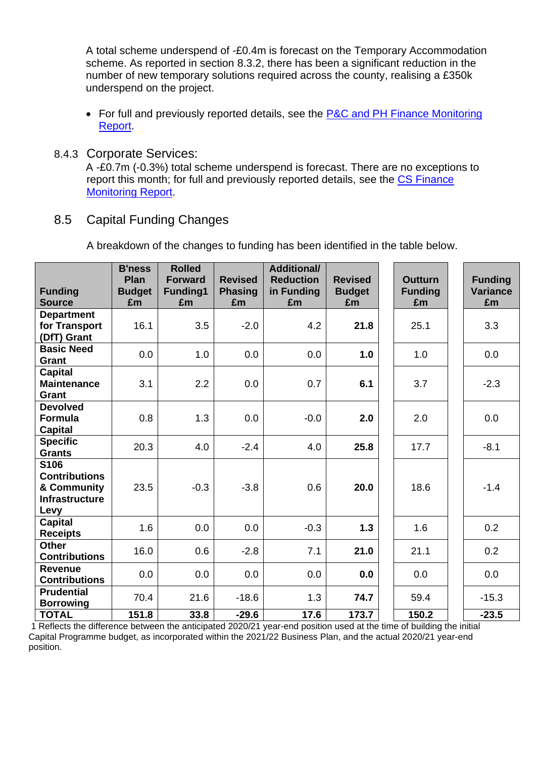A total scheme underspend of -£0.4m is forecast on the Temporary Accommodation scheme. As reported in section 8.3.2, there has been a significant reduction in the number of new temporary solutions required across the county, realising a £350k underspend on the project.

- For full and previously reported details, see the [P&C and PH Finance Monitoring Report](#).

### 8.4.3 Corporate Services:

A -£0.7m (-0.3%) total scheme underspend is forecast. There are no exceptions to report this month; for full and previously reported details, see the [CS Finance Monitoring Report](#).

## 8.5 Capital Funding Changes

A breakdown of the changes to funding has been identified in the table below.

| Funding Source | B'ness Plan Budget £m | Rolled Forward Funding1 £m | Revised Phasing £m | Additional/ Reduction in Funding £m | Revised Budget £m | Outturn Funding £m | Funding Variance £m |
|---|---|---|---|---|---|---|---|
| **Department for Transport (DfT) Grant** | 16.1 | 3.5 | -2.0 | 4.2 | **21.8** | 25.1 | 3.3 |
| **Basic Need Grant** | 0.0 | 1.0 | 0.0 | 0.0 | **1.0** | 1.0 | 0.0 |
| **Capital Maintenance Grant** | 3.1 | 2.2 | 0.0 | 0.7 | **6.1** | 3.7 | -2.3 |
| **Devolved Formula Capital** | 0.8 | 1.3 | 0.0 | -0.0 | **2.0** | 2.0 | 0.0 |
| **Specific Grants** | 20.3 | 4.0 | -2.4 | 4.0 | **25.8** | 17.7 | -8.1 |
| **S106 Contributions & Community Infrastructure Levy** | 23.5 | -0.3 | -3.8 | 0.6 | **20.0** | 18.6 | -1.4 |
| **Capital Receipts** | 1.6 | 0.0 | 0.0 | -0.3 | **1.3** | 1.6 | 0.2 |
| **Other Contributions** | 16.0 | 0.6 | -2.8 | 7.1 | **21.0** | 21.1 | 0.2 |
| **Revenue Contributions** | 0.0 | 0.0 | 0.0 | 0.0 | **0.0** | 0.0 | 0.0 |
| **Prudential Borrowing** | 70.4 | 21.6 | -18.6 | 1.3 | **74.7** | 59.4 | -15.3 |
| **TOTAL** | **151.8** | **33.8** | **-29.6** | **17.6** | **173.7** | **150.2** | **-23.5** |

1 Reflects the difference between the anticipated 2020/21 year-end position used at the time of building the initial Capital Programme budget, as incorporated within the 2021/22 Business Plan, and the actual 2020/21 year-end position.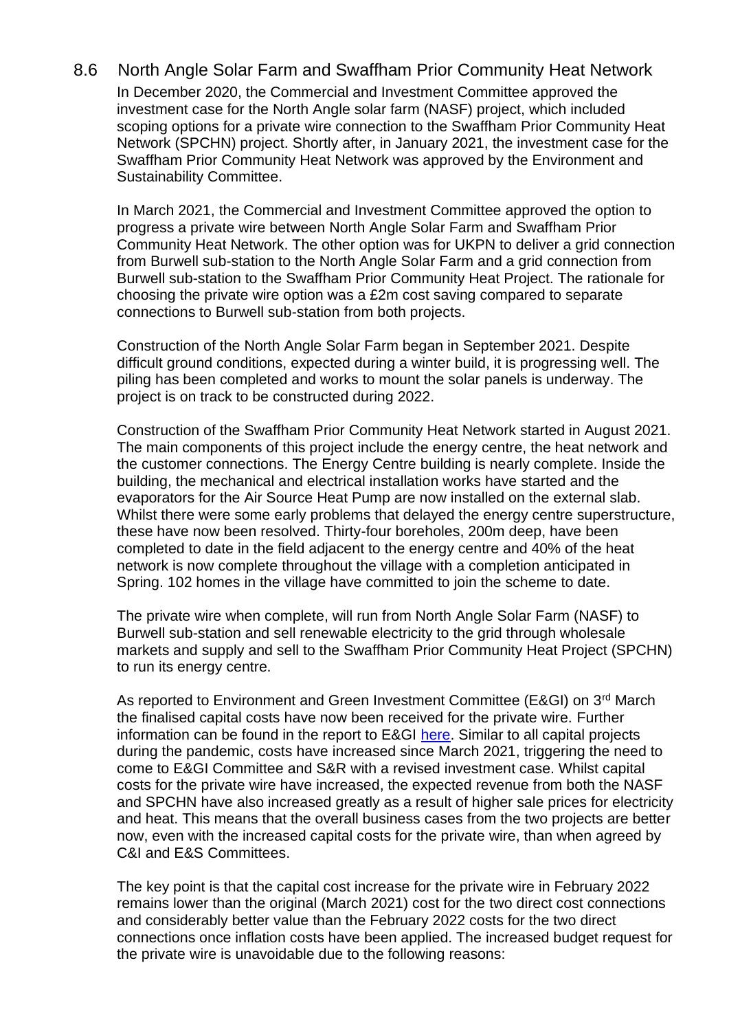## 8.6 North Angle Solar Farm and Swaffham Prior Community Heat Network

In December 2020, the Commercial and Investment Committee approved the investment case for the North Angle solar farm (NASF) project, which included scoping options for a private wire connection to the Swaffham Prior Community Heat Network (SPCHN) project. Shortly after, in January 2021, the investment case for the Swaffham Prior Community Heat Network was approved by the Environment and Sustainability Committee.

In March 2021, the Commercial and Investment Committee approved the option to progress a private wire between North Angle Solar Farm and Swaffham Prior Community Heat Network. The other option was for UKPN to deliver a grid connection from Burwell sub-station to the North Angle Solar Farm and a grid connection from Burwell sub-station to the Swaffham Prior Community Heat Project. The rationale for choosing the private wire option was a £2m cost saving compared to separate connections to Burwell sub-station from both projects.

Construction of the North Angle Solar Farm began in September 2021. Despite difficult ground conditions, expected during a winter build, it is progressing well. The piling has been completed and works to mount the solar panels is underway. The project is on track to be constructed during 2022.

Construction of the Swaffham Prior Community Heat Network started in August 2021. The main components of this project include the energy centre, the heat network and the customer connections. The Energy Centre building is nearly complete. Inside the building, the mechanical and electrical installation works have started and the evaporators for the Air Source Heat Pump are now installed on the external slab. Whilst there were some early problems that delayed the energy centre superstructure, these have now been resolved. Thirty-four boreholes, 200m deep, have been completed to date in the field adjacent to the energy centre and 40% of the heat network is now complete throughout the village with a completion anticipated in Spring. 102 homes in the village have committed to join the scheme to date.

The private wire when complete, will run from North Angle Solar Farm (NASF) to Burwell sub-station and sell renewable electricity to the grid through wholesale markets and supply and sell to the Swaffham Prior Community Heat Project (SPCHN) to run its energy centre.

As reported to Environment and Green Investment Committee (E&GI) on 3rd March the finalised capital costs have now been received for the private wire. Further information can be found in the report to E&GI here. Similar to all capital projects during the pandemic, costs have increased since March 2021, triggering the need to come to E&GI Committee and S&R with a revised investment case. Whilst capital costs for the private wire have increased, the expected revenue from both the NASF and SPCHN have also increased greatly as a result of higher sale prices for electricity and heat. This means that the overall business cases from the two projects are better now, even with the increased capital costs for the private wire, than when agreed by C&I and E&S Committees.

The key point is that the capital cost increase for the private wire in February 2022 remains lower than the original (March 2021) cost for the two direct cost connections and considerably better value than the February 2022 costs for the two direct connections once inflation costs have been applied. The increased budget request for the private wire is unavoidable due to the following reasons: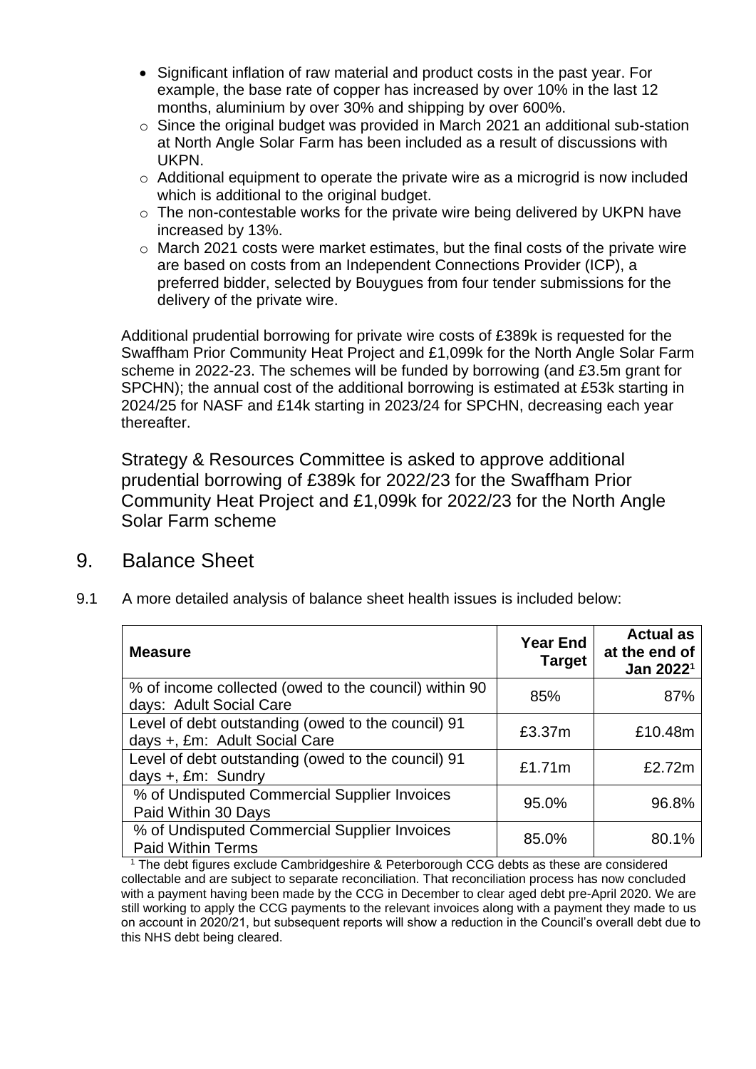- Significant inflation of raw material and product costs in the past year. For example, the base rate of copper has increased by over 10% in the last 12 months, aluminium by over 30% and shipping by over 600%.
  - Since the original budget was provided in March 2021 an additional sub-station at North Angle Solar Farm has been included as a result of discussions with UKPN.
  - Additional equipment to operate the private wire as a microgrid is now included which is additional to the original budget.
  - The non-contestable works for the private wire being delivered by UKPN have increased by 13%.
  - March 2021 costs were market estimates, but the final costs of the private wire are based on costs from an Independent Connections Provider (ICP), a preferred bidder, selected by Bouygues from four tender submissions for the delivery of the private wire.

Additional prudential borrowing for private wire costs of £389k is requested for the Swaffham Prior Community Heat Project and £1,099k for the North Angle Solar Farm scheme in 2022-23. The schemes will be funded by borrowing (and £3.5m grant for SPCHN); the annual cost of the additional borrowing is estimated at £53k starting in 2024/25 for NASF and £14k starting in 2023/24 for SPCHN, decreasing each year thereafter.

Strategy & Resources Committee is asked to approve additional prudential borrowing of £389k for 2022/23 for the Swaffham Prior Community Heat Project and £1,099k for 2022/23 for the North Angle Solar Farm scheme

## 9. Balance Sheet

9.1 A more detailed analysis of balance sheet health issues is included below:

| Measure | Year End Target | Actual as at the end of Jan 2022[1] |
|---|---|---|
| % of income collected (owed to the council) within 90 days: Adult Social Care | 85% | 87% |
| Level of debt outstanding (owed to the council) 91 days +, £m: Adult Social Care | £3.37m | £10.48m |
| Level of debt outstanding (owed to the council) 91 days +, £m: Sundry | £1.71m | £2.72m |
| % of Undisputed Commercial Supplier Invoices Paid Within 30 Days | 95.0% | 96.8% |
| % of Undisputed Commercial Supplier Invoices Paid Within Terms | 85.0% | 80.1% |

[1] The debt figures exclude Cambridgeshire & Peterborough CCG debts as these are considered collectable and are subject to separate reconciliation. That reconciliation process has now concluded with a payment having been made by the CCG in December to clear aged debt pre-April 2020. We are still working to apply the CCG payments to the relevant invoices along with a payment they made to us on account in 2020/21, but subsequent reports will show a reduction in the Council's overall debt due to this NHS debt being cleared.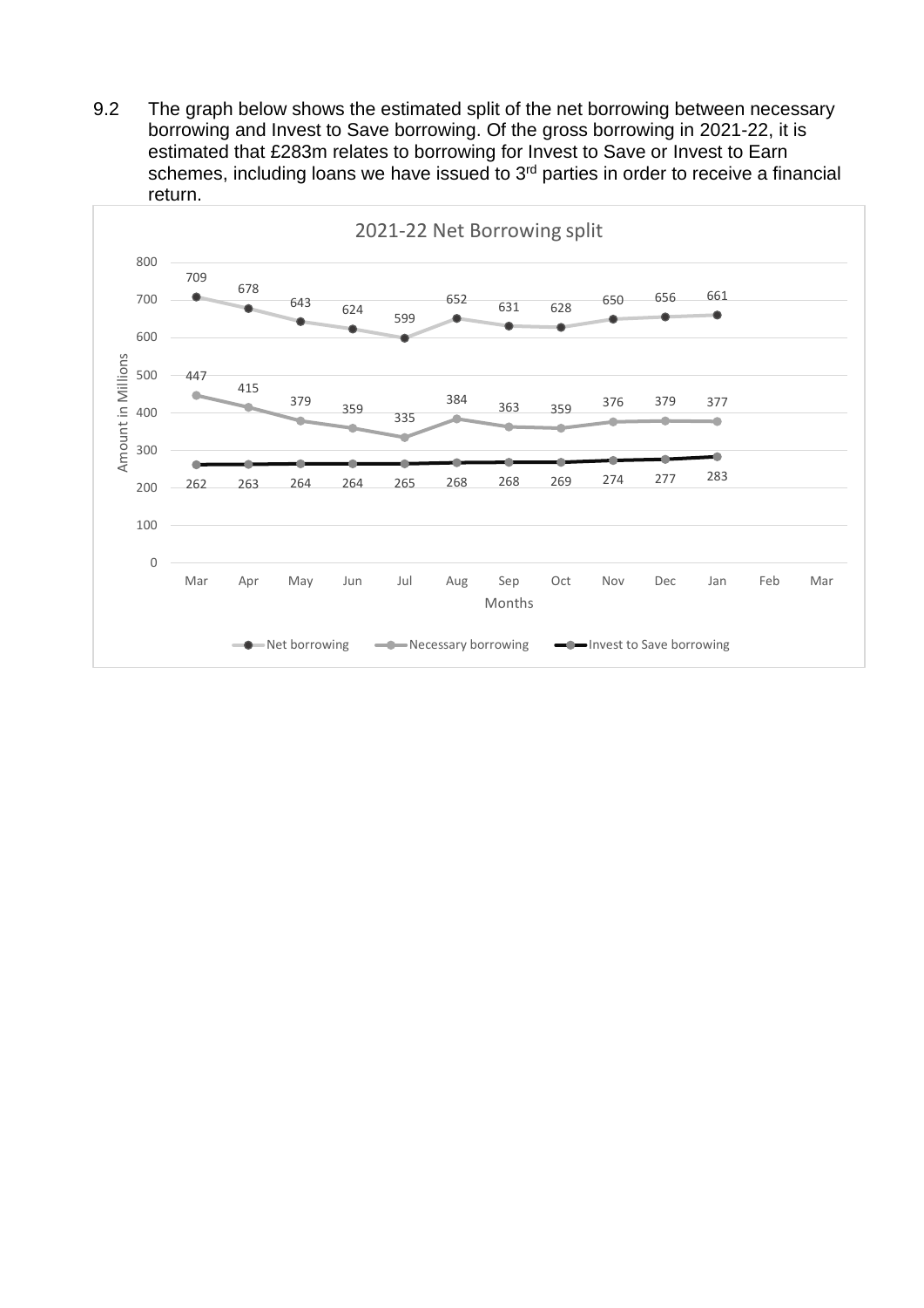9.2 The graph below shows the estimated split of the net borrowing between necessary borrowing and Invest to Save borrowing. Of the gross borrowing in 2021-22, it is estimated that £283m relates to borrowing for Invest to Save or Invest to Earn schemes, including loans we have issued to 3rd parties in order to receive a financial return.

**2021-22 Net Borrowing split** (Amount in Millions)

| Months | Net borrowing | Necessary borrowing | Invest to Save borrowing |
|---|---|---|---|
| Mar | 709 | 447 | 262 |
| Apr | 678 | 415 | 263 |
| May | 643 | 379 | 264 |
| Jun | 624 | 359 | 264 |
| Jul | 599 | 335 | 265 |
| Aug | 652 | 384 | 268 |
| Sep | 631 | 363 | 268 |
| Oct | 628 | 359 | 269 |
| Nov | 650 | 376 | 274 |
| Dec | 656 | 379 | 277 |
| Jan | 661 | 377 | 283 |
| Feb | | | |
| Mar | | | |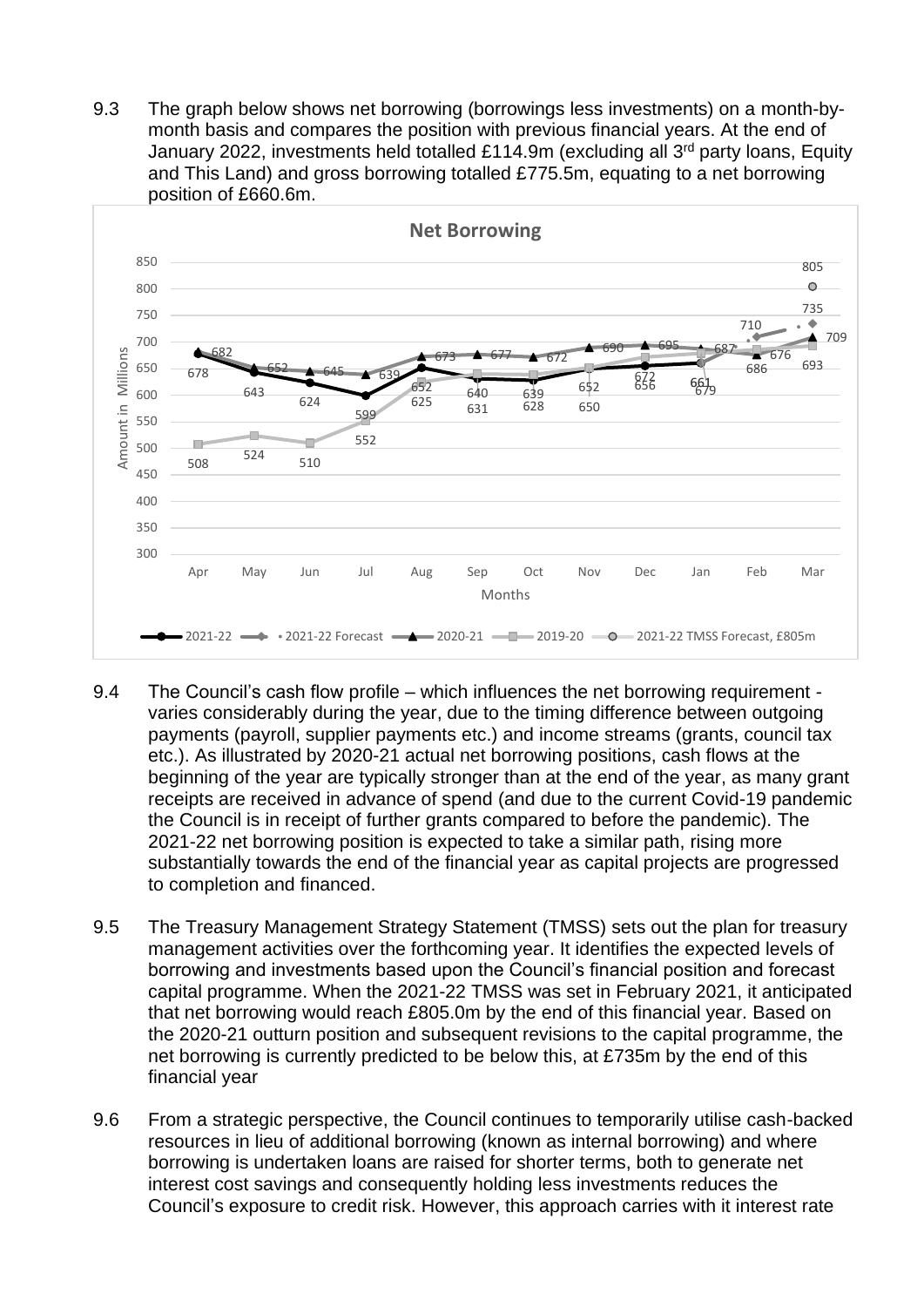9.3 The graph below shows net borrowing (borrowings less investments) on a month-by-month basis and compares the position with previous financial years. At the end of January 2022, investments held totalled £114.9m (excluding all 3rd party loans, Equity and This Land) and gross borrowing totalled £775.5m, equating to a net borrowing position of £660.6m.

9.4 The Council's cash flow profile – which influences the net borrowing requirement - varies considerably during the year, due to the timing difference between outgoing payments (payroll, supplier payments etc.) and income streams (grants, council tax etc.). As illustrated by 2020-21 actual net borrowing positions, cash flows at the beginning of the year are typically stronger than at the end of the year, as many grant receipts are received in advance of spend (and due to the current Covid-19 pandemic the Council is in receipt of further grants compared to before the pandemic). The 2021-22 net borrowing position is expected to take a similar path, rising more substantially towards the end of the financial year as capital projects are progressed to completion and financed.

9.5 The Treasury Management Strategy Statement (TMSS) sets out the plan for treasury management activities over the forthcoming year. It identifies the expected levels of borrowing and investments based upon the Council's financial position and forecast capital programme. When the 2021-22 TMSS was set in February 2021, it anticipated that net borrowing would reach £805.0m by the end of this financial year. Based on the 2020-21 outturn position and subsequent revisions to the capital programme, the net borrowing is currently predicted to be below this, at £735m by the end of this financial year

9.6 From a strategic perspective, the Council continues to temporarily utilise cash-backed resources in lieu of additional borrowing (known as internal borrowing) and where borrowing is undertaken loans are raised for shorter terms, both to generate net interest cost savings and consequently holding less investments reduces the Council's exposure to credit risk. However, this approach carries with it interest rate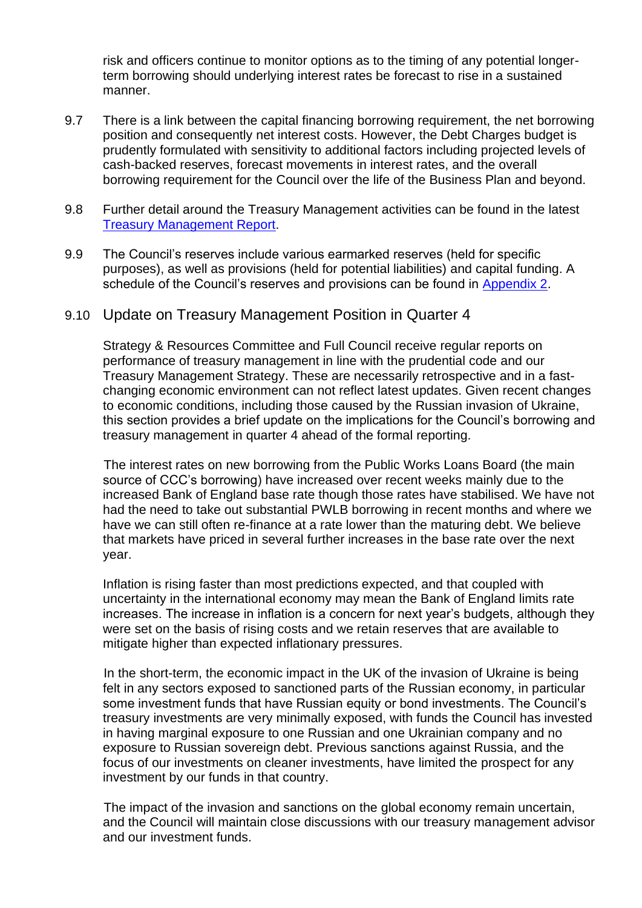risk and officers continue to monitor options as to the timing of any potential longer-term borrowing should underlying interest rates be forecast to rise in a sustained manner.

9.7 There is a link between the capital financing borrowing requirement, the net borrowing position and consequently net interest costs. However, the Debt Charges budget is prudently formulated with sensitivity to additional factors including projected levels of cash-backed reserves, forecast movements in interest rates, and the overall borrowing requirement for the Council over the life of the Business Plan and beyond.

9.8 Further detail around the Treasury Management activities can be found in the latest [Treasury Management Report](#).

9.9 The Council's reserves include various earmarked reserves (held for specific purposes), as well as provisions (held for potential liabilities) and capital funding. A schedule of the Council's reserves and provisions can be found in [Appendix 2](#).

## 9.10 Update on Treasury Management Position in Quarter 4

Strategy & Resources Committee and Full Council receive regular reports on performance of treasury management in line with the prudential code and our Treasury Management Strategy. These are necessarily retrospective and in a fast-changing economic environment can not reflect latest updates. Given recent changes to economic conditions, including those caused by the Russian invasion of Ukraine, this section provides a brief update on the implications for the Council's borrowing and treasury management in quarter 4 ahead of the formal reporting.

The interest rates on new borrowing from the Public Works Loans Board (the main source of CCC's borrowing) have increased over recent weeks mainly due to the increased Bank of England base rate though those rates have stabilised. We have not had the need to take out substantial PWLB borrowing in recent months and where we have we can still often re-finance at a rate lower than the maturing debt. We believe that markets have priced in several further increases in the base rate over the next year.

Inflation is rising faster than most predictions expected, and that coupled with uncertainty in the international economy may mean the Bank of England limits rate increases. The increase in inflation is a concern for next year's budgets, although they were set on the basis of rising costs and we retain reserves that are available to mitigate higher than expected inflationary pressures.

In the short-term, the economic impact in the UK of the invasion of Ukraine is being felt in any sectors exposed to sanctioned parts of the Russian economy, in particular some investment funds that have Russian equity or bond investments. The Council's treasury investments are very minimally exposed, with funds the Council has invested in having marginal exposure to one Russian and one Ukrainian company and no exposure to Russian sovereign debt. Previous sanctions against Russia, and the focus of our investments on cleaner investments, have limited the prospect for any investment by our funds in that country.

The impact of the invasion and sanctions on the global economy remain uncertain, and the Council will maintain close discussions with our treasury management advisor and our investment funds.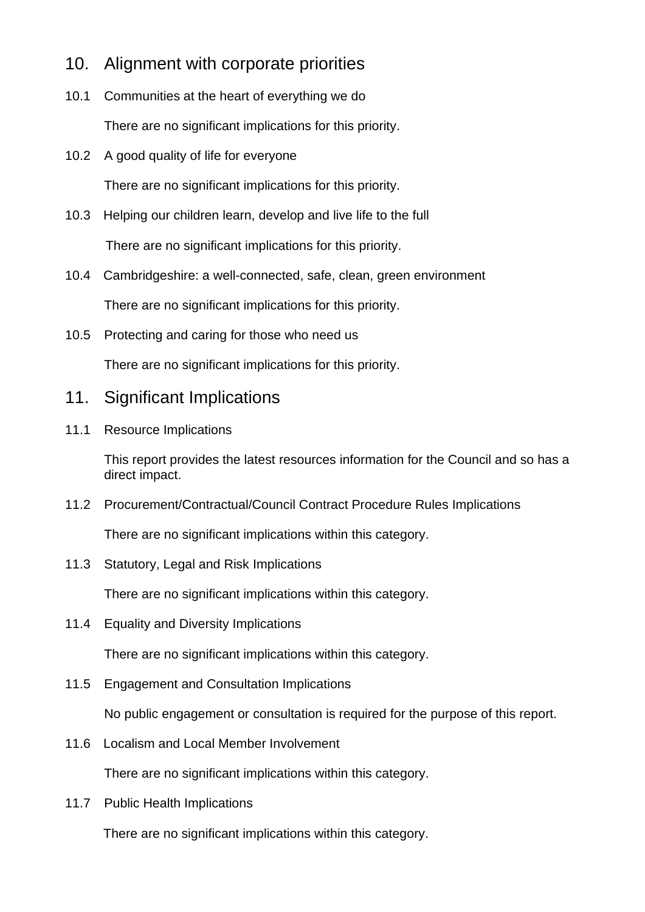## 10. Alignment with corporate priorities

10.1 Communities at the heart of everything we do

There are no significant implications for this priority.

10.2 A good quality of life for everyone

There are no significant implications for this priority.

10.3 Helping our children learn, develop and live life to the full

There are no significant implications for this priority.

10.4 Cambridgeshire: a well-connected, safe, clean, green environment

There are no significant implications for this priority.

10.5 Protecting and caring for those who need us

There are no significant implications for this priority.

## 11. Significant Implications

11.1 Resource Implications

This report provides the latest resources information for the Council and so has a direct impact.

11.2 Procurement/Contractual/Council Contract Procedure Rules Implications

There are no significant implications within this category.

11.3 Statutory, Legal and Risk Implications

There are no significant implications within this category.

11.4 Equality and Diversity Implications

There are no significant implications within this category.

11.5 Engagement and Consultation Implications

No public engagement or consultation is required for the purpose of this report.

11.6 Localism and Local Member Involvement

There are no significant implications within this category.

11.7 Public Health Implications

There are no significant implications within this category.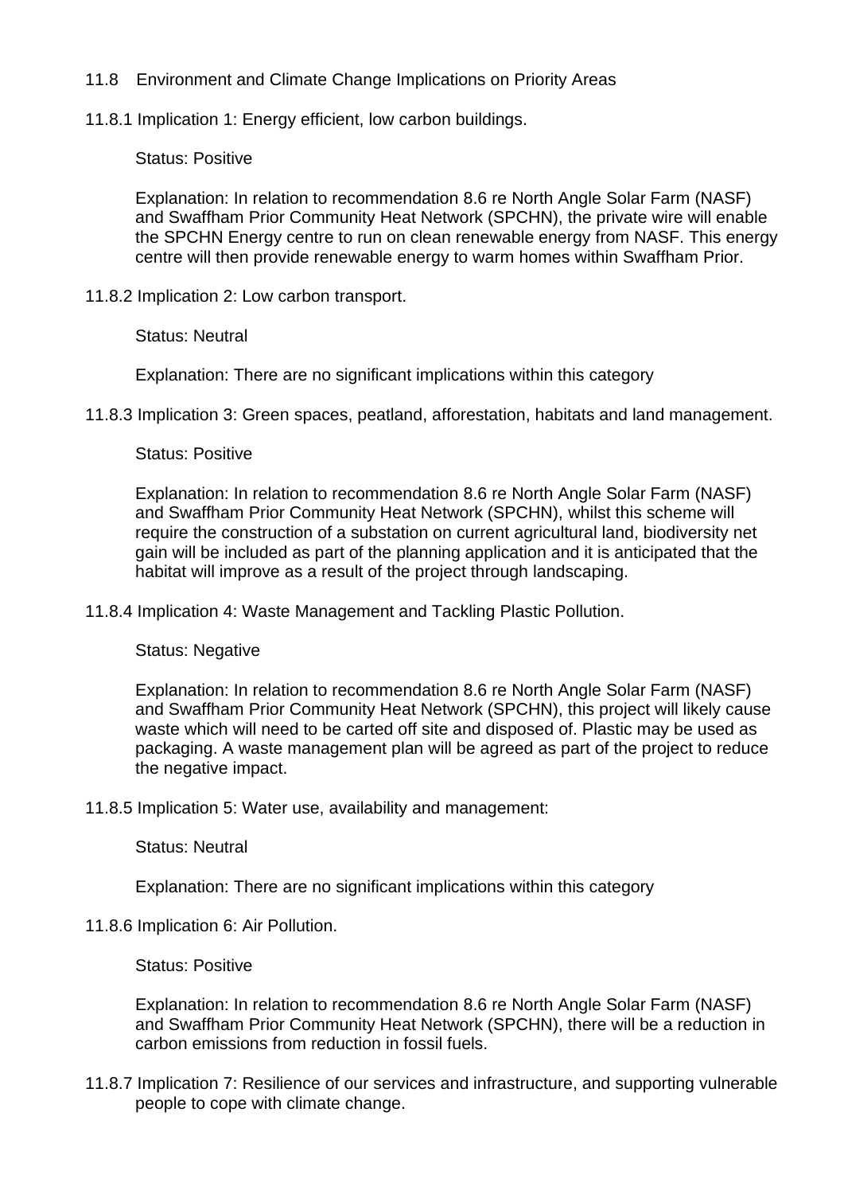## 11.8 Environment and Climate Change Implications on Priority Areas

11.8.1 Implication 1: Energy efficient, low carbon buildings.

Status: Positive

Explanation: In relation to recommendation 8.6 re North Angle Solar Farm (NASF) and Swaffham Prior Community Heat Network (SPCHN), the private wire will enable the SPCHN Energy centre to run on clean renewable energy from NASF. This energy centre will then provide renewable energy to warm homes within Swaffham Prior.

11.8.2 Implication 2: Low carbon transport.

Status: Neutral

Explanation: There are no significant implications within this category

11.8.3 Implication 3: Green spaces, peatland, afforestation, habitats and land management.

Status: Positive

Explanation: In relation to recommendation 8.6 re North Angle Solar Farm (NASF) and Swaffham Prior Community Heat Network (SPCHN), whilst this scheme will require the construction of a substation on current agricultural land, biodiversity net gain will be included as part of the planning application and it is anticipated that the habitat will improve as a result of the project through landscaping.

11.8.4 Implication 4: Waste Management and Tackling Plastic Pollution.

Status: Negative

Explanation: In relation to recommendation 8.6 re North Angle Solar Farm (NASF) and Swaffham Prior Community Heat Network (SPCHN), this project will likely cause waste which will need to be carted off site and disposed of. Plastic may be used as packaging. A waste management plan will be agreed as part of the project to reduce the negative impact.

11.8.5 Implication 5: Water use, availability and management:

Status: Neutral

Explanation: There are no significant implications within this category

11.8.6 Implication 6: Air Pollution.

Status: Positive

Explanation: In relation to recommendation 8.6 re North Angle Solar Farm (NASF) and Swaffham Prior Community Heat Network (SPCHN), there will be a reduction in carbon emissions from reduction in fossil fuels.

11.8.7 Implication 7: Resilience of our services and infrastructure, and supporting vulnerable people to cope with climate change.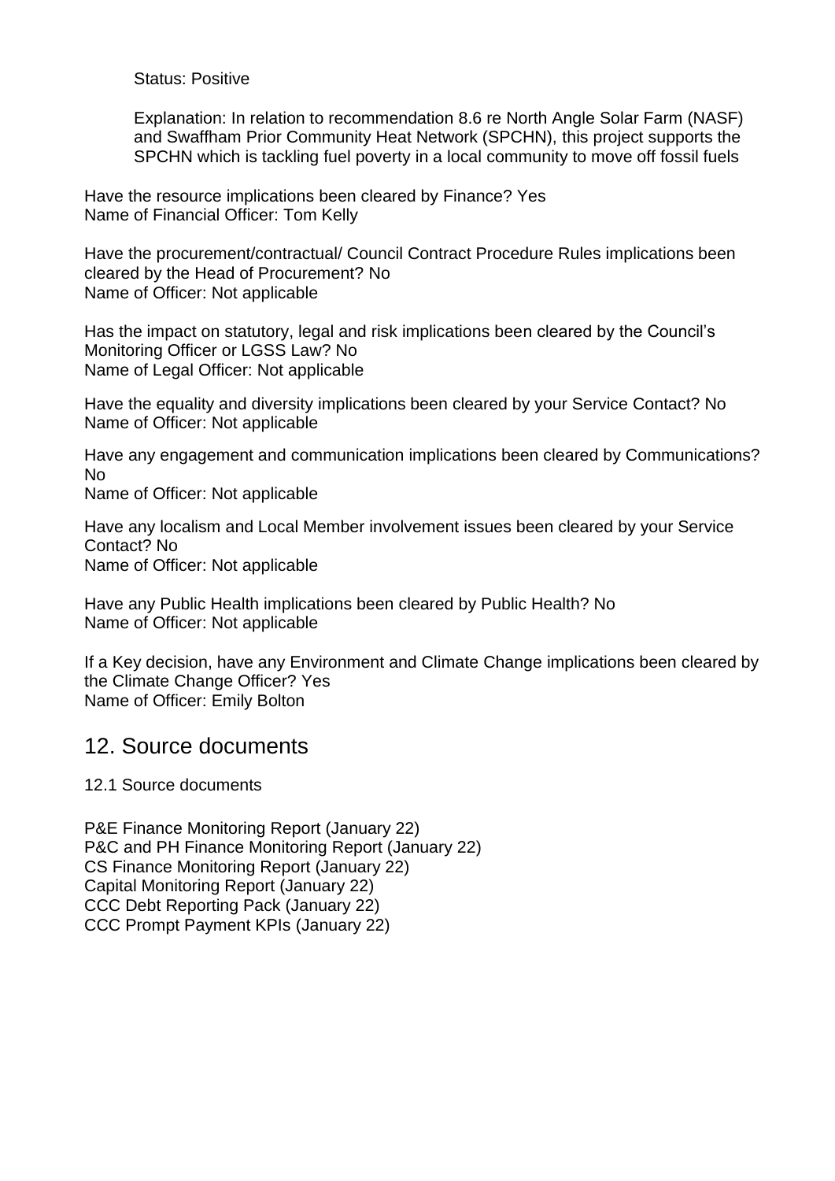Status: Positive

Explanation: In relation to recommendation 8.6 re North Angle Solar Farm (NASF) and Swaffham Prior Community Heat Network (SPCHN), this project supports the SPCHN which is tackling fuel poverty in a local community to move off fossil fuels

Have the resource implications been cleared by Finance? Yes
Name of Financial Officer: Tom Kelly

Have the procurement/contractual/ Council Contract Procedure Rules implications been cleared by the Head of Procurement? No
Name of Officer: Not applicable

Has the impact on statutory, legal and risk implications been cleared by the Council's Monitoring Officer or LGSS Law? No
Name of Legal Officer: Not applicable

Have the equality and diversity implications been cleared by your Service Contact? No
Name of Officer: Not applicable

Have any engagement and communication implications been cleared by Communications? No
Name of Officer: Not applicable

Have any localism and Local Member involvement issues been cleared by your Service Contact? No
Name of Officer: Not applicable

Have any Public Health implications been cleared by Public Health? No
Name of Officer: Not applicable

If a Key decision, have any Environment and Climate Change implications been cleared by the Climate Change Officer? Yes
Name of Officer: Emily Bolton

## 12. Source documents

12.1 Source documents

P&E Finance Monitoring Report (January 22)
P&C and PH Finance Monitoring Report (January 22)
CS Finance Monitoring Report (January 22)
Capital Monitoring Report (January 22)
CCC Debt Reporting Pack (January 22)
CCC Prompt Payment KPIs (January 22)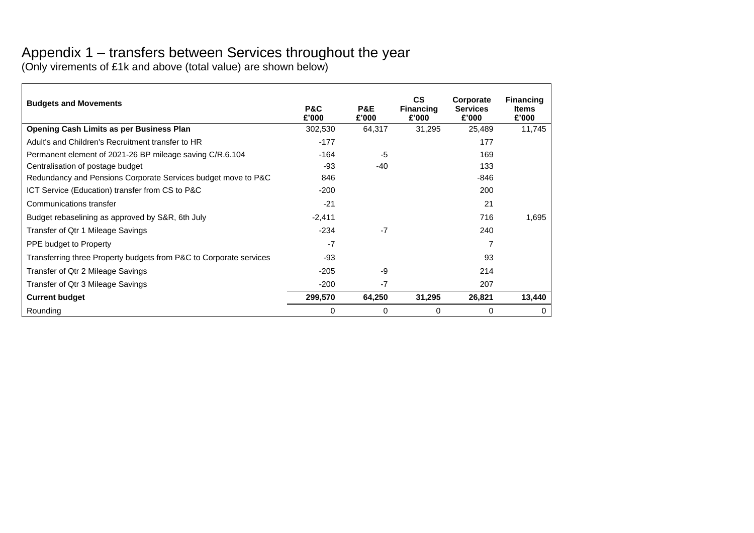# Appendix 1 – transfers between Services throughout the year

(Only virements of £1k and above (total value) are shown below)

| Budgets and Movements | P&C £'000 | P&E £'000 | CS Financing £'000 | Corporate Services £'000 | Financing Items £'000 |
|---|---|---|---|---|---|
| **Opening Cash Limits as per Business Plan** | 302,530 | 64,317 | 31,295 | 25,489 | 11,745 |
| Adult's and Children's Recruitment transfer to HR | -177 | | | 177 | |
| Permanent element of 2021-26 BP mileage saving C/R.6.104 | -164 | -5 | | 169 | |
| Centralisation of postage budget | -93 | -40 | | 133 | |
| Redundancy and Pensions Corporate Services budget move to P&C | 846 | | | -846 | |
| ICT Service (Education) transfer from CS to P&C | -200 | | | 200 | |
| Communications transfer | -21 | | | 21 | |
| Budget rebaselining as approved by S&R, 6th July | -2,411 | | | 716 | 1,695 |
| Transfer of Qtr 1 Mileage Savings | -234 | -7 | | 240 | |
| PPE budget to Property | -7 | | | 7 | |
| Transferring three Property budgets from P&C to Corporate services | -93 | | | 93 | |
| Transfer of Qtr 2 Mileage Savings | -205 | -9 | | 214 | |
| Transfer of Qtr 3 Mileage Savings | -200 | -7 | | 207 | |
| **Current budget** | **299,570** | **64,250** | **31,295** | **26,821** | **13,440** |
| Rounding | 0 | 0 | 0 | 0 | 0 |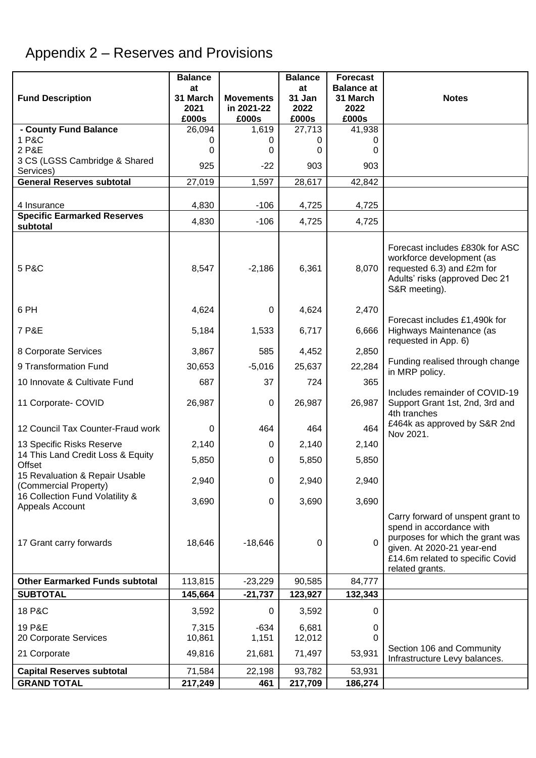# Appendix 2 – Reserves and Provisions

| Fund Description | Balance at 31 March 2021 £000s | Movements in 2021-22 £000s | Balance at 31 Jan 2022 £000s | Forecast Balance at 31 March 2022 £000s | Notes |
|---|---|---|---|---|---|
| **- County Fund Balance** | 26,094 | 1,619 | 27,713 | 41,938 | |
| 1 P&C | 0 | 0 | 0 | 0 | |
| 2 P&E | 0 | 0 | 0 | 0 | |
| 3 CS (LGSS Cambridge & Shared Services) | 925 | -22 | 903 | 903 | |
| **General Reserves subtotal** | 27,019 | 1,597 | 28,617 | 42,842 | |
| 4 Insurance | 4,830 | -106 | 4,725 | 4,725 | |
| **Specific Earmarked Reserves subtotal** | 4,830 | -106 | 4,725 | 4,725 | |
| 5 P&C | 8,547 | -2,186 | 6,361 | 8,070 | Forecast includes £830k for ASC workforce development (as requested 6.3) and £2m for Adults' risks (approved Dec 21 S&R meeting). |
| 6 PH | 4,624 | 0 | 4,624 | 2,470 | |
| 7 P&E | 5,184 | 1,533 | 6,717 | 6,666 | Forecast includes £1,490k for Highways Maintenance (as requested in App. 6) |
| 8 Corporate Services | 3,867 | 585 | 4,452 | 2,850 | |
| 9 Transformation Fund | 30,653 | -5,016 | 25,637 | 22,284 | Funding realised through change in MRP policy. |
| 10 Innovate & Cultivate Fund | 687 | 37 | 724 | 365 | |
| 11 Corporate- COVID | 26,987 | 0 | 26,987 | 26,987 | Includes remainder of COVID-19 Support Grant 1st, 2nd, 3rd and 4th tranches |
| 12 Council Tax Counter-Fraud work | 0 | 464 | 464 | 464 | £464k as approved by S&R 2nd Nov 2021. |
| 13 Specific Risks Reserve | 2,140 | 0 | 2,140 | 2,140 | |
| 14 This Land Credit Loss & Equity Offset | 5,850 | 0 | 5,850 | 5,850 | |
| 15 Revaluation & Repair Usable (Commercial Property) | 2,940 | 0 | 2,940 | 2,940 | |
| 16 Collection Fund Volatility & Appeals Account | 3,690 | 0 | 3,690 | 3,690 | |
| 17 Grant carry forwards | 18,646 | -18,646 | 0 | 0 | Carry forward of unspent grant to spend in accordance with purposes for which the grant was given. At 2020-21 year-end £14.6m related to specific Covid related grants. |
| **Other Earmarked Funds subtotal** | 113,815 | -23,229 | 90,585 | 84,777 | |
| **SUBTOTAL** | **145,664** | **-21,737** | **123,927** | **132,343** | |
| 18 P&C | 3,592 | 0 | 3,592 | 0 | |
| 19 P&E | 7,315 | -634 | 6,681 | 0 | |
| 20 Corporate Services | 10,861 | 1,151 | 12,012 | 0 | |
| 21 Corporate | 49,816 | 21,681 | 71,497 | 53,931 | Section 106 and Community Infrastructure Levy balances. |
| **Capital Reserves subtotal** | 71,584 | 22,198 | 93,782 | 53,931 | |
| **GRAND TOTAL** | **217,249** | **461** | **217,709** | **186,274** | |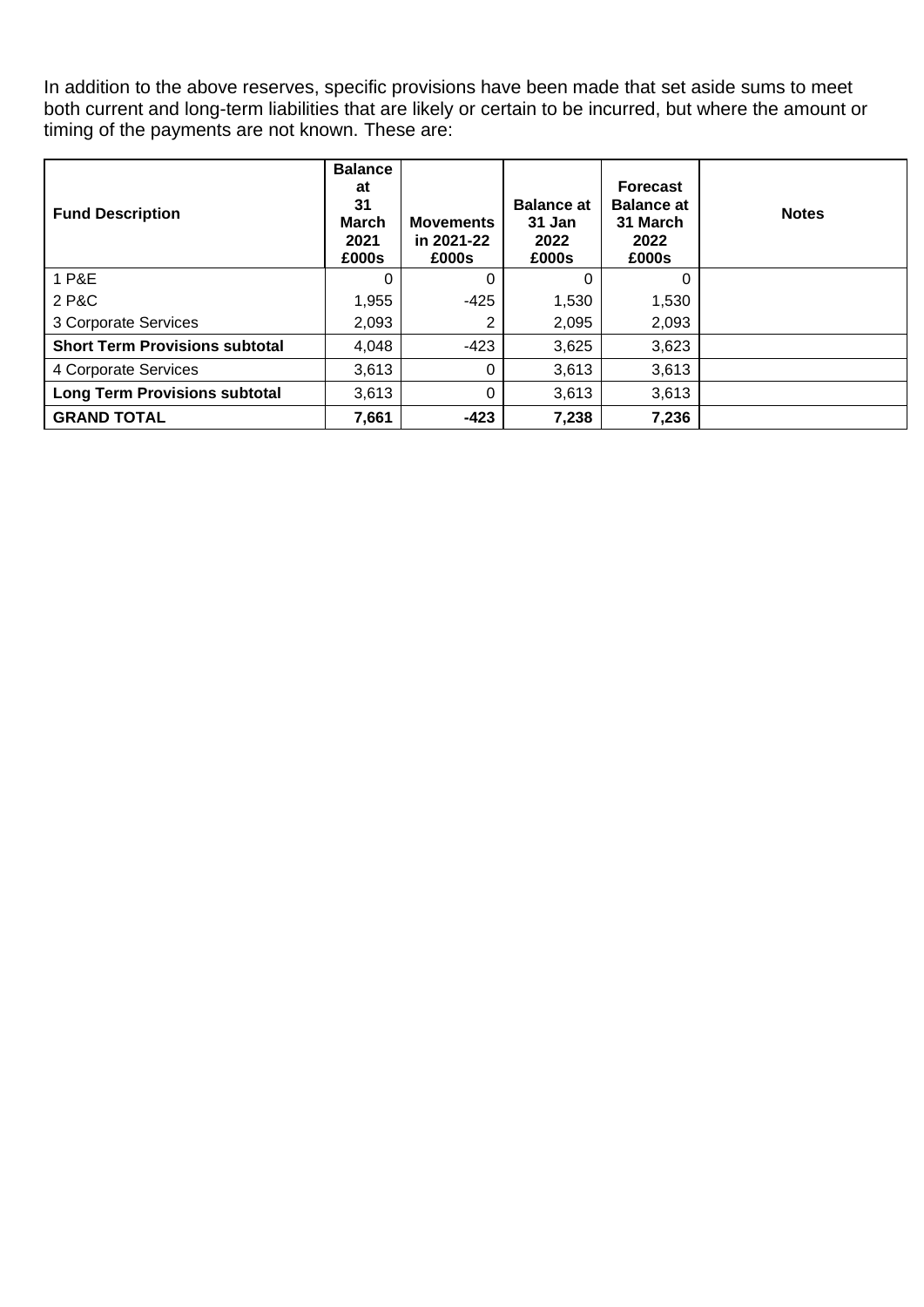In addition to the above reserves, specific provisions have been made that set aside sums to meet both current and long-term liabilities that are likely or certain to be incurred, but where the amount or timing of the payments are not known. These are:

| Fund Description | Balance at 31 March 2021 £000s | Movements in 2021-22 £000s | Balance at 31 Jan 2022 £000s | Forecast Balance at 31 March 2022 £000s | Notes |
|---|---|---|---|---|---|
| 1 P&E | 0 | 0 | 0 | 0 | |
| 2 P&C | 1,955 | -425 | 1,530 | 1,530 | |
| 3 Corporate Services | 2,093 | 2 | 2,095 | 2,093 | |
| **Short Term Provisions subtotal** | 4,048 | -423 | 3,625 | 3,623 | |
| 4 Corporate Services | 3,613 | 0 | 3,613 | 3,613 | |
| **Long Term Provisions subtotal** | 3,613 | 0 | 3,613 | 3,613 | |
| **GRAND TOTAL** | **7,661** | **-423** | **7,238** | **7,236** | |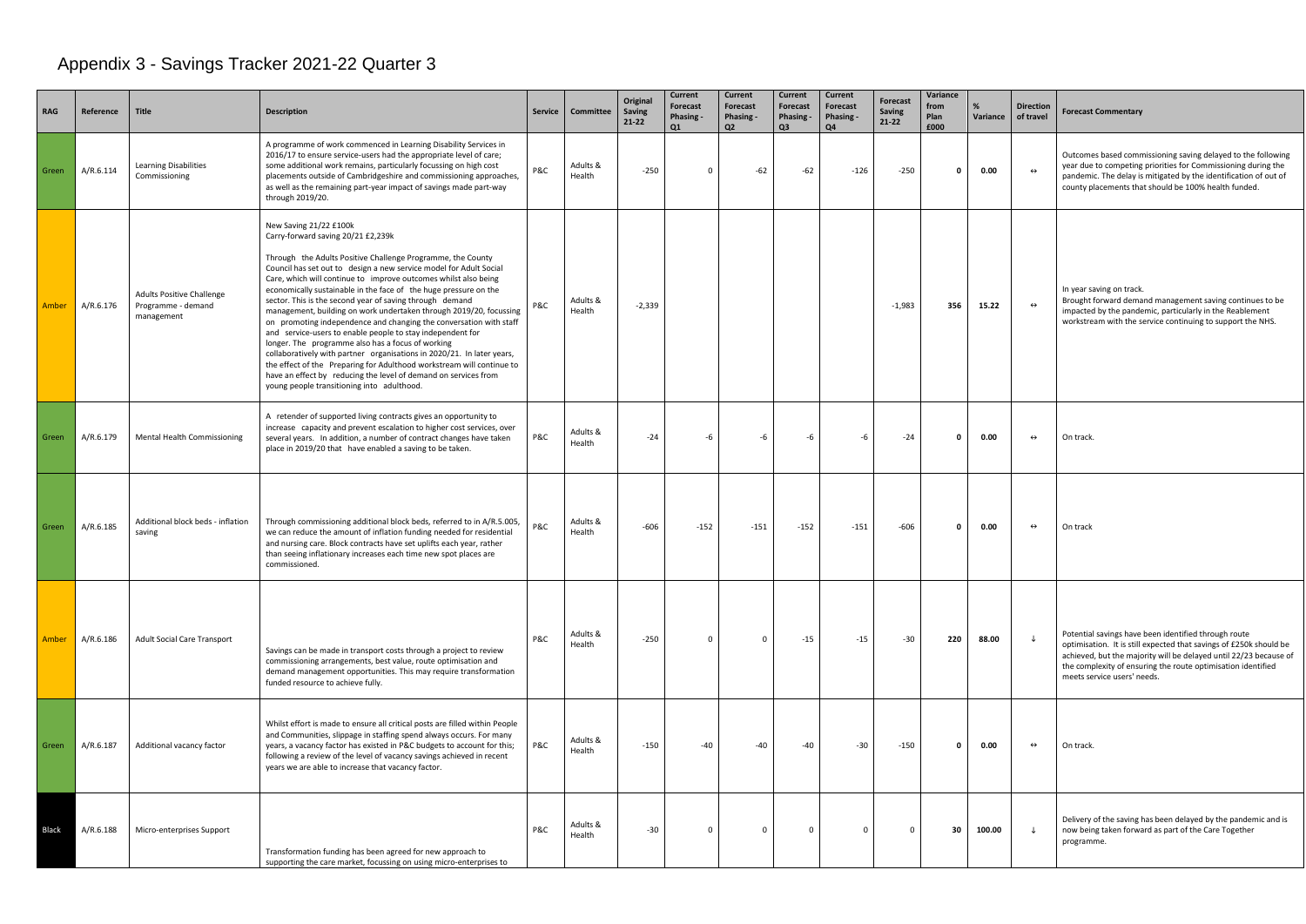# Appendix 3 - Savings Tracker 2021-22 Quarter 3

| RAG | Reference | Title | Description | Service | Committee | Original Saving 21-22 | Current Forecast Phasing - Q1 | Current Forecast Phasing - Q2 | Current Forecast Phasing - Q3 | Current Forecast Phasing - Q4 | Forecast Saving 21-22 | Variance from Plan £000 | % Variance | Direction of travel | Forecast Commentary |
|---|---|---|---|---|---|---|---|---|---|---|---|---|---|---|---|
| Green | A/R.6.114 | Learning Disabilities Commissioning | A programme of work commenced in Learning Disability Services in 2016/17 to ensure service-users had the appropriate level of care; some additional work remains, particularly focussing on high cost placements outside of Cambridgeshire and commissioning approaches, as well as the remaining part-year impact of savings made part-way through 2019/20. | P&C | Adults & Health | -250 | 0 | -62 | -62 | -126 | -250 | 0 | 0.00 | ↔ | Outcomes based commissioning saving delayed to the following year due to competing priorities for Commissioning during the pandemic. The delay is mitigated by the identification of out of county placements that should be 100% health funded. |
| Amber | A/R.6.176 | Adults Positive Challenge Programme - demand management | New Saving 21/22 £100k<br>Carry-forward saving 20/21 £2,239k<br><br>Through the Adults Positive Challenge Programme, the County Council has set out to design a new service model for Adult Social Care, which will continue to improve outcomes whilst also being economically sustainable in the face of the huge pressure on the sector. This is the second year of saving through demand management, building on work undertaken through 2019/20, focussing on promoting independence and changing the conversation with staff and service-users to enable people to stay independent for longer. The programme also has a focus of working collaboratively with partner organisations in 2020/21. In later years, the effect of the Preparing for Adulthood workstream will continue to have an effect by reducing the level of demand on services from young people transitioning into adulthood. | P&C | Adults & Health | -2,339 | | | | | -1,983 | 356 | 15.22 | ↔ | In year saving on track.<br>Brought forward demand management saving continues to be impacted by the pandemic, particularly in the Reablement workstream with the service continuing to support the NHS. |
| Green | A/R.6.179 | Mental Health Commissioning | A retender of supported living contracts gives an opportunity to increase capacity and prevent escalation to higher cost services, over several years. In addition, a number of contract changes have taken place in 2019/20 that have enabled a saving to be taken. | P&C | Adults & Health | -24 | -6 | -6 | -6 | -6 | -24 | 0 | 0.00 | ↔ | On track. |
| Green | A/R.6.185 | Additional block beds - inflation saving | Through commissioning additional block beds, referred to in A/R.5.005, we can reduce the amount of inflation funding needed for residential and nursing care. Block contracts have set uplifts each year, rather than seeing inflationary increases each time new spot places are commissioned. | P&C | Adults & Health | -606 | -152 | -151 | -152 | -151 | -606 | 0 | 0.00 | ↔ | On track |
| Amber | A/R.6.186 | Adult Social Care Transport | Savings can be made in transport costs through a project to review commissioning arrangements, best value, route optimisation and demand management opportunities. This may require transformation funded resource to achieve fully. | P&C | Adults & Health | -250 | 0 | 0 | -15 | -15 | -30 | 220 | 88.00 | ↓ | Potential savings have been identified through route optimisation. It is still expected that savings of £250k should be achieved, but the majority will be delayed until 22/23 because of the complexity of ensuring the route optimisation identified meets service users' needs. |
| Green | A/R.6.187 | Additional vacancy factor | Whilst effort is made to ensure all critical posts are filled within People and Communities, slippage in staffing spend always occurs. For many years, a vacancy factor has existed in P&C budgets to account for this; following a review of the level of vacancy savings achieved in recent years we are able to increase that vacancy factor. | P&C | Adults & Health | -150 | -40 | -40 | -40 | -30 | -150 | 0 | 0.00 | ↔ | On track. |
| Black | A/R.6.188 | Micro-enterprises Support | Transformation funding has been agreed for new approach to supporting the care market, focussing on using micro-enterprises to | P&C | Adults & Health | -30 | 0 | 0 | 0 | 0 | 0 | 30 | 100.00 | ↓ | Delivery of the saving has been delayed by the pandemic and is now being taken forward as part of the Care Together programme. |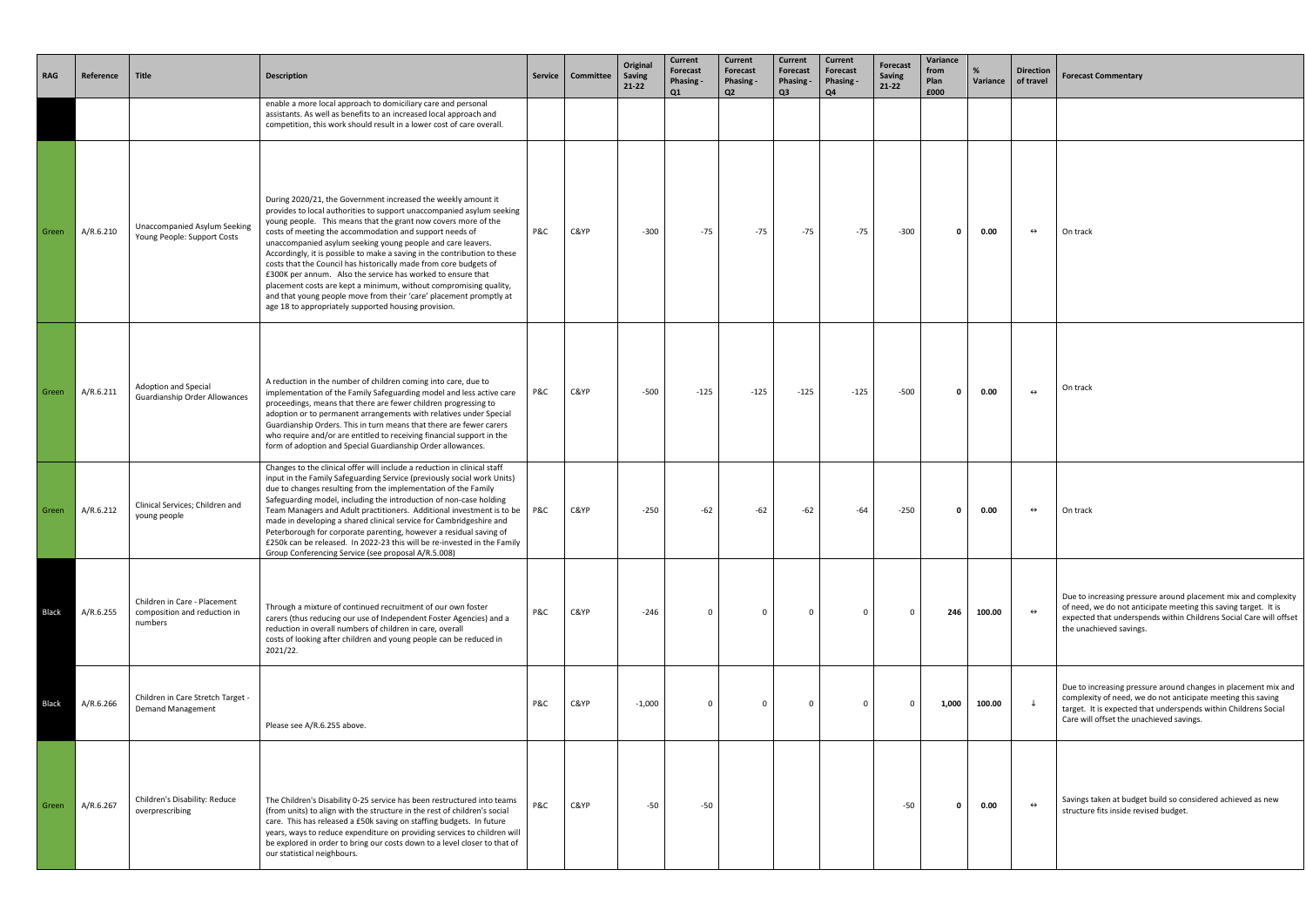| RAG | Reference | Title | Description | Service | Committee | Original Saving 21-22 | Current Forecast Phasing - Q1 | Current Forecast Phasing - Q2 | Current Forecast Phasing - Q3 | Current Forecast Phasing - Q4 | Forecast Saving 21-22 | Variance from Plan £000 | % Variance | Direction of travel | Forecast Commentary |
|---|---|---|---|---|---|---|---|---|---|---|---|---|---|---|---|
| | | | enable a more local approach to domiciliary care and personal assistants. As well as benefits to an increased local approach and competition, this work should result in a lower cost of care overall. | | | | | | | | | | | | |
| Green | A/R.6.210 | Unaccompanied Asylum Seeking Young People: Support Costs | During 2020/21, the Government increased the weekly amount it provides to local authorities to support unaccompanied asylum seeking young people. This means that the grant now covers more of the costs of meeting the accommodation and support needs of unaccompanied asylum seeking young people and care leavers. Accordingly, it is possible to make a saving in the contribution to these costs that the Council has historically made from core budgets of £300K per annum. Also the service has worked to ensure that placement costs are kept a minimum, without compromising quality, and that young people move from their 'care' placement promptly at age 18 to appropriately supported housing provision. | P&C | C&YP | -300 | -75 | -75 | -75 | -75 | -300 | **0** | **0.00** | ↔ | On track |
| Green | A/R.6.211 | Adoption and Special Guardianship Order Allowances | A reduction in the number of children coming into care, due to implementation of the Family Safeguarding model and less active care proceedings, means that there are fewer children progressing to adoption or to permanent arrangements with relatives under Special Guardianship Orders. This in turn means that there are fewer carers who require and/or are entitled to receiving financial support in the form of adoption and Special Guardianship Order allowances. | P&C | C&YP | -500 | -125 | -125 | -125 | -125 | -500 | **0** | **0.00** | ↔ | On track |
| Green | A/R.6.212 | Clinical Services; Children and young people | Changes to the clinical offer will include a reduction in clinical staff input in the Family Safeguarding Service (previously social work Units) due to changes resulting from the implementation of the Family Safeguarding model, including the introduction of non-case holding Team Managers and Adult practitioners. Additional investment is to be made in developing a shared clinical service for Cambridgeshire and Peterborough for corporate parenting, however a residual saving of £250k can be released. In 2022-23 this will be re-invested in the Family Group Conferencing Service (see proposal A/R.5.008) | P&C | C&YP | -250 | -62 | -62 | -62 | -64 | -250 | **0** | **0.00** | ↔ | On track |
| Black | A/R.6.255 | Children in Care - Placement composition and reduction in numbers | Through a mixture of continued recruitment of our own foster carers (thus reducing our use of Independent Foster Agencies) and a reduction in overall numbers of children in care, overall costs of looking after children and young people can be reduced in 2021/22. | P&C | C&YP | -246 | 0 | 0 | 0 | 0 | 0 | **246** | **100.00** | ↔ | Due to increasing pressure around placement mix and complexity of need, we do not anticipate meeting this saving target. It is expected that underspends within Childrens Social Care will offset the unachieved savings. |
| Black | A/R.6.266 | Children in Care Stretch Target - Demand Management | Please see A/R.6.255 above. | P&C | C&YP | -1,000 | 0 | 0 | 0 | 0 | 0 | **1,000** | **100.00** | ↓ | Due to increasing pressure around changes in placement mix and complexity of need, we do not anticipate meeting this saving target. It is expected that underspends within Childrens Social Care will offset the unachieved savings. |
| Green | A/R.6.267 | Children's Disability: Reduce overprescribing | The Children's Disability 0-25 service has been restructured into teams (from units) to align with the structure in the rest of children's social care. This has released a £50k saving on staffing budgets. In future years, ways to reduce expenditure on providing services to children will be explored in order to bring our costs down to a level closer to that of our statistical neighbours. | P&C | C&YP | -50 | -50 | | | | -50 | **0** | **0.00** | ↔ | Savings taken at budget build so considered achieved as new structure fits inside revised budget. |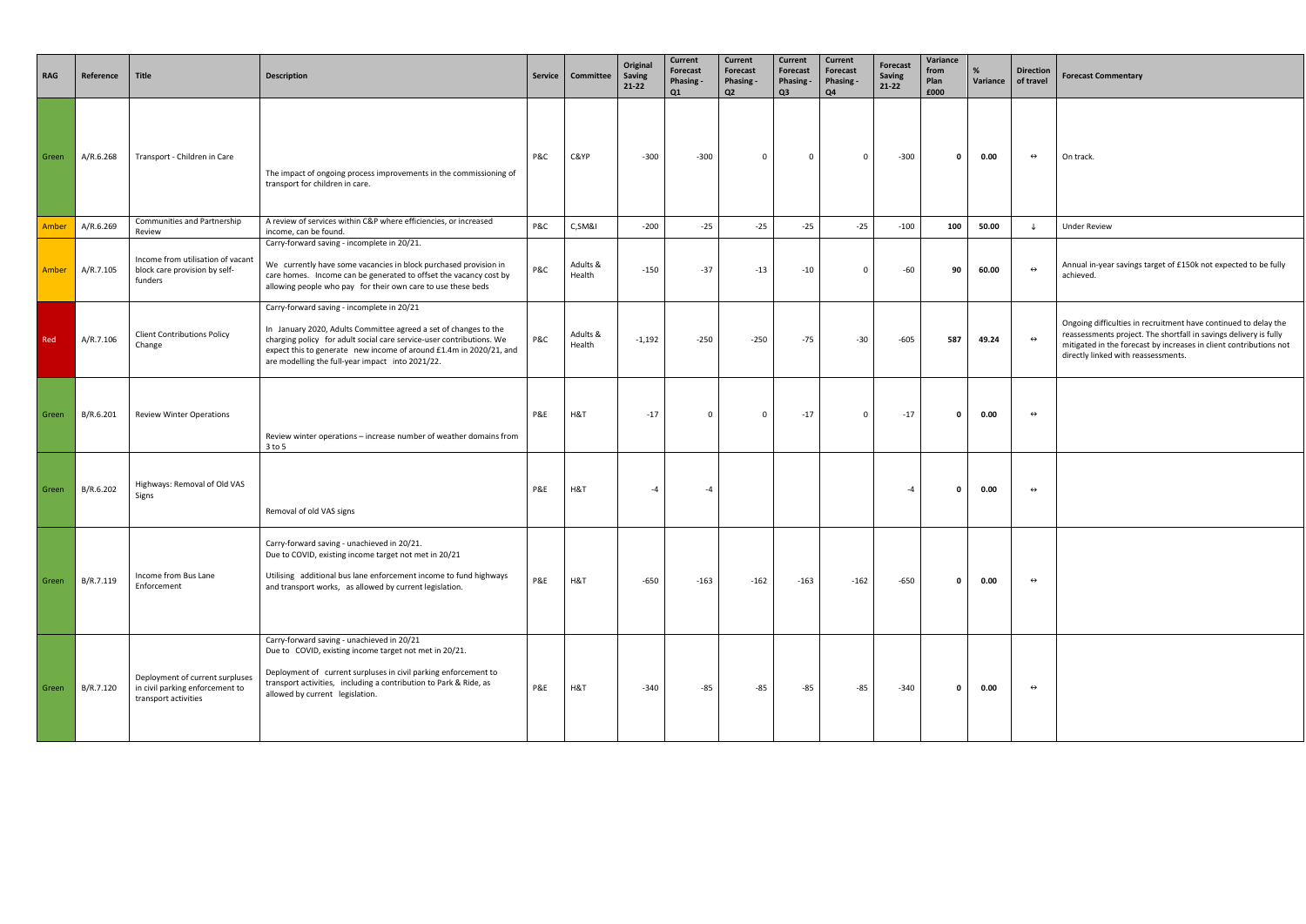| RAG | Reference | Title | Description | Service | Committee | Original Saving 21-22 | Current Forecast Phasing - Q1 | Current Forecast Phasing - Q2 | Current Forecast Phasing - Q3 | Current Forecast Phasing - Q4 | Forecast Saving 21-22 | Variance from Plan £000 | % Variance | Direction of travel | Forecast Commentary |
|---|---|---|---|---|---|---|---|---|---|---|---|---|---|---|---|
| Green | A/R.6.268 | Transport - Children in Care | The impact of ongoing process improvements in the commissioning of transport for children in care. | P&C | C&YP | -300 | -300 | 0 | 0 | 0 | -300 | 0 | 0.00 | ↔ | On track. |
| Amber | A/R.6.269 | Communities and Partnership Review | A review of services within C&P where efficiencies, or increased income, can be found. | P&C | C,SM&I | -200 | -25 | -25 | -25 | -25 | -100 | 100 | 50.00 | ↓ | Under Review |
| Amber | A/R.7.105 | Income from utilisation of vacant block care provision by self-funders | Carry-forward saving - incomplete in 20/21. We currently have some vacancies in block purchased provision in care homes. Income can be generated to offset the vacancy cost by allowing people who pay for their own care to use these beds | P&C | Adults & Health | -150 | -37 | -13 | -10 | 0 | -60 | 90 | 60.00 | ↔ | Annual in-year savings target of £150k not expected to be fully achieved. |
| Red | A/R.7.106 | Client Contributions Policy Change | Carry-forward saving - incomplete in 20/21 In January 2020, Adults Committee agreed a set of changes to the charging policy for adult social care service-user contributions. We expect this to generate new income of around £1.4m in 2020/21, and are modelling the full-year impact into 2021/22. | P&C | Adults & Health | -1,192 | -250 | -250 | -75 | -30 | -605 | 587 | 49.24 | ↔ | Ongoing difficulties in recruitment have continued to delay the reassessments project. The shortfall in savings delivery is fully mitigated in the forecast by increases in client contributions not directly linked with reassessments. |
| Green | B/R.6.201 | Review Winter Operations | Review winter operations – increase number of weather domains from 3 to 5 | P&E | H&T | -17 | 0 | 0 | -17 | 0 | -17 | 0 | 0.00 | ↔ | |
| Green | B/R.6.202 | Highways: Removal of Old VAS Signs | Removal of old VAS signs | P&E | H&T | -4 | -4 | | | | -4 | 0 | 0.00 | ↔ | |
| Green | B/R.7.119 | Income from Bus Lane Enforcement | Carry-forward saving - unachieved in 20/21. Due to COVID, existing income target not met in 20/21 Utilising additional bus lane enforcement income to fund highways and transport works, as allowed by current legislation. | P&E | H&T | -650 | -163 | -162 | -163 | -162 | -650 | 0 | 0.00 | ↔ | |
| Green | B/R.7.120 | Deployment of current surpluses in civil parking enforcement to transport activities | Carry-forward saving - unachieved in 20/21 Due to COVID, existing income target not met in 20/21. Deployment of current surpluses in civil parking enforcement to transport activities, including a contribution to Park & Ride, as allowed by current legislation. | P&E | H&T | -340 | -85 | -85 | -85 | -85 | -340 | 0 | 0.00 | ↔ | |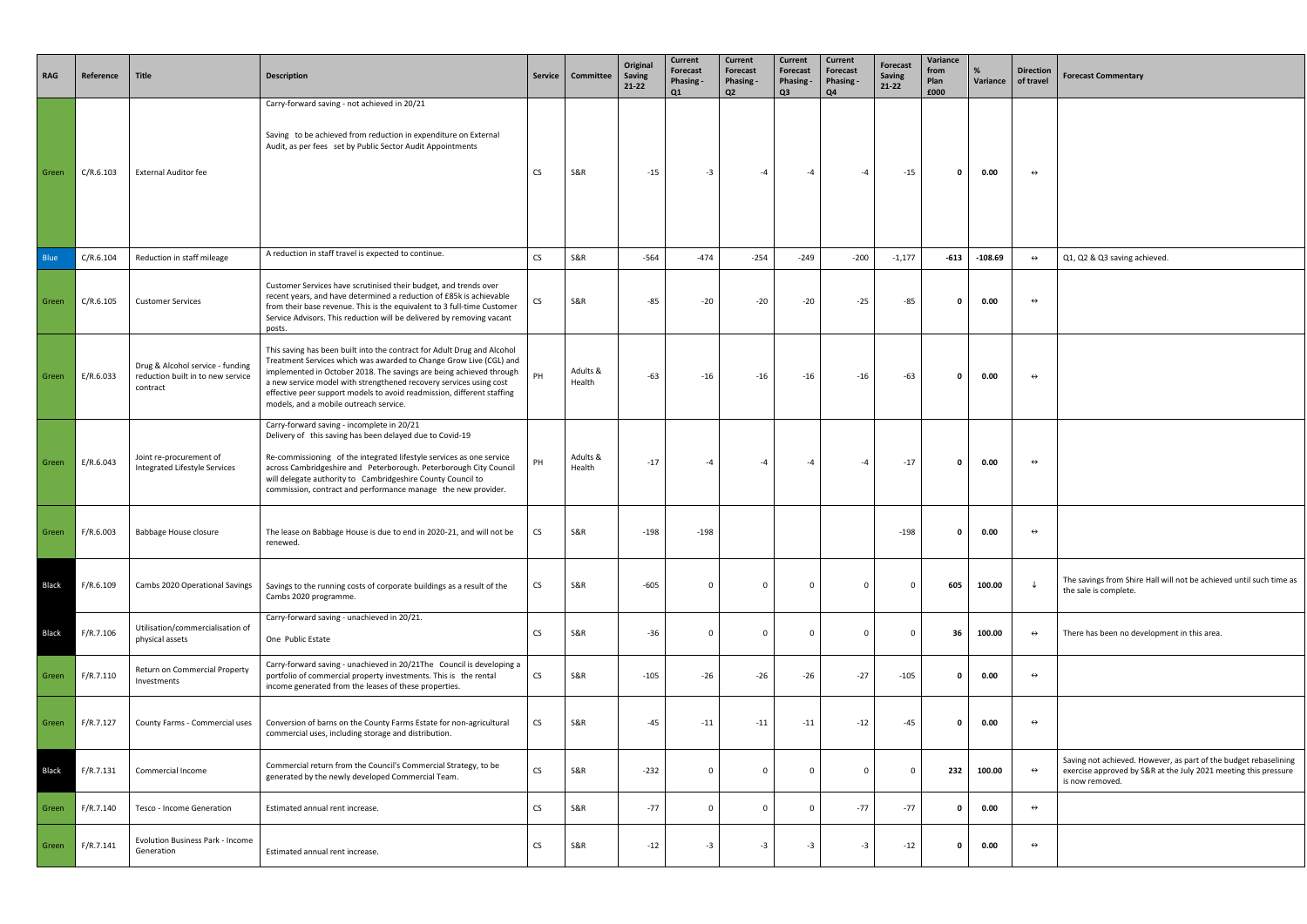| RAG | Reference | Title | Description | Service | Committee | Original Saving 21-22 | Current Forecast Phasing - Q1 | Current Forecast Phasing - Q2 | Current Forecast Phasing - Q3 | Current Forecast Phasing - Q4 | Forecast Saving 21-22 | Variance from Plan £000 | % Variance | Direction of travel | Forecast Commentary |
|---|---|---|---|---|---|---|---|---|---|---|---|---|---|---|---|
| Green | C/R.6.103 | External Auditor fee | Carry-forward saving - not achieved in 20/21<br><br>Saving to be achieved from reduction in expenditure on External Audit, as per fees set by Public Sector Audit Appointments | CS | S&R | -15 | -3 | -4 | -4 | -4 | -15 | 0 | 0.00 | ↔ | |
| Blue | C/R.6.104 | Reduction in staff mileage | A reduction in staff travel is expected to continue. | CS | S&R | -564 | -474 | -254 | -249 | -200 | -1,177 | -613 | -108.69 | ↔ | Q1, Q2 & Q3 saving achieved. |
| Green | C/R.6.105 | Customer Services | Customer Services have scrutinised their budget, and trends over recent years, and have determined a reduction of £85k is achievable from their base revenue. This is the equivalent to 3 full-time Customer Service Advisors. This reduction will be delivered by removing vacant posts. | CS | S&R | -85 | -20 | -20 | -20 | -25 | -85 | 0 | 0.00 | ↔ | |
| Green | E/R.6.033 | Drug & Alcohol service - funding reduction built in to new service contract | This saving has been built into the contract for Adult Drug and Alcohol Treatment Services which was awarded to Change Grow Live (CGL) and implemented in October 2018. The savings are being achieved through a new service model with strengthened recovery services using cost effective peer support models to avoid readmission, different staffing models, and a mobile outreach service. | PH | Adults & Health | -63 | -16 | -16 | -16 | -16 | -63 | 0 | 0.00 | ↔ | |
| Green | E/R.6.043 | Joint re-procurement of Integrated Lifestyle Services | Carry-forward saving - incomplete in 20/21<br>Delivery of this saving has been delayed due to Covid-19<br><br>Re-commissioning of the integrated lifestyle services as one service across Cambridgeshire and Peterborough. Peterborough City Council will delegate authority to Cambridgeshire County Council to commission, contract and performance manage the new provider. | PH | Adults & Health | -17 | -4 | -4 | -4 | -4 | -17 | 0 | 0.00 | ↔ | |
| Green | F/R.6.003 | Babbage House closure | The lease on Babbage House is due to end in 2020-21, and will not be renewed. | CS | S&R | -198 | -198 | | | | -198 | 0 | 0.00 | ↔ | |
| Black | F/R.6.109 | Cambs 2020 Operational Savings | Savings to the running costs of corporate buildings as a result of the Cambs 2020 programme. | CS | S&R | -605 | 0 | 0 | 0 | 0 | 0 | 605 | 100.00 | ↓ | The savings from Shire Hall will not be achieved until such time as the sale is complete. |
| Black | F/R.7.106 | Utilisation/commercialisation of physical assets | Carry-forward saving - unachieved in 20/21.<br><br>One Public Estate | CS | S&R | -36 | 0 | 0 | 0 | 0 | 0 | 36 | 100.00 | ↔ | There has been no development in this area. |
| Green | F/R.7.110 | Return on Commercial Property Investments | Carry-forward saving - unachieved in 20/21The Council is developing a portfolio of commercial property investments. This is the rental income generated from the leases of these properties. | CS | S&R | -105 | -26 | -26 | -26 | -27 | -105 | 0 | 0.00 | ↔ | |
| Green | F/R.7.127 | County Farms - Commercial uses | Conversion of barns on the County Farms Estate for non-agricultural commercial uses, including storage and distribution. | CS | S&R | -45 | -11 | -11 | -11 | -12 | -45 | 0 | 0.00 | ↔ | |
| Black | F/R.7.131 | Commercial Income | Commercial return from the Council's Commercial Strategy, to be generated by the newly developed Commercial Team. | CS | S&R | -232 | 0 | 0 | 0 | 0 | 0 | 232 | 100.00 | ↔ | Saving not achieved. However, as part of the budget rebaselining exercise approved by S&R at the July 2021 meeting this pressure is now removed. |
| Green | F/R.7.140 | Tesco - Income Generation | Estimated annual rent increase. | CS | S&R | -77 | 0 | 0 | 0 | -77 | -77 | 0 | 0.00 | ↔ | |
| Green | F/R.7.141 | Evolution Business Park - Income Generation | Estimated annual rent increase. | CS | S&R | -12 | -3 | -3 | -3 | -3 | -12 | 0 | 0.00 | ↔ | |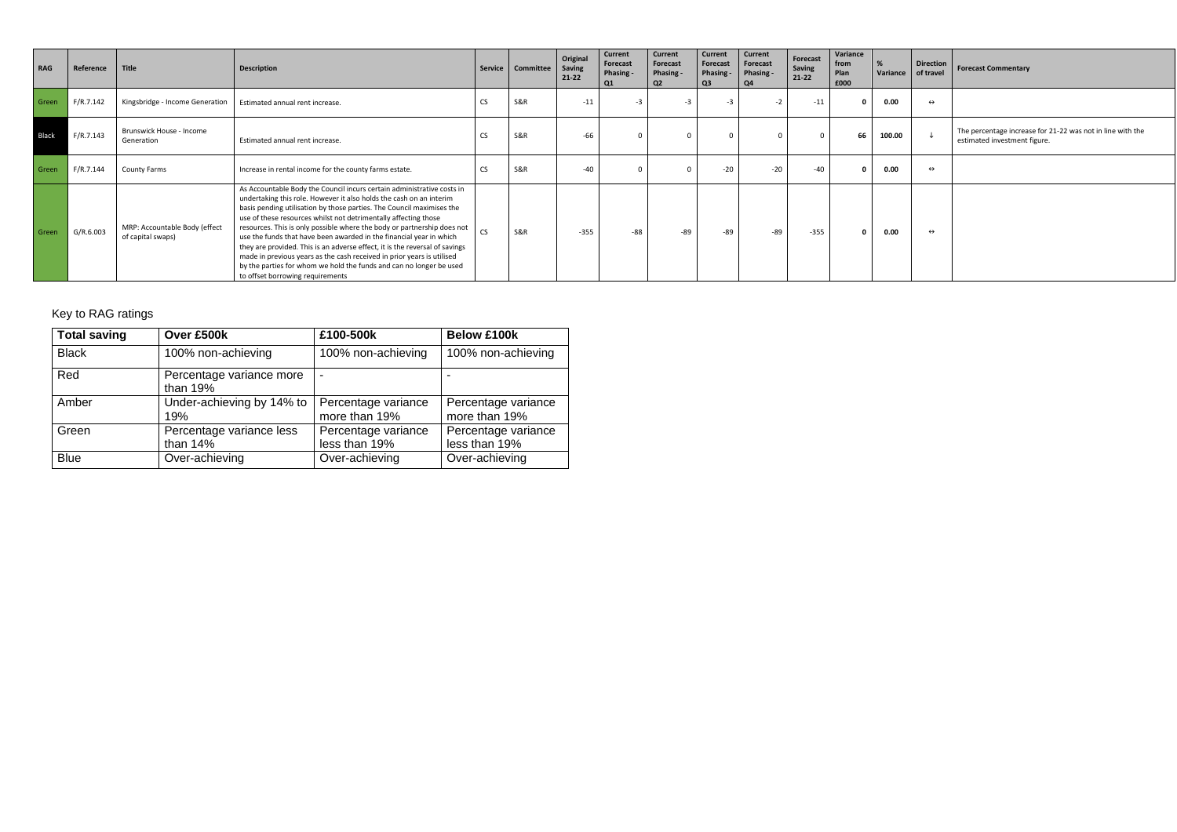| RAG | Reference | Title | Description | Service | Committee | Original Saving 21-22 | Current Forecast Phasing - Q1 | Current Forecast Phasing - Q2 | Current Forecast Phasing - Q3 | Current Forecast Phasing - Q4 | Forecast Saving 21-22 | Variance from Plan £000 | % Variance | Direction of travel | Forecast Commentary |
|---|---|---|---|---|---|---|---|---|---|---|---|---|---|---|---|
| Green | F/R.7.142 | Kingsbridge - Income Generation | Estimated annual rent increase. | CS | S&R | -11 | -3 | -3 | -3 | -2 | -11 | **0** | **0.00** | ↔ | |
| Black | F/R.7.143 | Brunswick House - Income Generation | Estimated annual rent increase. | CS | S&R | -66 | 0 | 0 | 0 | 0 | 0 | **66** | **100.00** | ↓ | The percentage increase for 21-22 was not in line with the estimated investment figure. |
| Green | F/R.7.144 | County Farms | Increase in rental income for the county farms estate. | CS | S&R | -40 | 0 | 0 | -20 | -20 | -40 | **0** | **0.00** | ↔ | |
| Green | G/R.6.003 | MRP: Accountable Body (effect of capital swaps) | As Accountable Body the Council incurs certain administrative costs in undertaking this role. However it also holds the cash on an interim basis pending utilisation by those parties. The Council maximises the use of these resources whilst not detrimentally affecting those resources. This is only possible where the body or partnership does not use the funds that have been awarded in the financial year in which they are provided. This is an adverse effect, it is the reversal of savings made in previous years as the cash received in prior years is utilised by the parties for whom we hold the funds and can no longer be used to offset borrowing requirements | CS | S&R | -355 | -88 | -89 | -89 | -89 | -355 | **0** | **0.00** | ↔ | |

Key to RAG ratings

| Total saving | Over £500k | £100-500k | Below £100k |
|---|---|---|---|
| Black | 100% non-achieving | 100% non-achieving | 100% non-achieving |
| Red | Percentage variance more than 19% | - | - |
| Amber | Under-achieving by 14% to 19% | Percentage variance more than 19% | Percentage variance more than 19% |
| Green | Percentage variance less than 14% | Percentage variance less than 19% | Percentage variance less than 19% |
| Blue | Over-achieving | Over-achieving | Over-achieving |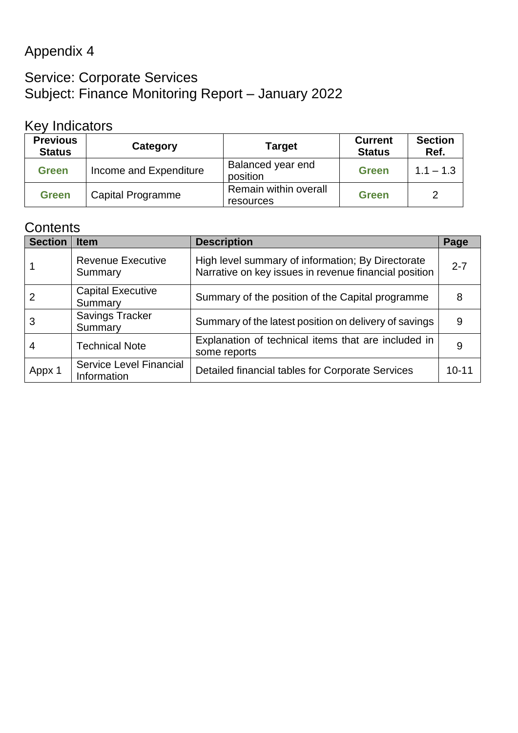Appendix 4

## Service: Corporate Services
## Subject: Finance Monitoring Report – January 2022

### Key Indicators

| Previous Status | Category | Target | Current Status | Section Ref. |
|---|---|---|---|---|
| **Green** | Income and Expenditure | Balanced year end position | **Green** | 1.1 – 1.3 |
| **Green** | Capital Programme | Remain within overall resources | **Green** | 2 |

### Contents

| Section | Item | Description | Page |
|---|---|---|---|
| 1 | Revenue Executive Summary | High level summary of information; By Directorate Narrative on key issues in revenue financial position | 2-7 |
| 2 | Capital Executive Summary | Summary of the position of the Capital programme | 8 |
| 3 | Savings Tracker Summary | Summary of the latest position on delivery of savings | 9 |
| 4 | Technical Note | Explanation of technical items that are included in some reports | 9 |
| Appx 1 | Service Level Financial Information | Detailed financial tables for Corporate Services | 10-11 |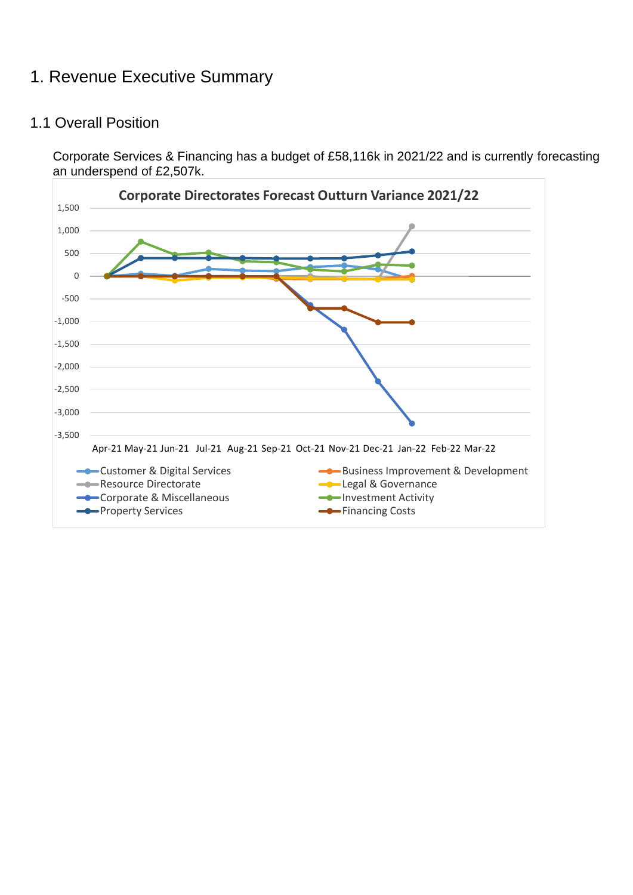# 1. Revenue Executive Summary

## 1.1 Overall Position

Corporate Services & Financing has a budget of £58,116k in 2021/22 and is currently forecasting an underspend of £2,507k.

**Corporate Directorates Forecast Outturn Variance 2021/22**

Legend: Customer & Digital Services; Business Improvement & Development; Resource Directorate; Legal & Governance; Corporate & Miscellaneous; Investment Activity; Property Services; Financing Costs

Axis: Apr-21 May-21 Jun-21 Jul-21 Aug-21 Sep-21 Oct-21 Nov-21 Dec-21 Jan-22 Feb-22 Mar-22; values from -3,500 to 1,500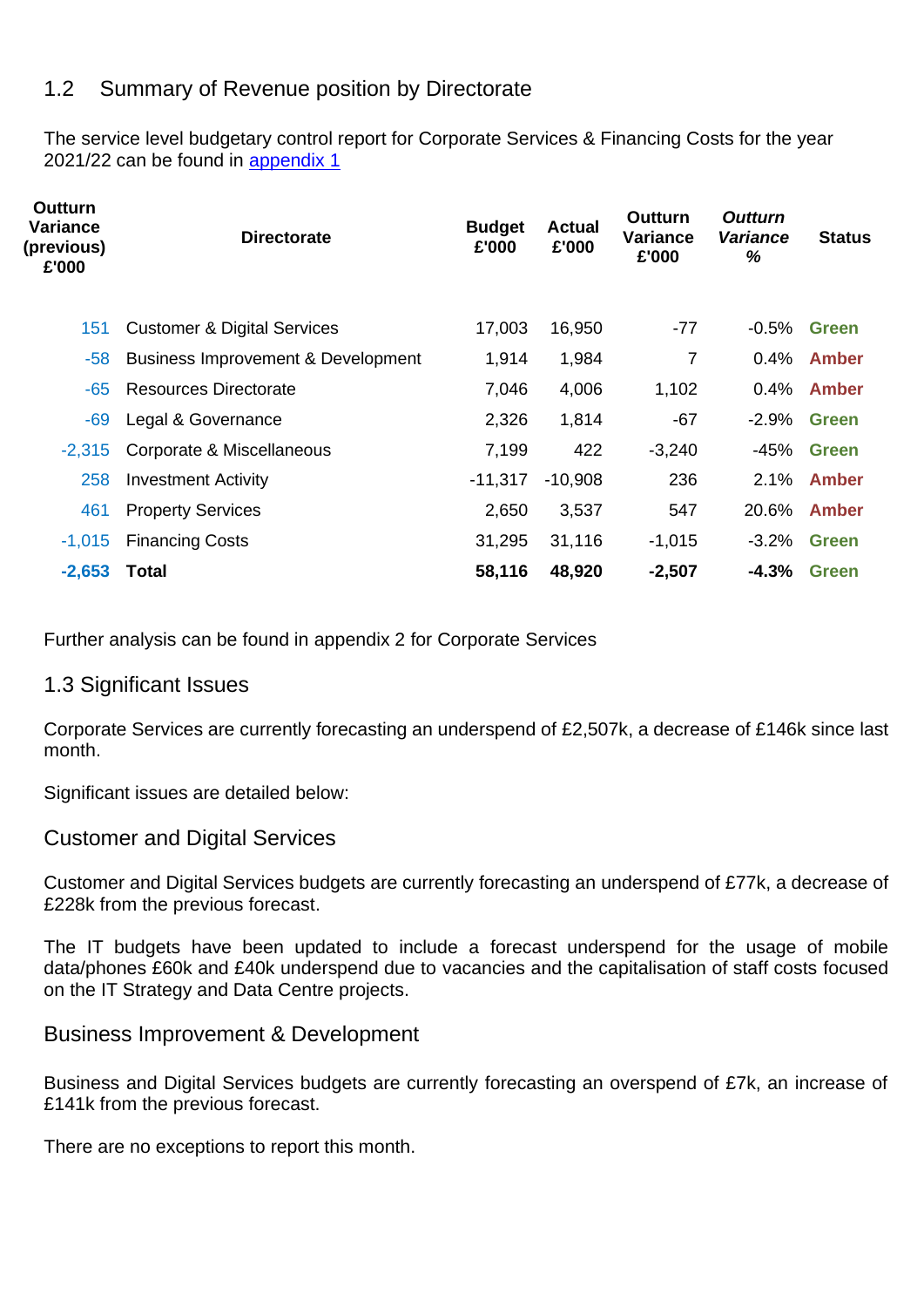## 1.2 Summary of Revenue position by Directorate

The service level budgetary control report for Corporate Services & Financing Costs for the year 2021/22 can be found in appendix 1

| Outturn Variance (previous) £'000 | Directorate | Budget £'000 | Actual £'000 | Outturn Variance £'000 | *Outturn Variance %* | Status |
|---|---|---|---|---|---|---|
| 151 | Customer & Digital Services | 17,003 | 16,950 | -77 | -0.5% | Green |
| -58 | Business Improvement & Development | 1,914 | 1,984 | 7 | 0.4% | Amber |
| -65 | Resources Directorate | 7,046 | 4,006 | 1,102 | 0.4% | Amber |
| -69 | Legal & Governance | 2,326 | 1,814 | -67 | -2.9% | Green |
| -2,315 | Corporate & Miscellaneous | 7,199 | 422 | -3,240 | -45% | Green |
| 258 | Investment Activity | -11,317 | -10,908 | 236 | 2.1% | Amber |
| 461 | Property Services | 2,650 | 3,537 | 547 | 20.6% | Amber |
| -1,015 | Financing Costs | 31,295 | 31,116 | -1,015 | -3.2% | Green |
| **-2,653** | **Total** | **58,116** | **48,920** | **-2,507** | **-4.3%** | **Green** |

Further analysis can be found in appendix 2 for Corporate Services

## 1.3 Significant Issues

Corporate Services are currently forecasting an underspend of £2,507k, a decrease of £146k since last month.

Significant issues are detailed below:

### Customer and Digital Services

Customer and Digital Services budgets are currently forecasting an underspend of £77k, a decrease of £228k from the previous forecast.

The IT budgets have been updated to include a forecast underspend for the usage of mobile data/phones £60k and £40k underspend due to vacancies and the capitalisation of staff costs focused on the IT Strategy and Data Centre projects.

### Business Improvement & Development

Business and Digital Services budgets are currently forecasting an overspend of £7k, an increase of £141k from the previous forecast.

There are no exceptions to report this month.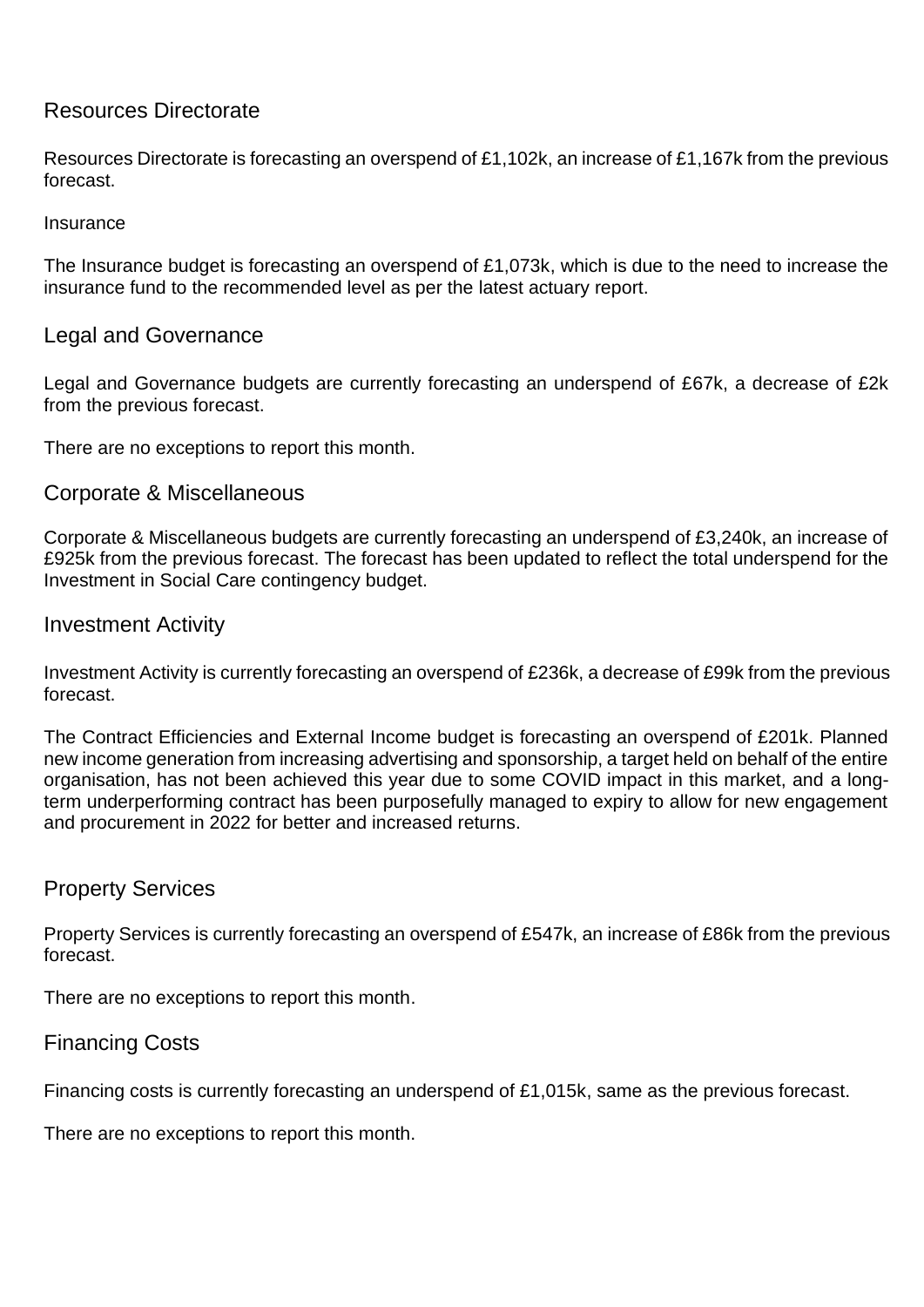## Resources Directorate

Resources Directorate is forecasting an overspend of £1,102k, an increase of £1,167k from the previous forecast.

### Insurance

The Insurance budget is forecasting an overspend of £1,073k, which is due to the need to increase the insurance fund to the recommended level as per the latest actuary report.

## Legal and Governance

Legal and Governance budgets are currently forecasting an underspend of £67k, a decrease of £2k from the previous forecast.

There are no exceptions to report this month.

## Corporate & Miscellaneous

Corporate & Miscellaneous budgets are currently forecasting an underspend of £3,240k, an increase of £925k from the previous forecast. The forecast has been updated to reflect the total underspend for the Investment in Social Care contingency budget.

## Investment Activity

Investment Activity is currently forecasting an overspend of £236k, a decrease of £99k from the previous forecast.

The Contract Efficiencies and External Income budget is forecasting an overspend of £201k. Planned new income generation from increasing advertising and sponsorship, a target held on behalf of the entire organisation, has not been achieved this year due to some COVID impact in this market, and a long-term underperforming contract has been purposefully managed to expiry to allow for new engagement and procurement in 2022 for better and increased returns.

## Property Services

Property Services is currently forecasting an overspend of £547k, an increase of £86k from the previous forecast.

There are no exceptions to report this month.

## Financing Costs

Financing costs is currently forecasting an underspend of £1,015k, same as the previous forecast.

There are no exceptions to report this month.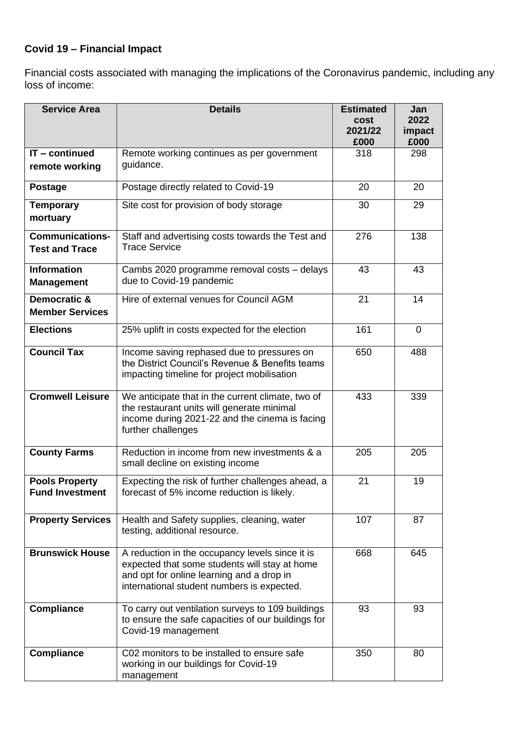**Covid 19 – Financial Impact**

Financial costs associated with managing the implications of the Coronavirus pandemic, including any loss of income:

| Service Area | Details | Estimated cost 2021/22 £000 | Jan 2022 impact £000 |
|---|---|---|---|
| **IT – continued remote working** | Remote working continues as per government guidance. | 318 | 298 |
| **Postage** | Postage directly related to Covid-19 | 20 | 20 |
| **Temporary mortuary** | Site cost for provision of body storage | 30 | 29 |
| **Communications- Test and Trace** | Staff and advertising costs towards the Test and Trace Service | 276 | 138 |
| **Information Management** | Cambs 2020 programme removal costs – delays due to Covid-19 pandemic | 43 | 43 |
| **Democratic & Member Services** | Hire of external venues for Council AGM | 21 | 14 |
| **Elections** | 25% uplift in costs expected for the election | 161 | 0 |
| **Council Tax** | Income saving rephased due to pressures on the District Council's Revenue & Benefits teams impacting timeline for project mobilisation | 650 | 488 |
| **Cromwell Leisure** | We anticipate that in the current climate, two of the restaurant units will generate minimal income during 2021-22 and the cinema is facing further challenges | 433 | 339 |
| **County Farms** | Reduction in income from new investments & a small decline on existing income | 205 | 205 |
| **Pools Property Fund Investment** | Expecting the risk of further challenges ahead, a forecast of 5% income reduction is likely. | 21 | 19 |
| **Property Services** | Health and Safety supplies, cleaning, water testing, additional resource. | 107 | 87 |
| **Brunswick House** | A reduction in the occupancy levels since it is expected that some students will stay at home and opt for online learning and a drop in international student numbers is expected. | 668 | 645 |
| **Compliance** | To carry out ventilation surveys to 109 buildings to ensure the safe capacities of our buildings for Covid-19 management | 93 | 93 |
| **Compliance** | C02 monitors to be installed to ensure safe working in our buildings for Covid-19 management | 350 | 80 |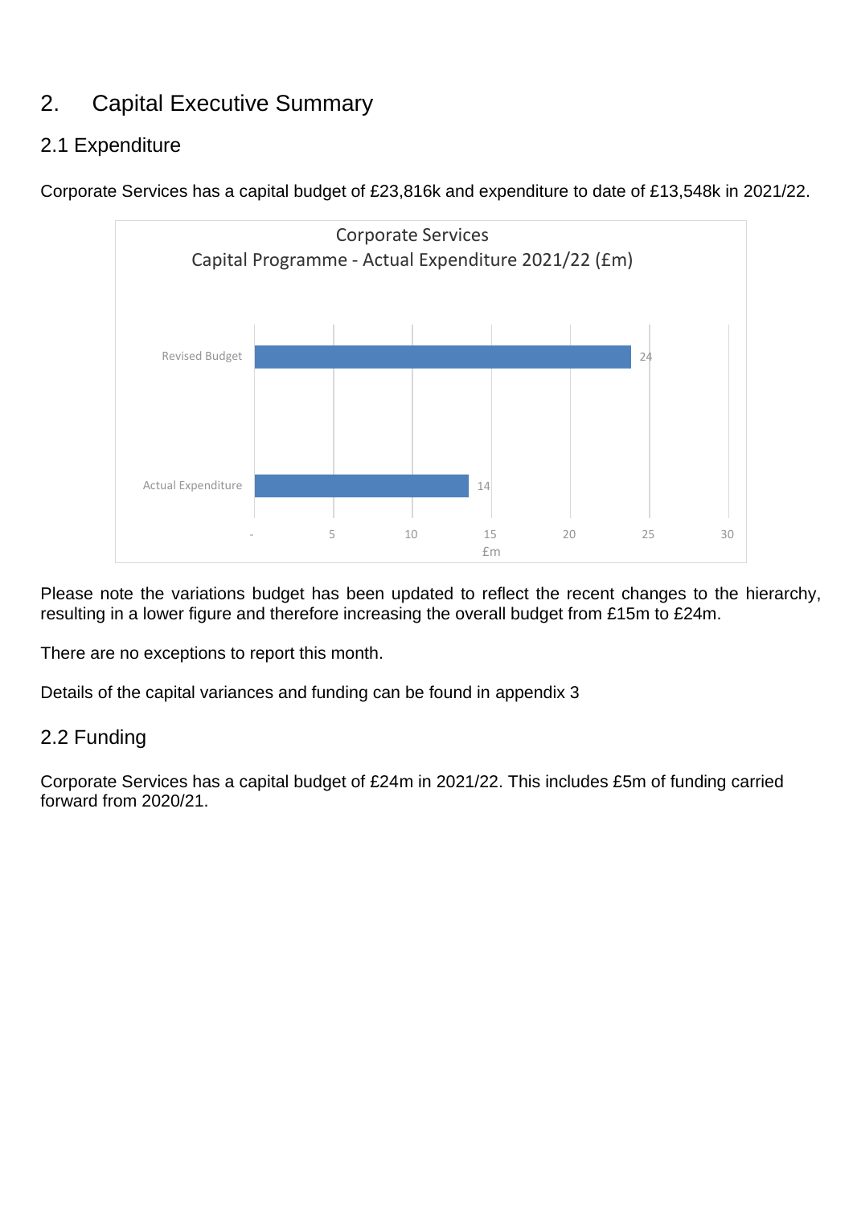# 2. Capital Executive Summary

## 2.1 Expenditure

Corporate Services has a capital budget of £23,816k and expenditure to date of £13,548k in 2021/22.

Corporate Services
Capital Programme - Actual Expenditure 2021/22 (£m)

| | £m |
|---|---|
| Revised Budget | 24 |
| Actual Expenditure | 14 |

Please note the variations budget has been updated to reflect the recent changes to the hierarchy, resulting in a lower figure and therefore increasing the overall budget from £15m to £24m.

There are no exceptions to report this month.

Details of the capital variances and funding can be found in appendix 3

## 2.2 Funding

Corporate Services has a capital budget of £24m in 2021/22. This includes £5m of funding carried forward from 2020/21.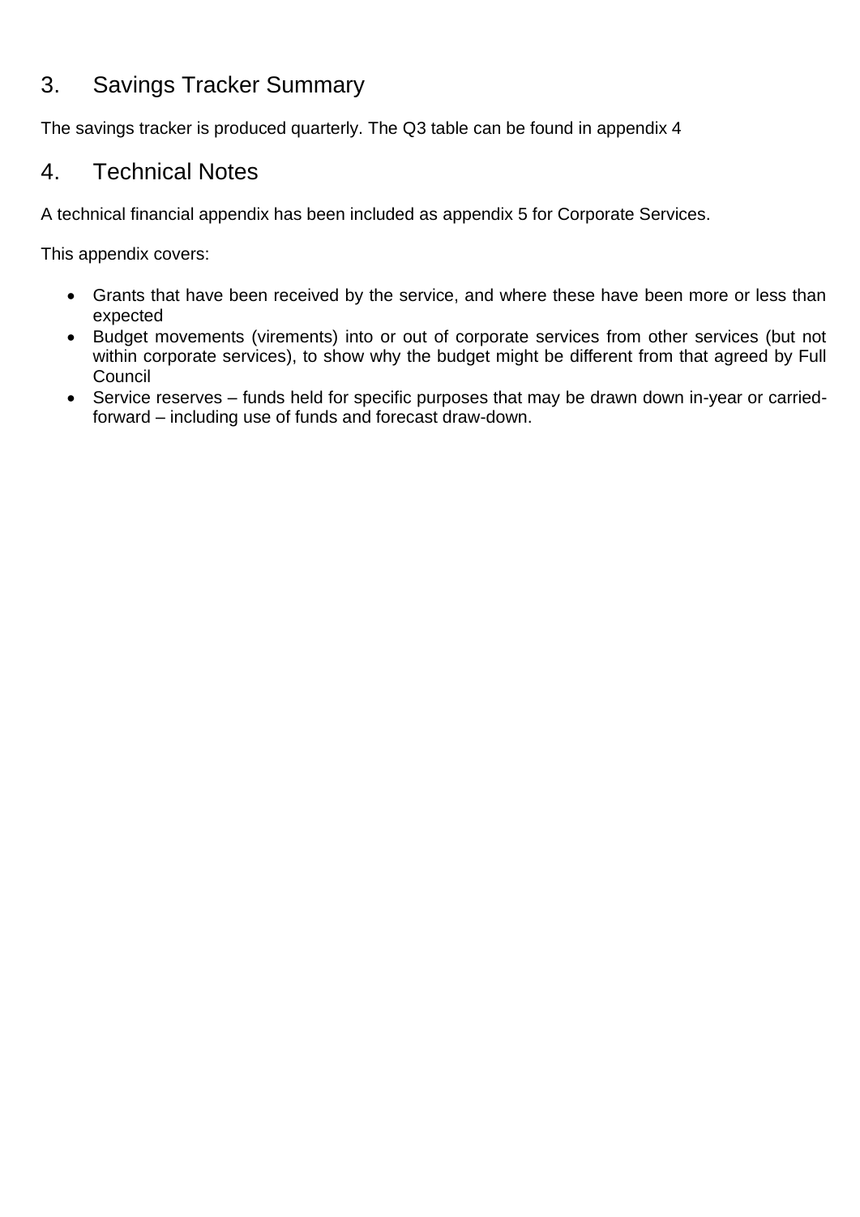## 3. Savings Tracker Summary

The savings tracker is produced quarterly. The Q3 table can be found in appendix 4

## 4. Technical Notes

A technical financial appendix has been included as appendix 5 for Corporate Services.

This appendix covers:

- Grants that have been received by the service, and where these have been more or less than expected
- Budget movements (virements) into or out of corporate services from other services (but not within corporate services), to show why the budget might be different from that agreed by Full Council
- Service reserves – funds held for specific purposes that may be drawn down in-year or carried-forward – including use of funds and forecast draw-down.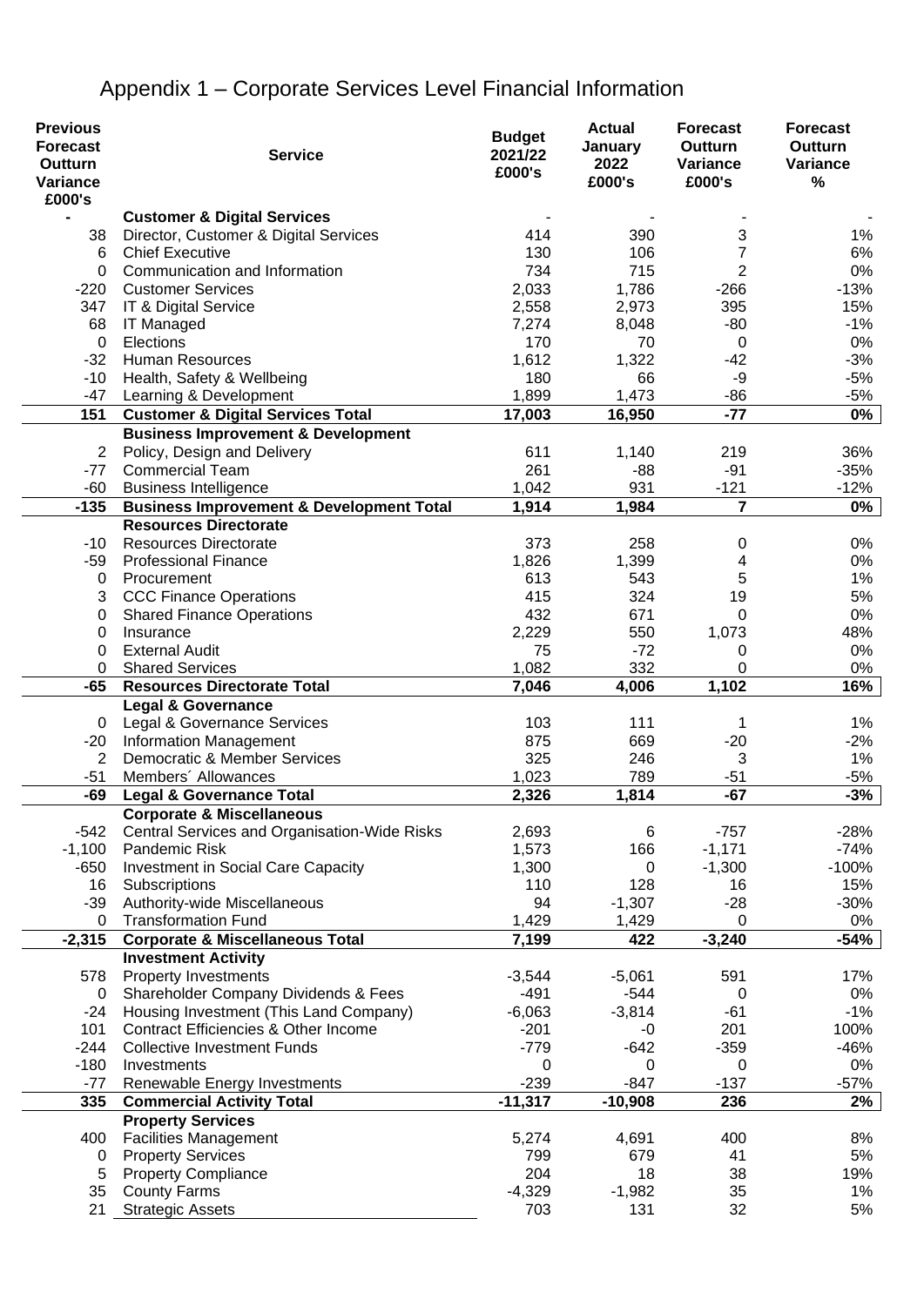# Appendix 1 – Corporate Services Level Financial Information

| Previous Forecast Outturn Variance £000's | Service | Budget 2021/22 £000's | Actual January 2022 £000's | Forecast Outturn Variance £000's | Forecast Outturn Variance % |
|---|---|---|---|---|---|
| - | **Customer & Digital Services** | - | - | - | - |
| 38 | Director, Customer & Digital Services | 414 | 390 | 3 | 1% |
| 6 | Chief Executive | 130 | 106 | 7 | 6% |
| 0 | Communication and Information | 734 | 715 | 2 | 0% |
| -220 | Customer Services | 2,033 | 1,786 | -266 | -13% |
| 347 | IT & Digital Service | 2,558 | 2,973 | 395 | 15% |
| 68 | IT Managed | 7,274 | 8,048 | -80 | -1% |
| 0 | Elections | 170 | 70 | 0 | 0% |
| -32 | Human Resources | 1,612 | 1,322 | -42 | -3% |
| -10 | Health, Safety & Wellbeing | 180 | 66 | -9 | -5% |
| -47 | Learning & Development | 1,899 | 1,473 | -86 | -5% |
| **151** | **Customer & Digital Services Total** | **17,003** | **16,950** | **-77** | **0%** |
| | **Business Improvement & Development** | | | | |
| 2 | Policy, Design and Delivery | 611 | 1,140 | 219 | 36% |
| -77 | Commercial Team | 261 | -88 | -91 | -35% |
| -60 | Business Intelligence | 1,042 | 931 | -121 | -12% |
| **-135** | **Business Improvement & Development Total** | **1,914** | **1,984** | **7** | **0%** |
| | **Resources Directorate** | | | | |
| -10 | Resources Directorate | 373 | 258 | 0 | 0% |
| -59 | Professional Finance | 1,826 | 1,399 | 4 | 0% |
| 0 | Procurement | 613 | 543 | 5 | 1% |
| 3 | CCC Finance Operations | 415 | 324 | 19 | 5% |
| 0 | Shared Finance Operations | 432 | 671 | 0 | 0% |
| 0 | Insurance | 2,229 | 550 | 1,073 | 48% |
| 0 | External Audit | 75 | -72 | 0 | 0% |
| 0 | Shared Services | 1,082 | 332 | 0 | 0% |
| **-65** | **Resources Directorate Total** | **7,046** | **4,006** | **1,102** | **16%** |
| | **Legal & Governance** | | | | |
| 0 | Legal & Governance Services | 103 | 111 | 1 | 1% |
| -20 | Information Management | 875 | 669 | -20 | -2% |
| 2 | Democratic & Member Services | 325 | 246 | 3 | 1% |
| -51 | Members´ Allowances | 1,023 | 789 | -51 | -5% |
| **-69** | **Legal & Governance Total** | **2,326** | **1,814** | **-67** | **-3%** |
| | **Corporate & Miscellaneous** | | | | |
| -542 | Central Services and Organisation-Wide Risks | 2,693 | 6 | -757 | -28% |
| -1,100 | Pandemic Risk | 1,573 | 166 | -1,171 | -74% |
| -650 | Investment in Social Care Capacity | 1,300 | 0 | -1,300 | -100% |
| 16 | Subscriptions | 110 | 128 | 16 | 15% |
| -39 | Authority-wide Miscellaneous | 94 | -1,307 | -28 | -30% |
| 0 | Transformation Fund | 1,429 | 1,429 | 0 | 0% |
| **-2,315** | **Corporate & Miscellaneous Total** | **7,199** | **422** | **-3,240** | **-54%** |
| | **Investment Activity** | | | | |
| 578 | Property Investments | -3,544 | -5,061 | 591 | 17% |
| 0 | Shareholder Company Dividends & Fees | -491 | -544 | 0 | 0% |
| -24 | Housing Investment (This Land Company) | -6,063 | -3,814 | -61 | -1% |
| 101 | Contract Efficiencies & Other Income | -201 | -0 | 201 | 100% |
| -244 | Collective Investment Funds | -779 | -642 | -359 | -46% |
| -180 | Investments | 0 | 0 | 0 | 0% |
| -77 | Renewable Energy Investments | -239 | -847 | -137 | -57% |
| **335** | **Commercial Activity Total** | **-11,317** | **-10,908** | **236** | **2%** |
| | **Property Services** | | | | |
| 400 | Facilities Management | 5,274 | 4,691 | 400 | 8% |
| 0 | Property Services | 799 | 679 | 41 | 5% |
| 5 | Property Compliance | 204 | 18 | 38 | 19% |
| 35 | County Farms | -4,329 | -1,982 | 35 | 1% |
| 21 | Strategic Assets | 703 | 131 | 32 | 5% |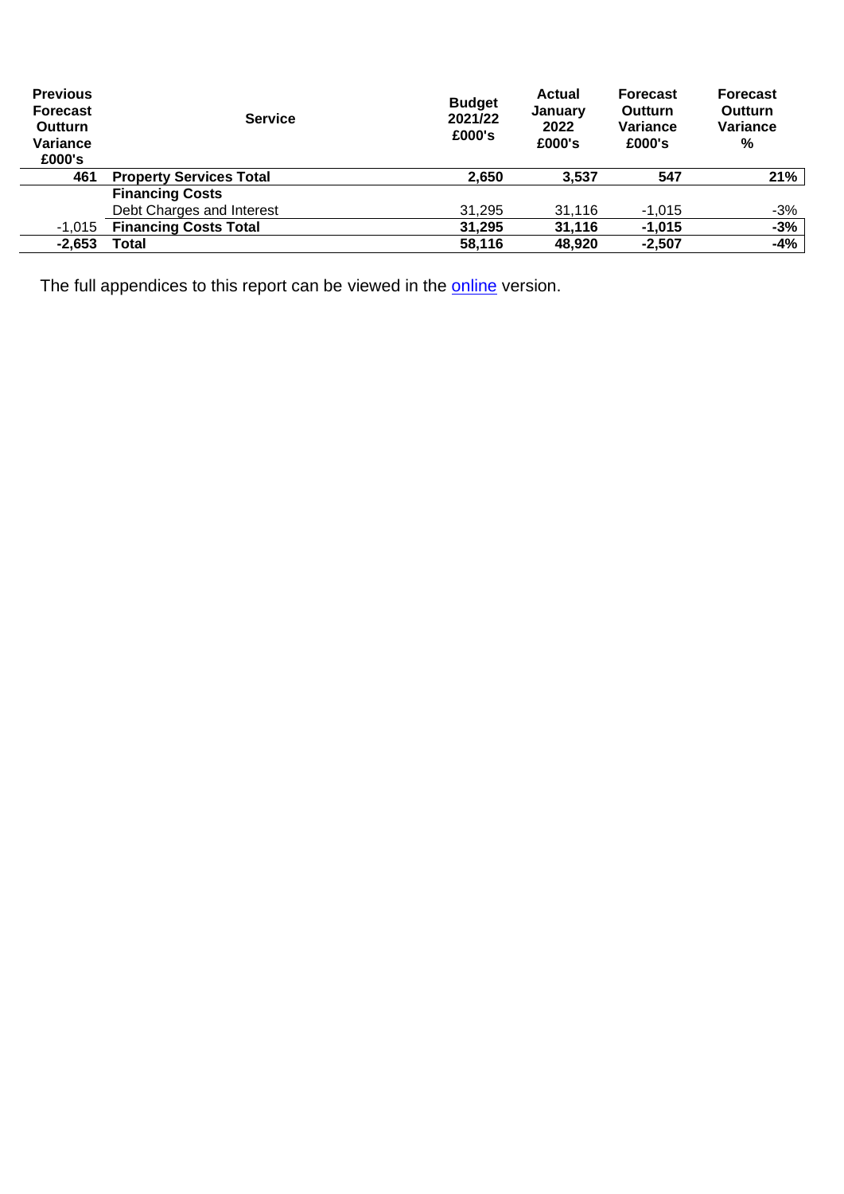| Previous Forecast Outturn Variance £000's | Service | Budget 2021/22 £000's | Actual January 2022 £000's | Forecast Outturn Variance £000's | Forecast Outturn Variance % |
|---|---|---|---|---|---|
| **461** | **Property Services Total** | **2,650** | **3,537** | **547** | **21%** |
| | **Financing Costs** | | | | |
| | Debt Charges and Interest | 31,295 | 31,116 | -1,015 | -3% |
| -1,015 | **Financing Costs Total** | **31,295** | **31,116** | **-1,015** | **-3%** |
| **-2,653** | **Total** | **58,116** | **48,920** | **-2,507** | **-4%** |

The full appendices to this report can be viewed in the [online](online) version.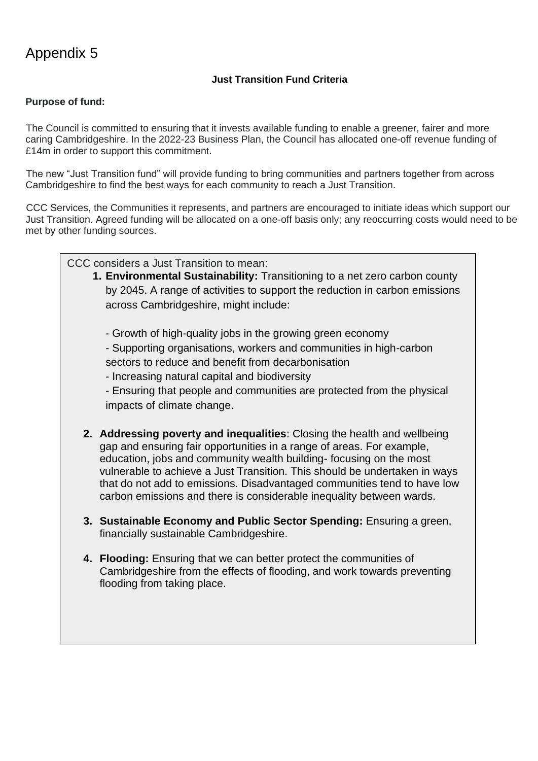# Appendix 5

**Just Transition Fund Criteria**

**Purpose of fund:**

The Council is committed to ensuring that it invests available funding to enable a greener, fairer and more caring Cambridgeshire. In the 2022-23 Business Plan, the Council has allocated one-off revenue funding of £14m in order to support this commitment.

The new "Just Transition fund" will provide funding to bring communities and partners together from across Cambridgeshire to find the best ways for each community to reach a Just Transition.

CCC Services, the Communities it represents, and partners are encouraged to initiate ideas which support our Just Transition. Agreed funding will be allocated on a one-off basis only; any reoccurring costs would need to be met by other funding sources.

CCC considers a Just Transition to mean:

1. **Environmental Sustainability:** Transitioning to a net zero carbon county by 2045. A range of activities to support the reduction in carbon emissions across Cambridgeshire, might include:

   - Growth of high-quality jobs in the growing green economy
   - Supporting organisations, workers and communities in high-carbon sectors to reduce and benefit from decarbonisation
   - Increasing natural capital and biodiversity
   - Ensuring that people and communities are protected from the physical impacts of climate change.

2. **Addressing poverty and inequalities**: Closing the health and wellbeing gap and ensuring fair opportunities in a range of areas. For example, education, jobs and community wealth building- focusing on the most vulnerable to achieve a Just Transition. This should be undertaken in ways that do not add to emissions. Disadvantaged communities tend to have low carbon emissions and there is considerable inequality between wards.

3. **Sustainable Economy and Public Sector Spending:** Ensuring a green, financially sustainable Cambridgeshire.

4. **Flooding:** Ensuring that we can better protect the communities of Cambridgeshire from the effects of flooding, and work towards preventing flooding from taking place.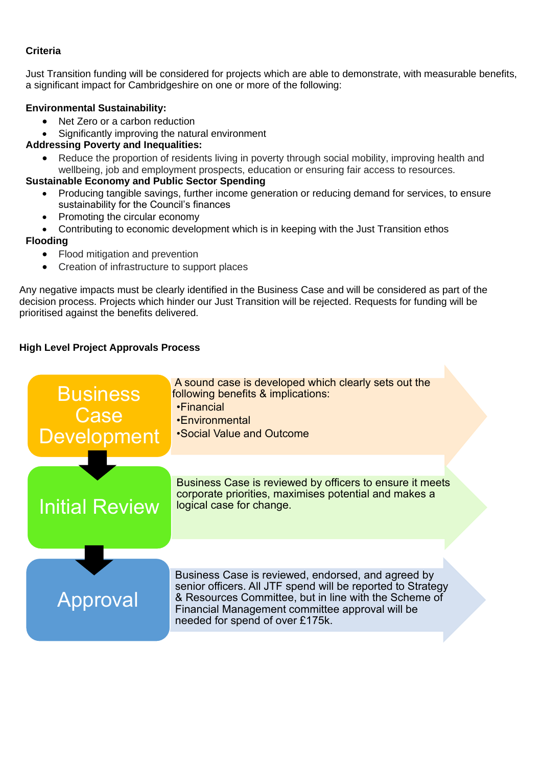**Criteria**

Just Transition funding will be considered for projects which are able to demonstrate, with measurable benefits, a significant impact for Cambridgeshire on one or more of the following:

**Environmental Sustainability:**

- Net Zero or a carbon reduction
- Significantly improving the natural environment

**Addressing Poverty and Inequalities:**

- Reduce the proportion of residents living in poverty through social mobility, improving health and wellbeing, job and employment prospects, education or ensuring fair access to resources.

**Sustainable Economy and Public Sector Spending**

- Producing tangible savings, further income generation or reducing demand for services, to ensure sustainability for the Council's finances
- Promoting the circular economy
- Contributing to economic development which is in keeping with the Just Transition ethos

**Flooding**

- Flood mitigation and prevention
- Creation of infrastructure to support places

Any negative impacts must be clearly identified in the Business Case and will be considered as part of the decision process. Projects which hinder our Just Transition will be rejected. Requests for funding will be prioritised against the benefits delivered.

**High Level Project Approvals Process**

**Business Case Development**

A sound case is developed which clearly sets out the following benefits & implications:

- Financial
- Environmental
- Social Value and Outcome

**Initial Review**

Business Case is reviewed by officers to ensure it meets corporate priorities, maximises potential and makes a logical case for change.

**Approval**

Business Case is reviewed, endorsed, and agreed by senior officers. All JTF spend will be reported to Strategy & Resources Committee, but in line with the Scheme of Financial Management committee approval will be needed for spend of over £175k.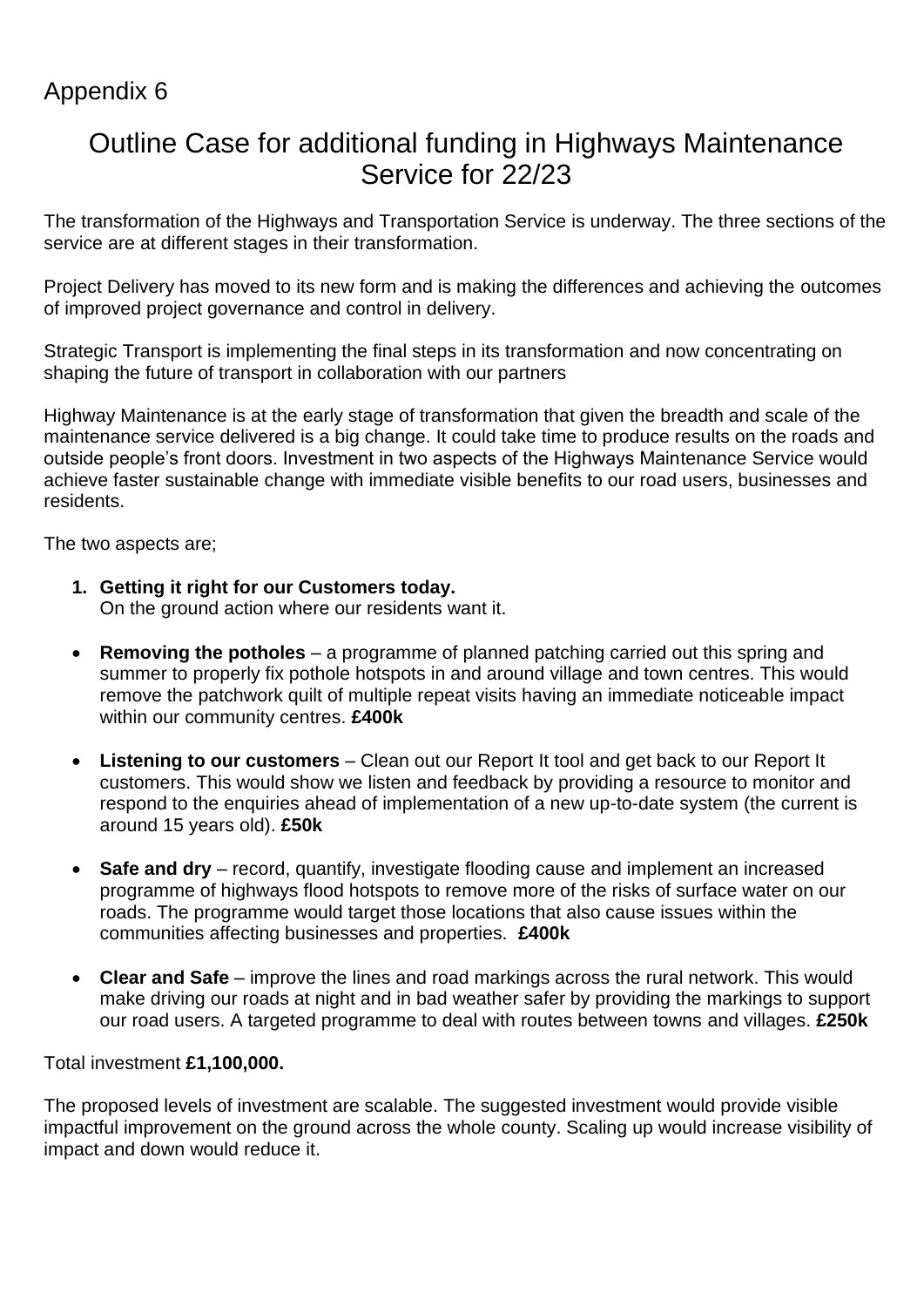Appendix 6

# Outline Case for additional funding in Highways Maintenance Service for 22/23

The transformation of the Highways and Transportation Service is underway. The three sections of the service are at different stages in their transformation.

Project Delivery has moved to its new form and is making the differences and achieving the outcomes of improved project governance and control in delivery.

Strategic Transport is implementing the final steps in its transformation and now concentrating on shaping the future of transport in collaboration with our partners

Highway Maintenance is at the early stage of transformation that given the breadth and scale of the maintenance service delivered is a big change. It could take time to produce results on the roads and outside people's front doors. Investment in two aspects of the Highways Maintenance Service would achieve faster sustainable change with immediate visible benefits to our road users, businesses and residents.

The two aspects are;

1. **Getting it right for our Customers today.**
   On the ground action where our residents want it.

- **Removing the potholes** – a programme of planned patching carried out this spring and summer to properly fix pothole hotspots in and around village and town centres. This would remove the patchwork quilt of multiple repeat visits having an immediate noticeable impact within our community centres. **£400k**

- **Listening to our customers** – Clean out our Report It tool and get back to our Report It customers. This would show we listen and feedback by providing a resource to monitor and respond to the enquiries ahead of implementation of a new up-to-date system (the current is around 15 years old). **£50k**

- **Safe and dry** – record, quantify, investigate flooding cause and implement an increased programme of highways flood hotspots to remove more of the risks of surface water on our roads. The programme would target those locations that also cause issues within the communities affecting businesses and properties. **£400k**

- **Clear and Safe** – improve the lines and road markings across the rural network. This would make driving our roads at night and in bad weather safer by providing the markings to support our road users. A targeted programme to deal with routes between towns and villages. **£250k**

Total investment **£1,100,000.**

The proposed levels of investment are scalable. The suggested investment would provide visible impactful improvement on the ground across the whole county. Scaling up would increase visibility of impact and down would reduce it.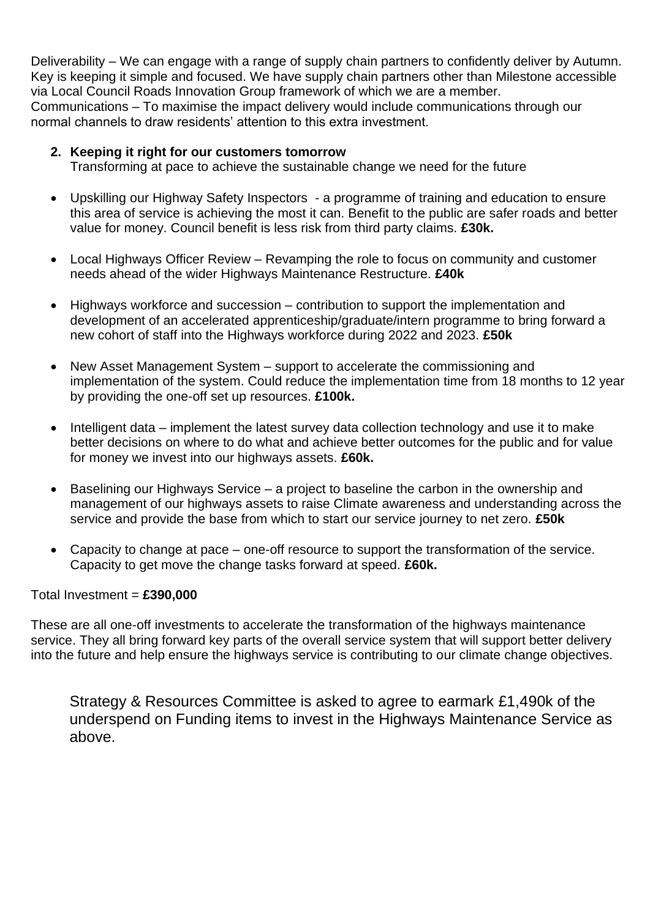Deliverability – We can engage with a range of supply chain partners to confidently deliver by Autumn. Key is keeping it simple and focused. We have supply chain partners other than Milestone accessible via Local Council Roads Innovation Group framework of which we are a member.
Communications – To maximise the impact delivery would include communications through our normal channels to draw residents' attention to this extra investment.

2. **Keeping it right for our customers tomorrow**
   Transforming at pace to achieve the sustainable change we need for the future

- Upskilling our Highway Safety Inspectors - a programme of training and education to ensure this area of service is achieving the most it can. Benefit to the public are safer roads and better value for money. Council benefit is less risk from third party claims. **£30k.**

- Local Highways Officer Review – Revamping the role to focus on community and customer needs ahead of the wider Highways Maintenance Restructure. **£40k**

- Highways workforce and succession – contribution to support the implementation and development of an accelerated apprenticeship/graduate/intern programme to bring forward a new cohort of staff into the Highways workforce during 2022 and 2023. **£50k**

- New Asset Management System – support to accelerate the commissioning and implementation of the system. Could reduce the implementation time from 18 months to 12 year by providing the one-off set up resources. **£100k.**

- Intelligent data – implement the latest survey data collection technology and use it to make better decisions on where to do what and achieve better outcomes for the public and for value for money we invest into our highways assets. **£60k.**

- Baselining our Highways Service – a project to baseline the carbon in the ownership and management of our highways assets to raise Climate awareness and understanding across the service and provide the base from which to start our service journey to net zero. **£50k**

- Capacity to change at pace – one-off resource to support the transformation of the service. Capacity to get move the change tasks forward at speed. **£60k.**

Total Investment = **£390,000**

These are all one-off investments to accelerate the transformation of the highways maintenance service. They all bring forward key parts of the overall service system that will support better delivery into the future and help ensure the highways service is contributing to our climate change objectives.

Strategy & Resources Committee is asked to agree to earmark £1,490k of the underspend on Funding items to invest in the Highways Maintenance Service as above.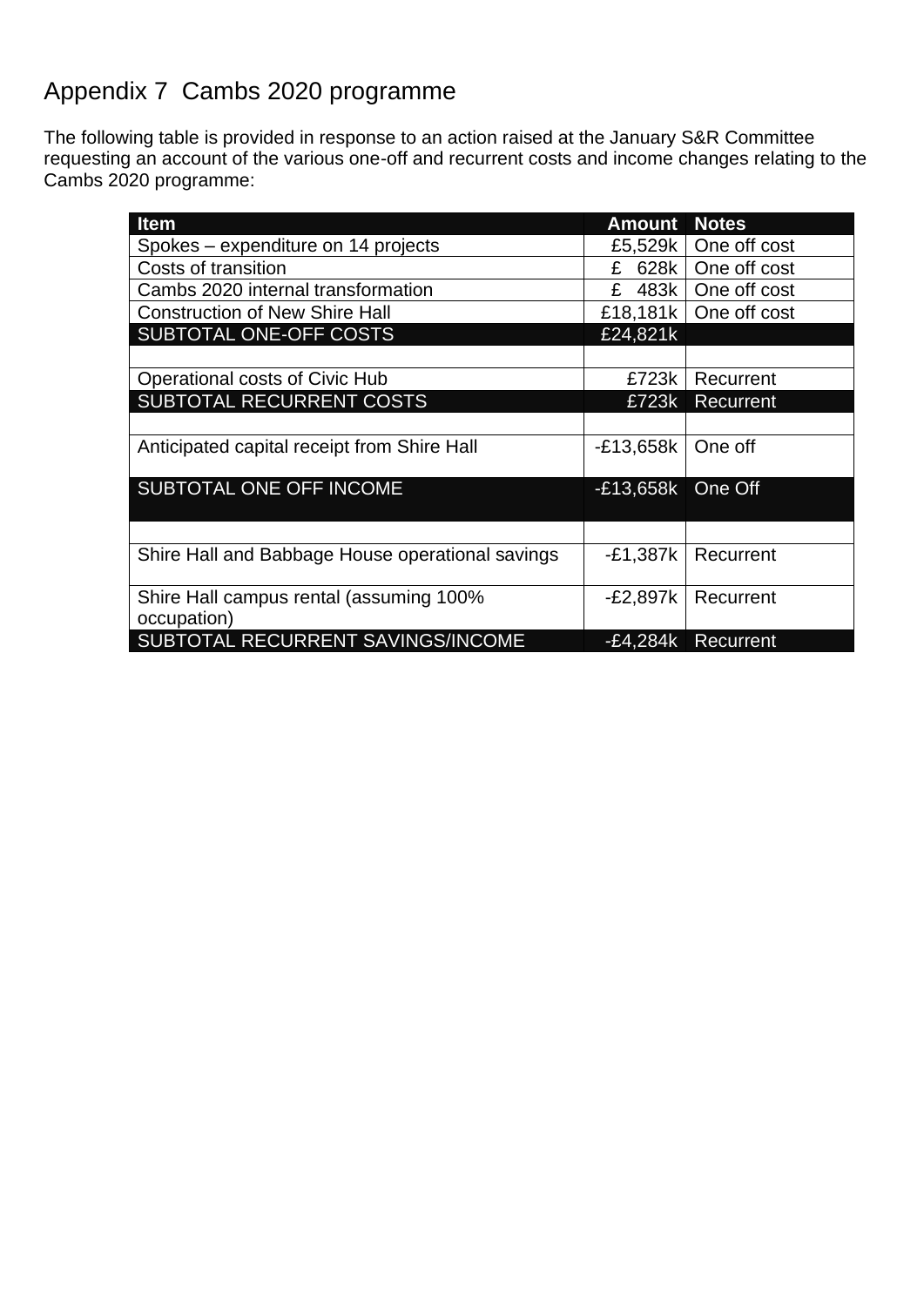# Appendix 7 Cambs 2020 programme

The following table is provided in response to an action raised at the January S&R Committee requesting an account of the various one-off and recurrent costs and income changes relating to the Cambs 2020 programme:

| Item | Amount | Notes |
|---|---|---|
| Spokes – expenditure on 14 projects | £5,529k | One off cost |
| Costs of transition | £ 628k | One off cost |
| Cambs 2020 internal transformation | £ 483k | One off cost |
| Construction of New Shire Hall | £18,181k | One off cost |
| SUBTOTAL ONE-OFF COSTS | £24,821k | |
| | | |
| Operational costs of Civic Hub | £723k | Recurrent |
| SUBTOTAL RECURRENT COSTS | £723k | Recurrent |
| | | |
| Anticipated capital receipt from Shire Hall | -£13,658k | One off |
| SUBTOTAL ONE OFF INCOME | -£13,658k | One Off |
| | | |
| Shire Hall and Babbage House operational savings | -£1,387k | Recurrent |
| Shire Hall campus rental (assuming 100% occupation) | -£2,897k | Recurrent |
| SUBTOTAL RECURRENT SAVINGS/INCOME | -£4,284k | Recurrent |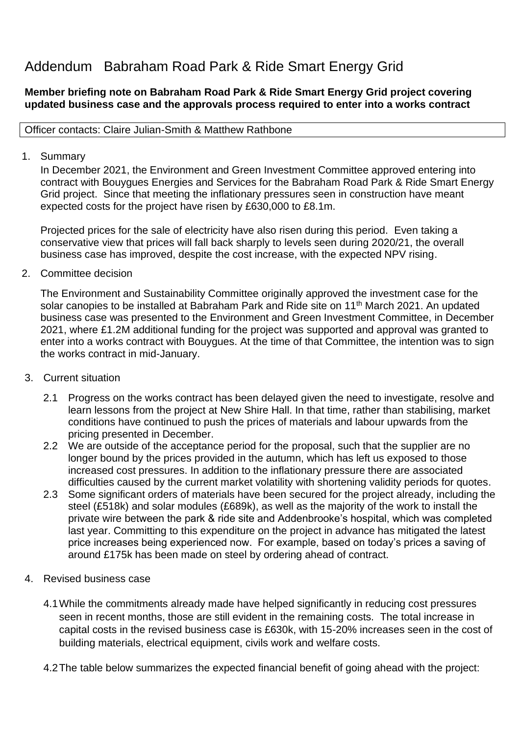# Addendum Babraham Road Park & Ride Smart Energy Grid

**Member briefing note on Babraham Road Park & Ride Smart Energy Grid project covering updated business case and the approvals process required to enter into a works contract**

Officer contacts: Claire Julian-Smith & Matthew Rathbone

1. Summary

   In December 2021, the Environment and Green Investment Committee approved entering into contract with Bouygues Energies and Services for the Babraham Road Park & Ride Smart Energy Grid project. Since that meeting the inflationary pressures seen in construction have meant expected costs for the project have risen by £630,000 to £8.1m.

   Projected prices for the sale of electricity have also risen during this period. Even taking a conservative view that prices will fall back sharply to levels seen during 2020/21, the overall business case has improved, despite the cost increase, with the expected NPV rising.

2. Committee decision

   The Environment and Sustainability Committee originally approved the investment case for the solar canopies to be installed at Babraham Park and Ride site on 11th March 2021. An updated business case was presented to the Environment and Green Investment Committee, in December 2021, where £1.2M additional funding for the project was supported and approval was granted to enter into a works contract with Bouygues. At the time of that Committee, the intention was to sign the works contract in mid-January.

3. Current situation

   2.1 Progress on the works contract has been delayed given the need to investigate, resolve and learn lessons from the project at New Shire Hall. In that time, rather than stabilising, market conditions have continued to push the prices of materials and labour upwards from the pricing presented in December.

   2.2 We are outside of the acceptance period for the proposal, such that the supplier are no longer bound by the prices provided in the autumn, which has left us exposed to those increased cost pressures. In addition to the inflationary pressure there are associated difficulties caused by the current market volatility with shortening validity periods for quotes.

   2.3 Some significant orders of materials have been secured for the project already, including the steel (£518k) and solar modules (£689k), as well as the majority of the work to install the private wire between the park & ride site and Addenbrooke's hospital, which was completed last year. Committing to this expenditure on the project in advance has mitigated the latest price increases being experienced now. For example, based on today's prices a saving of around £175k has been made on steel by ordering ahead of contract.

4. Revised business case

   4.1 While the commitments already made have helped significantly in reducing cost pressures seen in recent months, those are still evident in the remaining costs. The total increase in capital costs in the revised business case is £630k, with 15-20% increases seen in the cost of building materials, electrical equipment, civils work and welfare costs.

   4.2 The table below summarizes the expected financial benefit of going ahead with the project: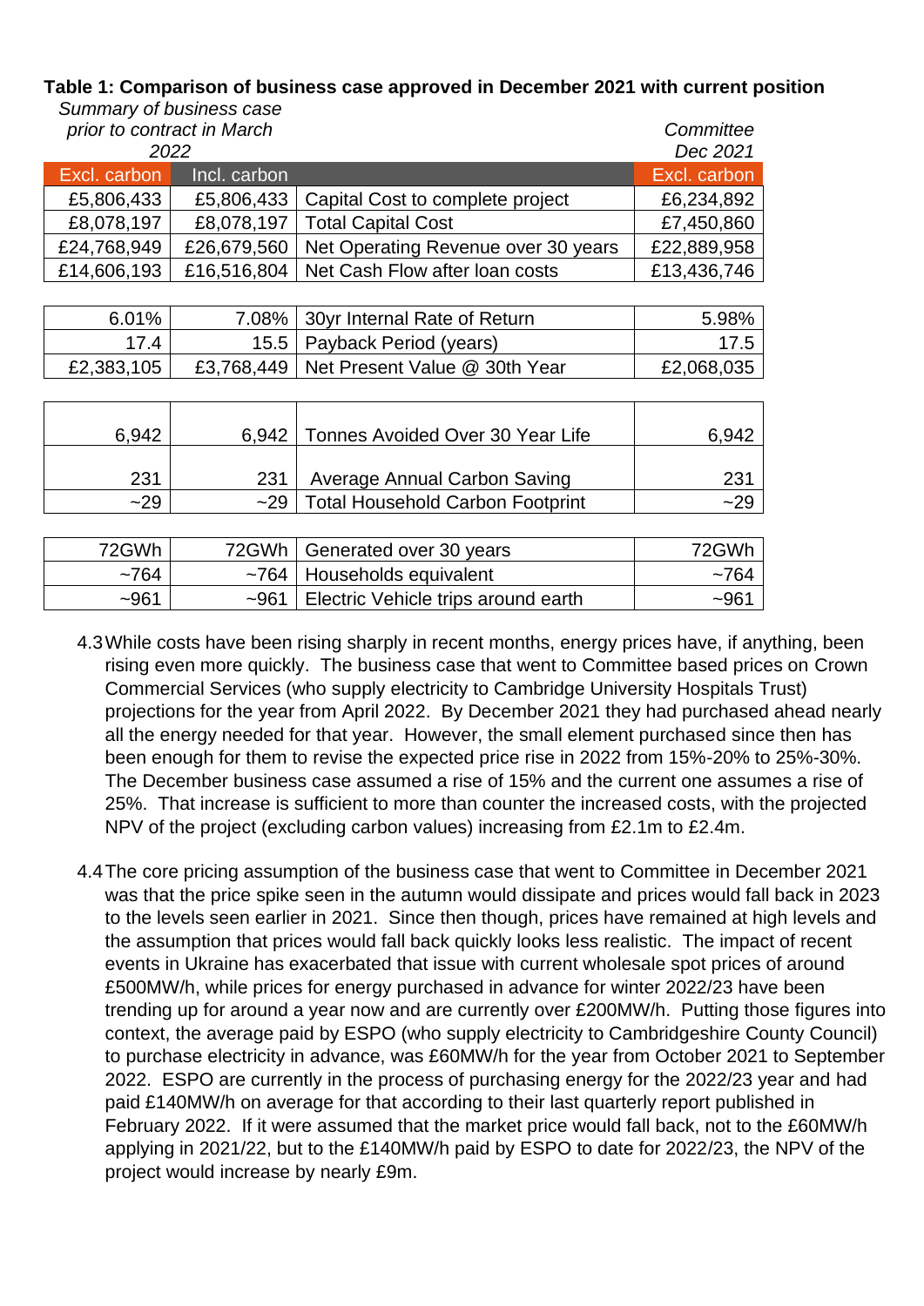**Table 1: Comparison of business case approved in December 2021 with current position**

| *Summary of business case prior to contract in March 2022* | | | *Committee Dec 2021* |
|---|---|---|---|
| Excl. carbon | Incl. carbon | | Excl. carbon |
| £5,806,433 | £5,806,433 | Capital Cost to complete project | £6,234,892 |
| £8,078,197 | £8,078,197 | Total Capital Cost | £7,450,860 |
| £24,768,949 | £26,679,560 | Net Operating Revenue over 30 years | £22,889,958 |
| £14,606,193 | £16,516,804 | Net Cash Flow after loan costs | £13,436,746 |
| | | | |
| 6.01% | 7.08% | 30yr Internal Rate of Return | 5.98% |
| 17.4 | 15.5 | Payback Period (years) | 17.5 |
| £2,383,105 | £3,768,449 | Net Present Value @ 30th Year | £2,068,035 |
| | | | |
| 6,942 | 6,942 | Tonnes Avoided Over 30 Year Life | 6,942 |
| 231 | 231 | Average Annual Carbon Saving | 231 |
| ~29 | ~29 | Total Household Carbon Footprint | ~29 |
| | | | |
| 72GWh | 72GWh | Generated over 30 years | 72GWh |
| ~764 | ~764 | Households equivalent | ~764 |
| ~961 | ~961 | Electric Vehicle trips around earth | ~961 |

4.3 While costs have been rising sharply in recent months, energy prices have, if anything, been rising even more quickly. The business case that went to Committee based prices on Crown Commercial Services (who supply electricity to Cambridge University Hospitals Trust) projections for the year from April 2022. By December 2021 they had purchased ahead nearly all the energy needed for that year. However, the small element purchased since then has been enough for them to revise the expected price rise in 2022 from 15%-20% to 25%-30%. The December business case assumed a rise of 15% and the current one assumes a rise of 25%. That increase is sufficient to more than counter the increased costs, with the projected NPV of the project (excluding carbon values) increasing from £2.1m to £2.4m.

4.4 The core pricing assumption of the business case that went to Committee in December 2021 was that the price spike seen in the autumn would dissipate and prices would fall back in 2023 to the levels seen earlier in 2021. Since then though, prices have remained at high levels and the assumption that prices would fall back quickly looks less realistic. The impact of recent events in Ukraine has exacerbated that issue with current wholesale spot prices of around £500MW/h, while prices for energy purchased in advance for winter 2022/23 have been trending up for around a year now and are currently over £200MW/h. Putting those figures into context, the average paid by ESPO (who supply electricity to Cambridgeshire County Council) to purchase electricity in advance, was £60MW/h for the year from October 2021 to September 2022. ESPO are currently in the process of purchasing energy for the 2022/23 year and had paid £140MW/h on average for that according to their last quarterly report published in February 2022. If it were assumed that the market price would fall back, not to the £60MW/h applying in 2021/22, but to the £140MW/h paid by ESPO to date for 2022/23, the NPV of the project would increase by nearly £9m.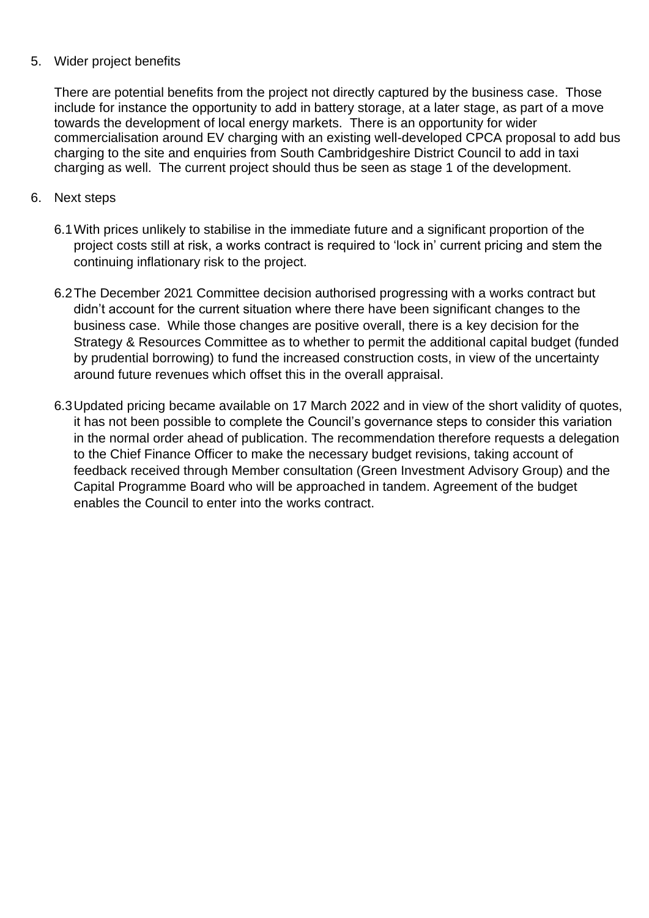5. Wider project benefits

   There are potential benefits from the project not directly captured by the business case. Those include for instance the opportunity to add in battery storage, at a later stage, as part of a move towards the development of local energy markets. There is an opportunity for wider commercialisation around EV charging with an existing well-developed CPCA proposal to add bus charging to the site and enquiries from South Cambridgeshire District Council to add in taxi charging as well. The current project should thus be seen as stage 1 of the development.

6. Next steps

   6.1 With prices unlikely to stabilise in the immediate future and a significant proportion of the project costs still at risk, a works contract is required to 'lock in' current pricing and stem the continuing inflationary risk to the project.

   6.2 The December 2021 Committee decision authorised progressing with a works contract but didn't account for the current situation where there have been significant changes to the business case. While those changes are positive overall, there is a key decision for the Strategy & Resources Committee as to whether to permit the additional capital budget (funded by prudential borrowing) to fund the increased construction costs, in view of the uncertainty around future revenues which offset this in the overall appraisal.

   6.3 Updated pricing became available on 17 March 2022 and in view of the short validity of quotes, it has not been possible to complete the Council's governance steps to consider this variation in the normal order ahead of publication. The recommendation therefore requests a delegation to the Chief Finance Officer to make the necessary budget revisions, taking account of feedback received through Member consultation (Green Investment Advisory Group) and the Capital Programme Board who will be approached in tandem. Agreement of the budget enables the Council to enter into the works contract.